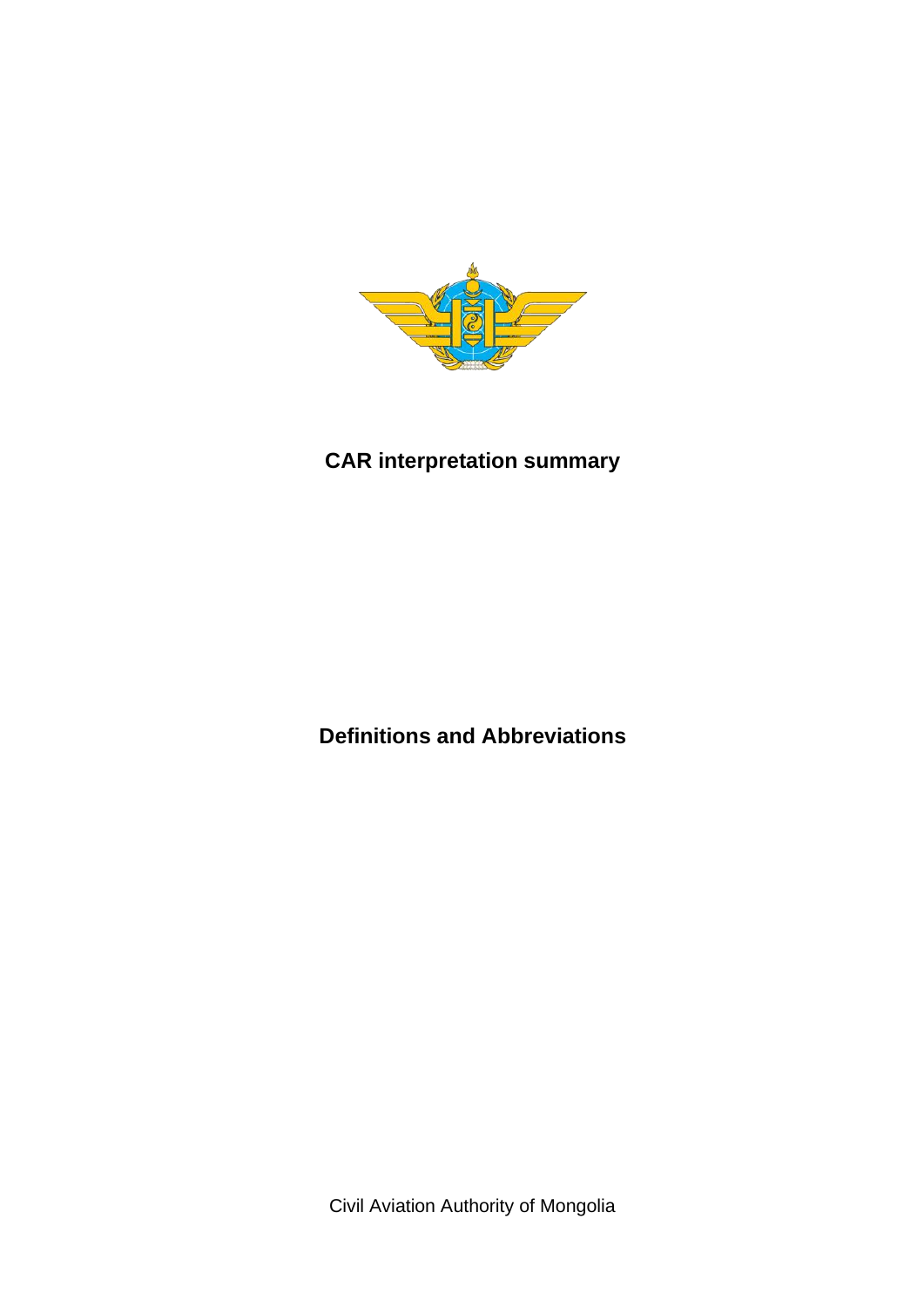# CAR interpretation summary

## Definitions and Abbreviations

Civil Aviation Authority of Mongolia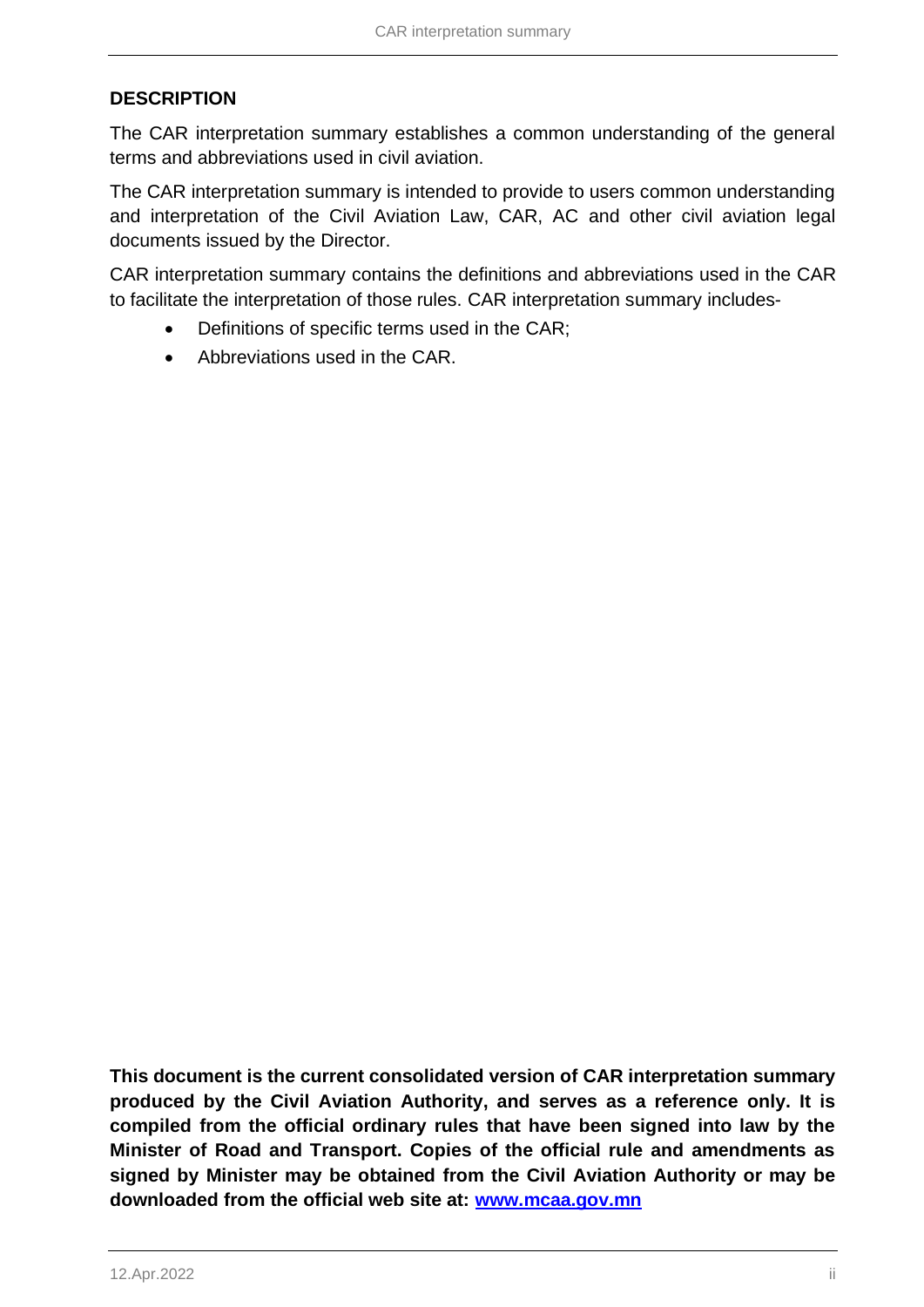## DESCRIPTION

The CAR interpretation summary establishes a common understanding of the general terms and abbreviations used in civil aviation.

The CAR interpretation summary is intended to provide to users common understanding and interpretation of the Civil Aviation Law, CAR, AC and other civil aviation legal documents issued by the Director.

CAR interpretation summary contains the definitions and abbreviations used in the CAR to facilitate the interpretation of those rules. CAR interpretation summary includes-

- Definitions of specific terms used in the CAR;
- Abbreviations used in the CAR.

**This document is the current consolidated version of CAR interpretation summary produced by the Civil Aviation Authority, and serves as a reference only. It is compiled from the official ordinary rules that have been signed into law by the Minister of Road and Transport. Copies of the official rule and amendments as signed by Minister may be obtained from the Civil Aviation Authority or may be downloaded from the official web site at: [www.mcaa.gov.mn](http://www.mcaa.gov.mn)**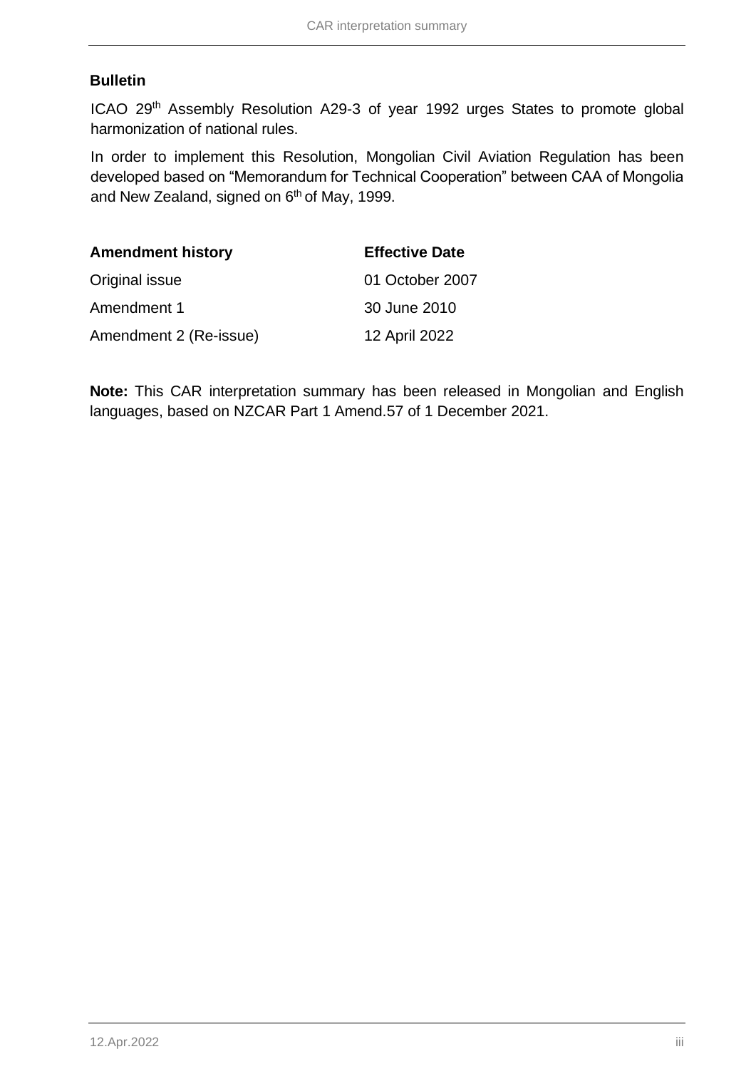**Bulletin**

ICAO 29th Assembly Resolution A29-3 of year 1992 urges States to promote global harmonization of national rules.

In order to implement this Resolution, Mongolian Civil Aviation Regulation has been developed based on "Memorandum for Technical Cooperation" between CAA of Mongolia and New Zealand, signed on 6th of May, 1999.

| **Amendment history** | **Effective Date** |
|---|---|
| Original issue | 01 October 2007 |
| Amendment 1 | 30 June 2010 |
| Amendment 2 (Re-issue) | 12 April 2022 |

**Note:** This CAR interpretation summary has been released in Mongolian and English languages, based on NZCAR Part 1 Amend.57 of 1 December 2021.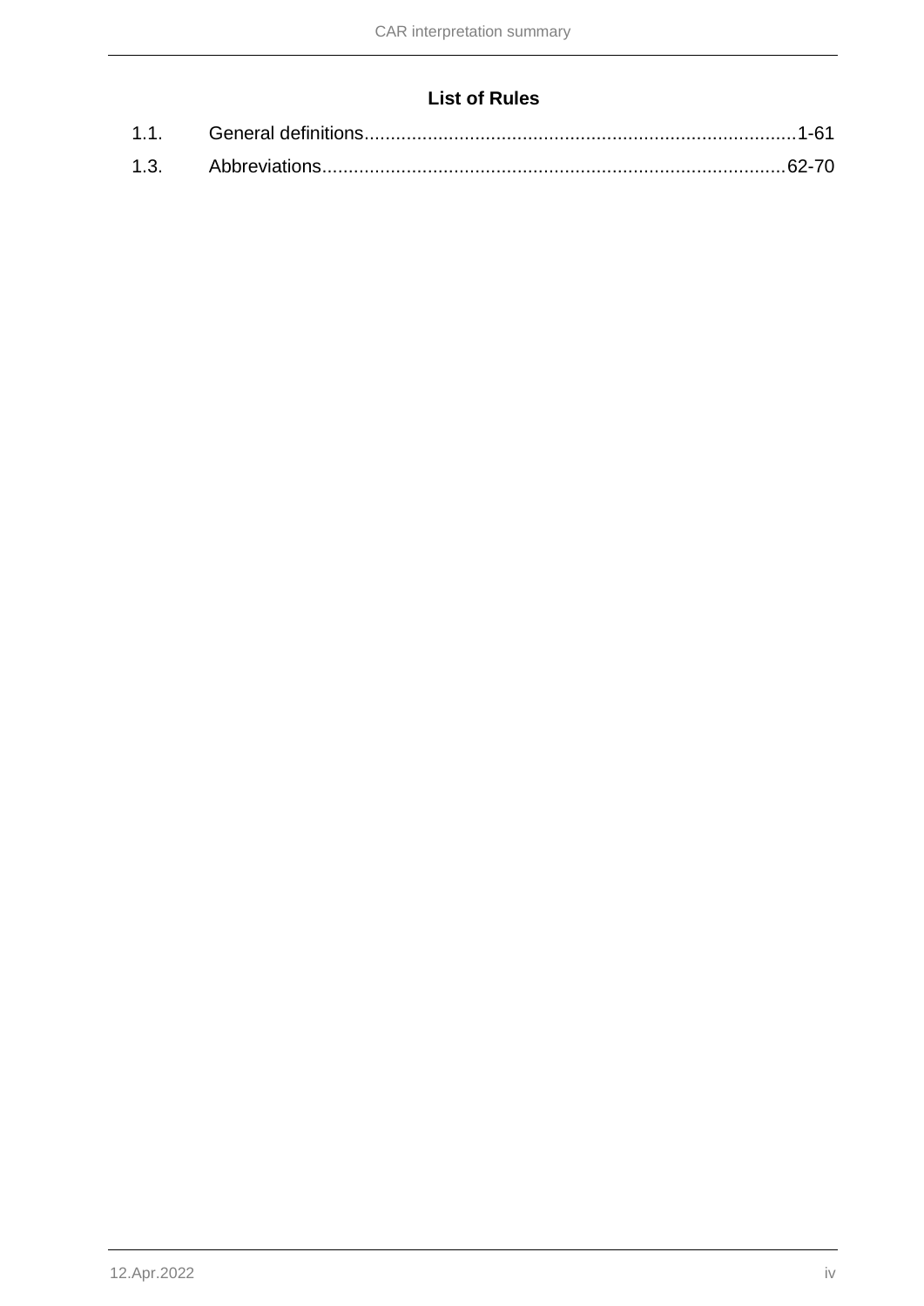## List of Rules

1.1. General definitions......1-61

1.3. Abbreviations......62-70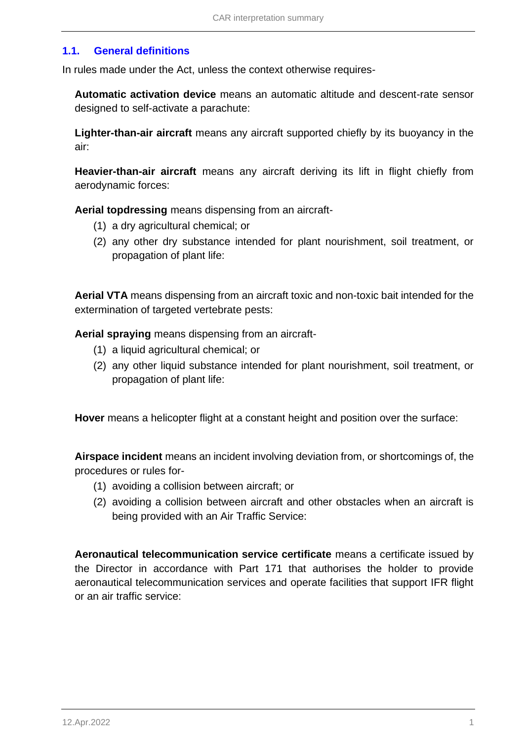## 1.1. General definitions

In rules made under the Act, unless the context otherwise requires-

**Automatic activation device** means an automatic altitude and descent-rate sensor designed to self-activate a parachute:

**Lighter-than-air aircraft** means any aircraft supported chiefly by its buoyancy in the air:

**Heavier-than-air aircraft** means any aircraft deriving its lift in flight chiefly from aerodynamic forces:

**Aerial topdressing** means dispensing from an aircraft-

(1) a dry agricultural chemical; or

(2) any other dry substance intended for plant nourishment, soil treatment, or propagation of plant life:

**Aerial VTA** means dispensing from an aircraft toxic and non-toxic bait intended for the extermination of targeted vertebrate pests:

**Aerial spraying** means dispensing from an aircraft-

(1) a liquid agricultural chemical; or

(2) any other liquid substance intended for plant nourishment, soil treatment, or propagation of plant life:

**Hover** means a helicopter flight at a constant height and position over the surface:

**Airspace incident** means an incident involving deviation from, or shortcomings of, the procedures or rules for-

(1) avoiding a collision between aircraft; or

(2) avoiding a collision between aircraft and other obstacles when an aircraft is being provided with an Air Traffic Service:

**Aeronautical telecommunication service certificate** means a certificate issued by the Director in accordance with Part 171 that authorises the holder to provide aeronautical telecommunication services and operate facilities that support IFR flight or an air traffic service: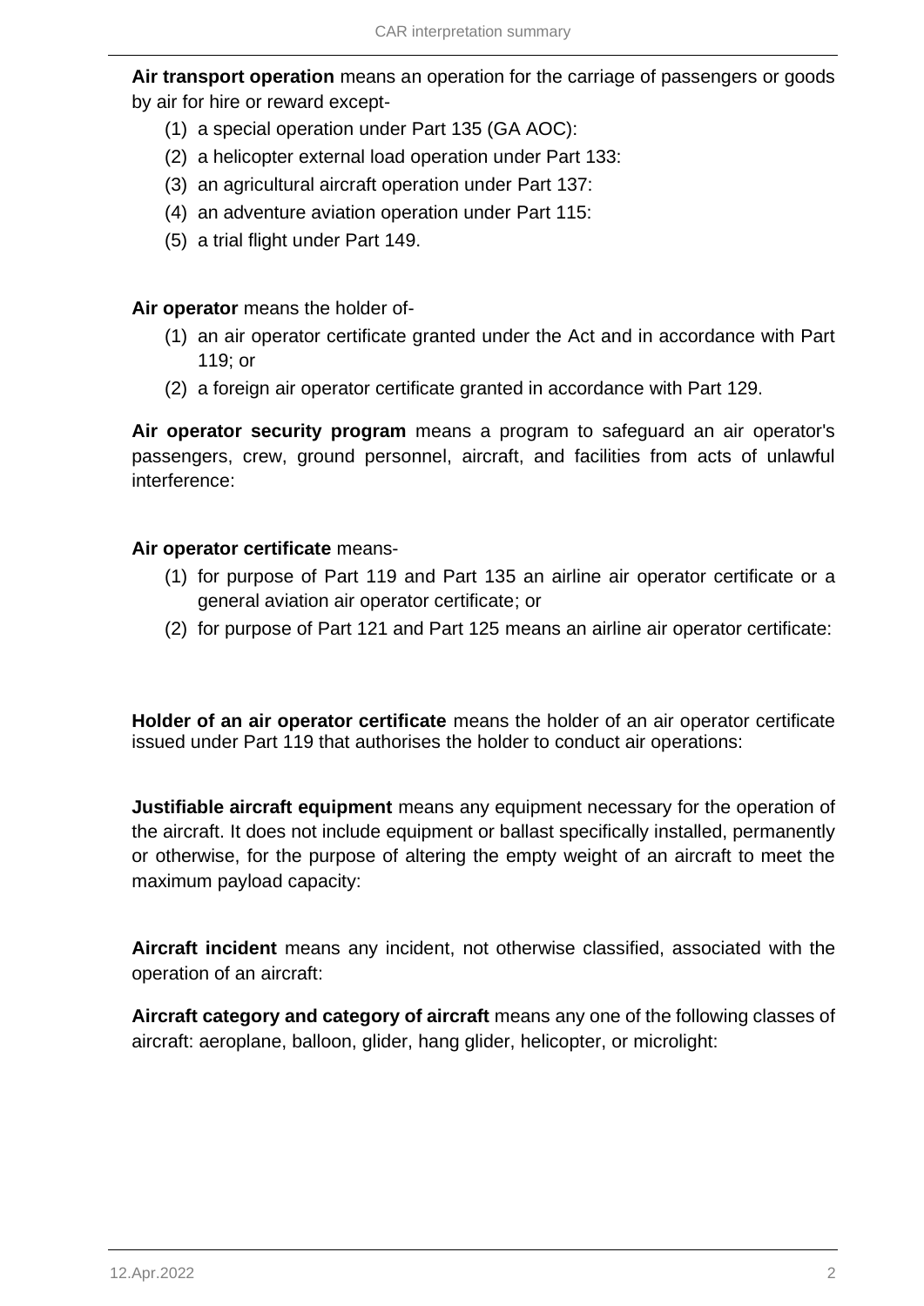**Air transport operation** means an operation for the carriage of passengers or goods by air for hire or reward except-

(1) a special operation under Part 135 (GA AOC):

(2) a helicopter external load operation under Part 133:

(3) an agricultural aircraft operation under Part 137:

(4) an adventure aviation operation under Part 115:

(5) a trial flight under Part 149.

**Air operator** means the holder of-

(1) an air operator certificate granted under the Act and in accordance with Part 119; or

(2) a foreign air operator certificate granted in accordance with Part 129.

**Air operator security program** means a program to safeguard an air operator's passengers, crew, ground personnel, aircraft, and facilities from acts of unlawful interference:

**Air operator certificate** means-

(1) for purpose of Part 119 and Part 135 an airline air operator certificate or a general aviation air operator certificate; or

(2) for purpose of Part 121 and Part 125 means an airline air operator certificate:

**Holder of an air operator certificate** means the holder of an air operator certificate issued under Part 119 that authorises the holder to conduct air operations:

**Justifiable aircraft equipment** means any equipment necessary for the operation of the aircraft. It does not include equipment or ballast specifically installed, permanently or otherwise, for the purpose of altering the empty weight of an aircraft to meet the maximum payload capacity:

**Aircraft incident** means any incident, not otherwise classified, associated with the operation of an aircraft:

**Aircraft category and category of aircraft** means any one of the following classes of aircraft: aeroplane, balloon, glider, hang glider, helicopter, or microlight: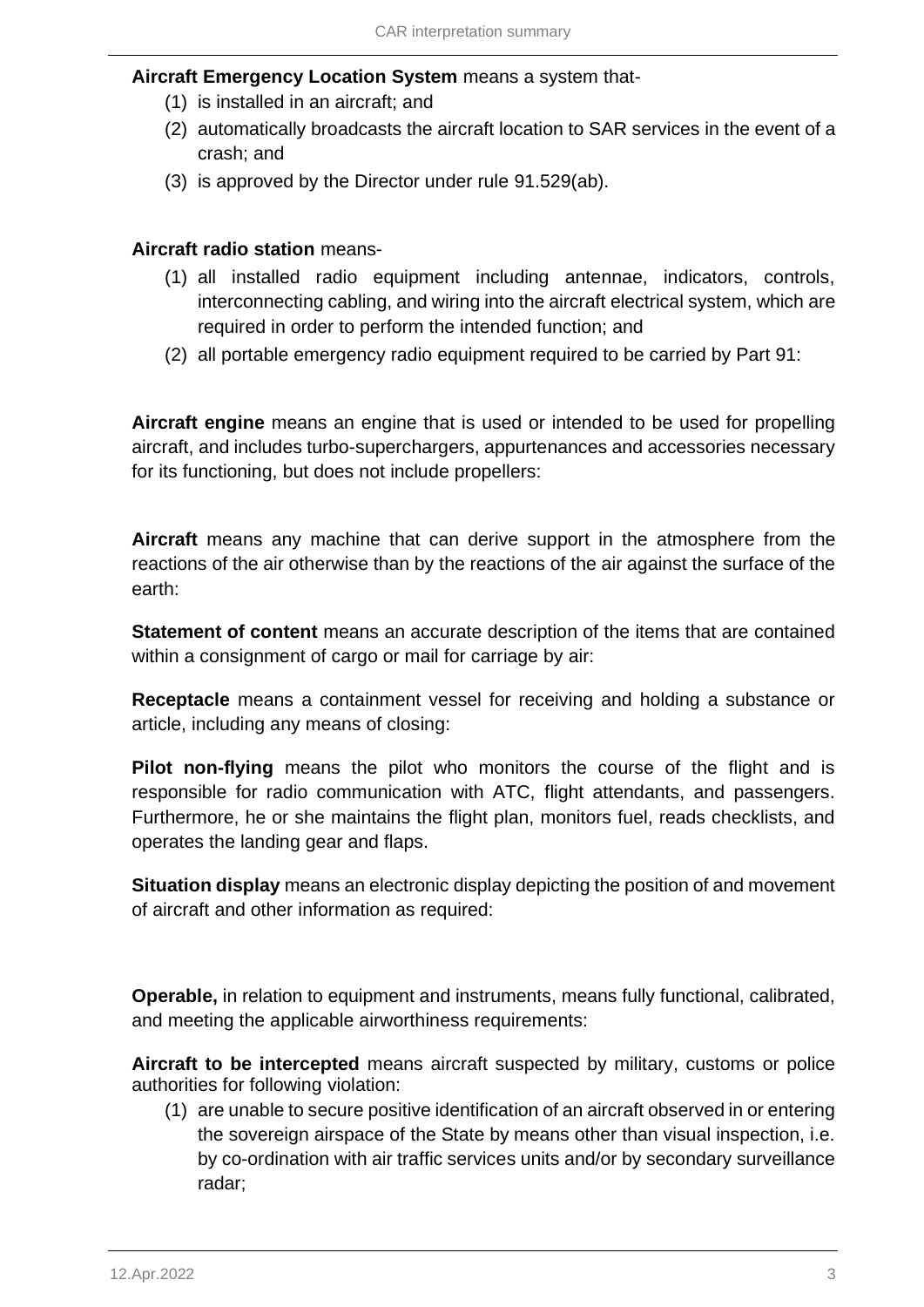**Aircraft Emergency Location System** means a system that-

(1) is installed in an aircraft; and
(2) automatically broadcasts the aircraft location to SAR services in the event of a crash; and
(3) is approved by the Director under rule 91.529(ab).

**Aircraft radio station** means-

(1) all installed radio equipment including antennae, indicators, controls, interconnecting cabling, and wiring into the aircraft electrical system, which are required in order to perform the intended function; and
(2) all portable emergency radio equipment required to be carried by Part 91:

**Aircraft engine** means an engine that is used or intended to be used for propelling aircraft, and includes turbo-superchargers, appurtenances and accessories necessary for its functioning, but does not include propellers:

**Aircraft** means any machine that can derive support in the atmosphere from the reactions of the air otherwise than by the reactions of the air against the surface of the earth:

**Statement of content** means an accurate description of the items that are contained within a consignment of cargo or mail for carriage by air:

**Receptacle** means a containment vessel for receiving and holding a substance or article, including any means of closing:

**Pilot non-flying** means the pilot who monitors the course of the flight and is responsible for radio communication with ATC, flight attendants, and passengers. Furthermore, he or she maintains the flight plan, monitors fuel, reads checklists, and operates the landing gear and flaps.

**Situation display** means an electronic display depicting the position of and movement of aircraft and other information as required:

**Operable,** in relation to equipment and instruments, means fully functional, calibrated, and meeting the applicable airworthiness requirements:

**Aircraft to be intercepted** means aircraft suspected by military, customs or police authorities for following violation:

(1) are unable to secure positive identification of an aircraft observed in or entering the sovereign airspace of the State by means other than visual inspection, i.e. by co-ordination with air traffic services units and/or by secondary surveillance radar;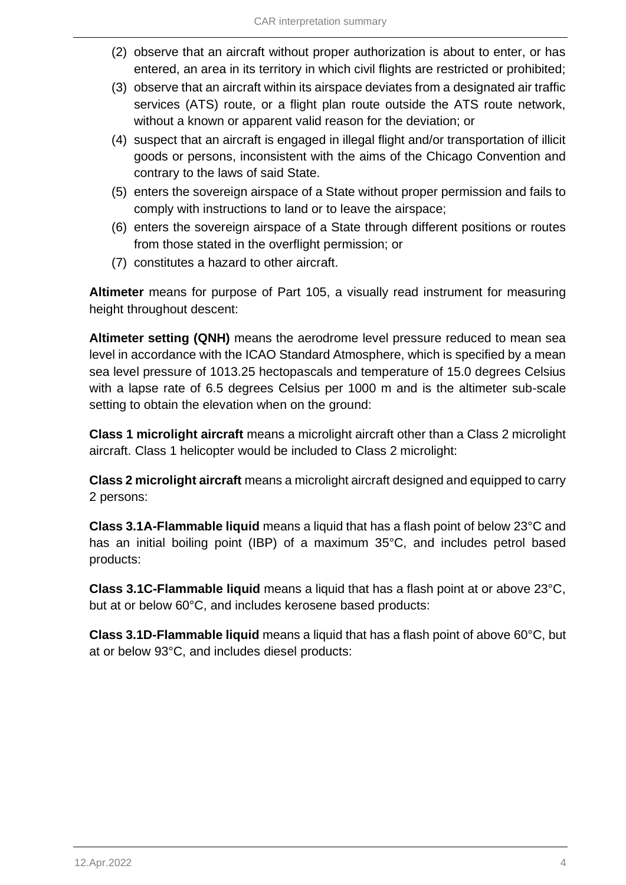(2) observe that an aircraft without proper authorization is about to enter, or has entered, an area in its territory in which civil flights are restricted or prohibited;

(3) observe that an aircraft within its airspace deviates from a designated air traffic services (ATS) route, or a flight plan route outside the ATS route network, without a known or apparent valid reason for the deviation; or

(4) suspect that an aircraft is engaged in illegal flight and/or transportation of illicit goods or persons, inconsistent with the aims of the Chicago Convention and contrary to the laws of said State.

(5) enters the sovereign airspace of a State without proper permission and fails to comply with instructions to land or to leave the airspace;

(6) enters the sovereign airspace of a State through different positions or routes from those stated in the overflight permission; or

(7) constitutes a hazard to other aircraft.

**Altimeter** means for purpose of Part 105, a visually read instrument for measuring height throughout descent:

**Altimeter setting (QNH)** means the aerodrome level pressure reduced to mean sea level in accordance with the ICAO Standard Atmosphere, which is specified by a mean sea level pressure of 1013.25 hectopascals and temperature of 15.0 degrees Celsius with a lapse rate of 6.5 degrees Celsius per 1000 m and is the altimeter sub-scale setting to obtain the elevation when on the ground:

**Class 1 microlight aircraft** means a microlight aircraft other than a Class 2 microlight aircraft. Class 1 helicopter would be included to Class 2 microlight:

**Class 2 microlight aircraft** means a microlight aircraft designed and equipped to carry 2 persons:

**Class 3.1A-Flammable liquid** means a liquid that has a flash point of below 23°C and has an initial boiling point (IBP) of a maximum 35°C, and includes petrol based products:

**Class 3.1C-Flammable liquid** means a liquid that has a flash point at or above 23°C, but at or below 60°C, and includes kerosene based products:

**Class 3.1D-Flammable liquid** means a liquid that has a flash point of above 60°C, but at or below 93°C, and includes diesel products: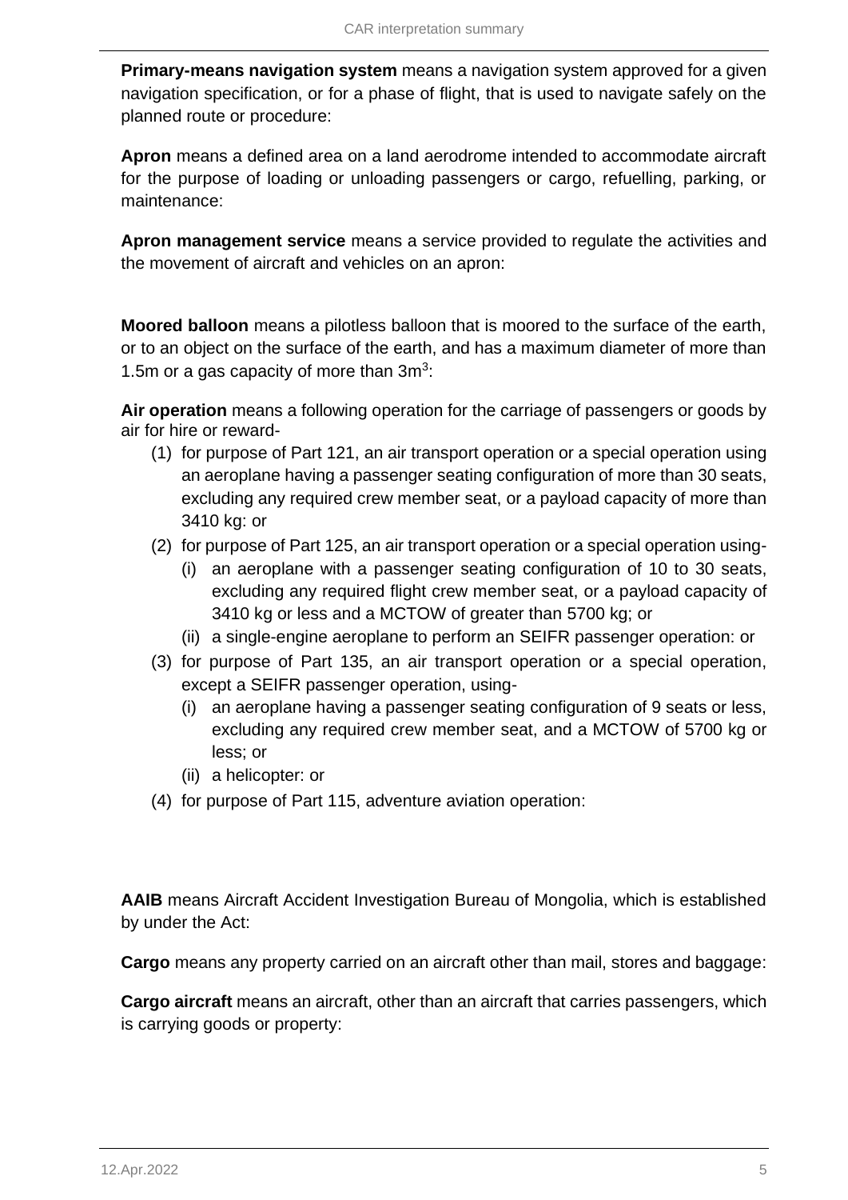**Primary-means navigation system** means a navigation system approved for a given navigation specification, or for a phase of flight, that is used to navigate safely on the planned route or procedure:

**Apron** means a defined area on a land aerodrome intended to accommodate aircraft for the purpose of loading or unloading passengers or cargo, refuelling, parking, or maintenance:

**Apron management service** means a service provided to regulate the activities and the movement of aircraft and vehicles on an apron:

**Moored balloon** means a pilotless balloon that is moored to the surface of the earth, or to an object on the surface of the earth, and has a maximum diameter of more than 1.5m or a gas capacity of more than $3m^3$:

**Air operation** means a following operation for the carriage of passengers or goods by air for hire or reward-

1. for purpose of Part 121, an air transport operation or a special operation using an aeroplane having a passenger seating configuration of more than 30 seats, excluding any required crew member seat, or a payload capacity of more than 3410 kg: or
2. for purpose of Part 125, an air transport operation or a special operation using-
   - (i) an aeroplane with a passenger seating configuration of 10 to 30 seats, excluding any required flight crew member seat, or a payload capacity of 3410 kg or less and a MCTOW of greater than 5700 kg; or
   - (ii) a single-engine aeroplane to perform an SEIFR passenger operation: or
3. for purpose of Part 135, an air transport operation or a special operation, except a SEIFR passenger operation, using-
   - (i) an aeroplane having a passenger seating configuration of 9 seats or less, excluding any required crew member seat, and a MCTOW of 5700 kg or less; or
   - (ii) a helicopter: or
4. for purpose of Part 115, adventure aviation operation:

**AAIB** means Aircraft Accident Investigation Bureau of Mongolia, which is established by under the Act:

**Cargo** means any property carried on an aircraft other than mail, stores and baggage:

**Cargo aircraft** means an aircraft, other than an aircraft that carries passengers, which is carrying goods or property: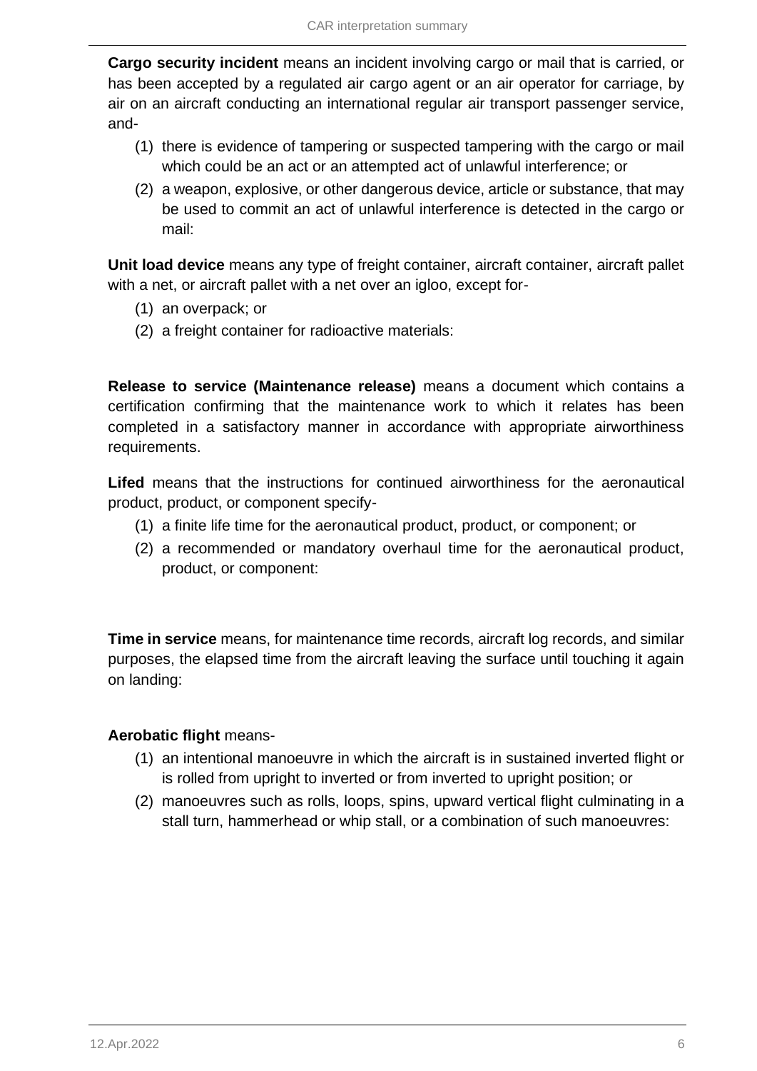**Cargo security incident** means an incident involving cargo or mail that is carried, or has been accepted by a regulated air cargo agent or an air operator for carriage, by air on an aircraft conducting an international regular air transport passenger service, and-

(1) there is evidence of tampering or suspected tampering with the cargo or mail which could be an act or an attempted act of unlawful interference; or

(2) a weapon, explosive, or other dangerous device, article or substance, that may be used to commit an act of unlawful interference is detected in the cargo or mail:

**Unit load device** means any type of freight container, aircraft container, aircraft pallet with a net, or aircraft pallet with a net over an igloo, except for-

(1) an overpack; or

(2) a freight container for radioactive materials:

**Release to service (Maintenance release)** means a document which contains a certification confirming that the maintenance work to which it relates has been completed in a satisfactory manner in accordance with appropriate airworthiness requirements.

**Lifed** means that the instructions for continued airworthiness for the aeronautical product, product, or component specify-

(1) a finite life time for the aeronautical product, product, or component; or

(2) a recommended or mandatory overhaul time for the aeronautical product, product, or component:

**Time in service** means, for maintenance time records, aircraft log records, and similar purposes, the elapsed time from the aircraft leaving the surface until touching it again on landing:

**Aerobatic flight** means-

(1) an intentional manoeuvre in which the aircraft is in sustained inverted flight or is rolled from upright to inverted or from inverted to upright position; or

(2) manoeuvres such as rolls, loops, spins, upward vertical flight culminating in a stall turn, hammerhead or whip stall, or a combination of such manoeuvres: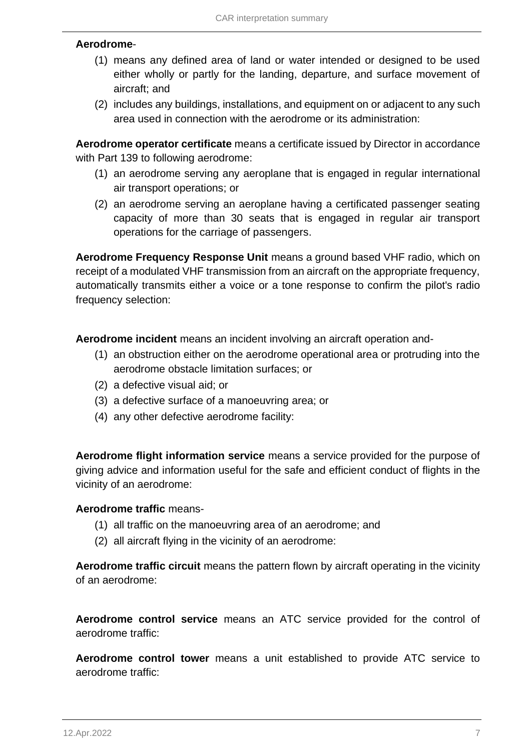**Aerodrome**-

1. means any defined area of land or water intended or designed to be used either wholly or partly for the landing, departure, and surface movement of aircraft; and
2. includes any buildings, installations, and equipment on or adjacent to any such area used in connection with the aerodrome or its administration:

**Aerodrome operator certificate** means a certificate issued by Director in accordance with Part 139 to following aerodrome:

1. an aerodrome serving any aeroplane that is engaged in regular international air transport operations; or
2. an aerodrome serving an aeroplane having a certificated passenger seating capacity of more than 30 seats that is engaged in regular air transport operations for the carriage of passengers.

**Aerodrome Frequency Response Unit** means a ground based VHF radio, which on receipt of a modulated VHF transmission from an aircraft on the appropriate frequency, automatically transmits either a voice or a tone response to confirm the pilot's radio frequency selection:

**Aerodrome incident** means an incident involving an aircraft operation and-

1. an obstruction either on the aerodrome operational area or protruding into the aerodrome obstacle limitation surfaces; or
2. a defective visual aid; or
3. a defective surface of a manoeuvring area; or
4. any other defective aerodrome facility:

**Aerodrome flight information service** means a service provided for the purpose of giving advice and information useful for the safe and efficient conduct of flights in the vicinity of an aerodrome:

**Aerodrome traffic** means-

1. all traffic on the manoeuvring area of an aerodrome; and
2. all aircraft flying in the vicinity of an aerodrome:

**Aerodrome traffic circuit** means the pattern flown by aircraft operating in the vicinity of an aerodrome:

**Aerodrome control service** means an ATC service provided for the control of aerodrome traffic:

**Aerodrome control tower** means a unit established to provide ATC service to aerodrome traffic: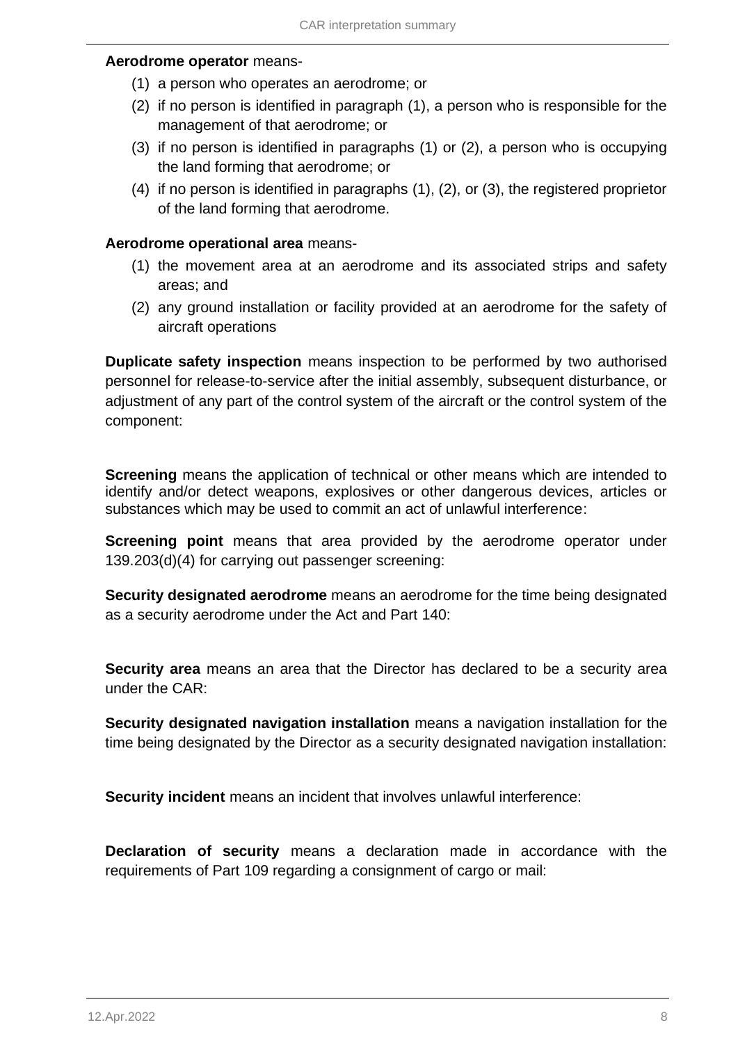**Aerodrome operator** means-

(1) a person who operates an aerodrome; or

(2) if no person is identified in paragraph (1), a person who is responsible for the management of that aerodrome; or

(3) if no person is identified in paragraphs (1) or (2), a person who is occupying the land forming that aerodrome; or

(4) if no person is identified in paragraphs (1), (2), or (3), the registered proprietor of the land forming that aerodrome.

**Aerodrome operational area** means-

(1) the movement area at an aerodrome and its associated strips and safety areas; and

(2) any ground installation or facility provided at an aerodrome for the safety of aircraft operations

**Duplicate safety inspection** means inspection to be performed by two authorised personnel for release-to-service after the initial assembly, subsequent disturbance, or adjustment of any part of the control system of the aircraft or the control system of the component:

**Screening** means the application of technical or other means which are intended to identify and/or detect weapons, explosives or other dangerous devices, articles or substances which may be used to commit an act of unlawful interference:

**Screening point** means that area provided by the aerodrome operator under 139.203(d)(4) for carrying out passenger screening:

**Security designated aerodrome** means an aerodrome for the time being designated as a security aerodrome under the Act and Part 140:

**Security area** means an area that the Director has declared to be a security area under the CAR:

**Security designated navigation installation** means a navigation installation for the time being designated by the Director as a security designated navigation installation:

**Security incident** means an incident that involves unlawful interference:

**Declaration of security** means a declaration made in accordance with the requirements of Part 109 regarding a consignment of cargo or mail: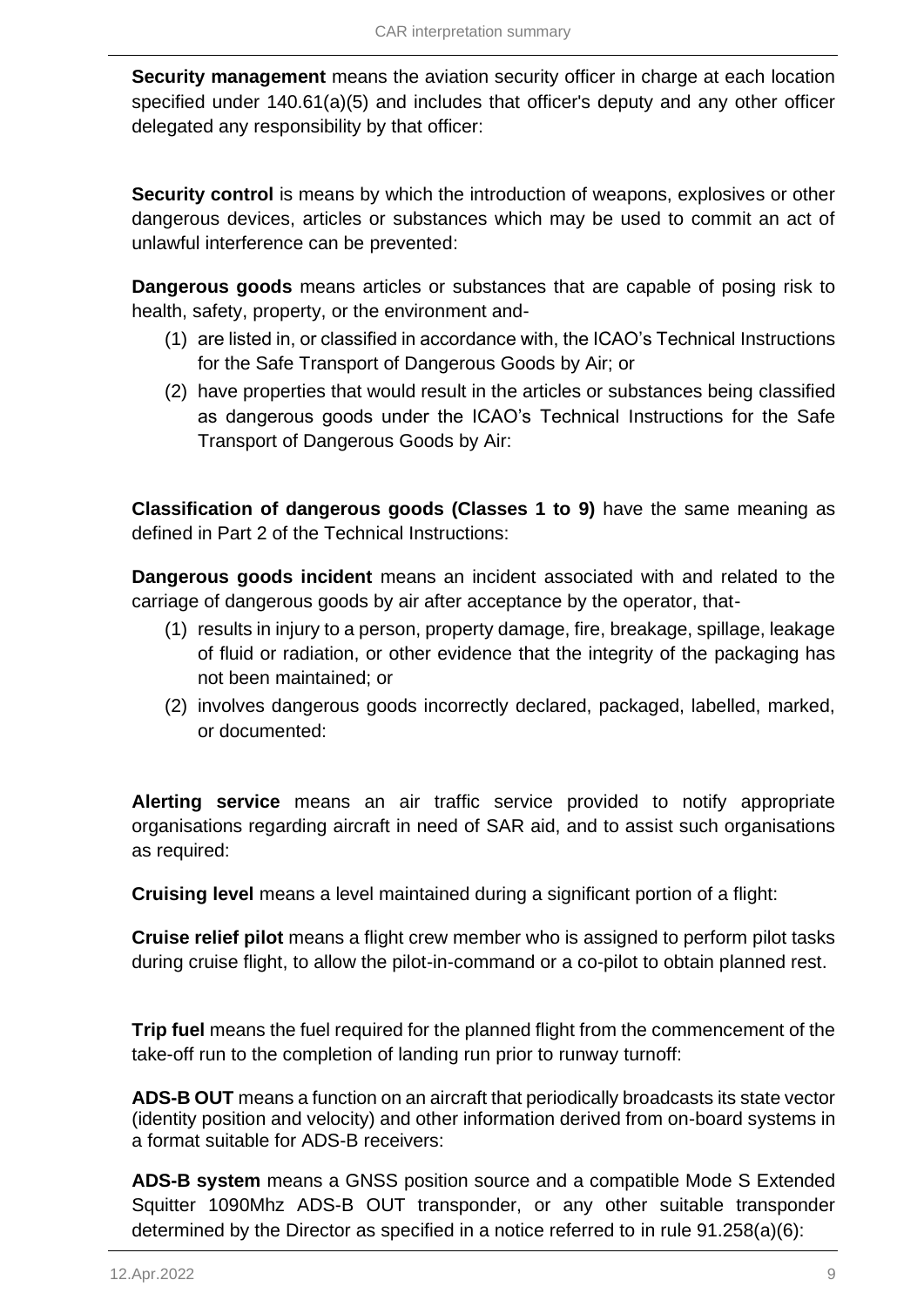**Security management** means the aviation security officer in charge at each location specified under 140.61(a)(5) and includes that officer's deputy and any other officer delegated any responsibility by that officer:

**Security control** is means by which the introduction of weapons, explosives or other dangerous devices, articles or substances which may be used to commit an act of unlawful interference can be prevented:

**Dangerous goods** means articles or substances that are capable of posing risk to health, safety, property, or the environment and-

(1) are listed in, or classified in accordance with, the ICAO's Technical Instructions for the Safe Transport of Dangerous Goods by Air; or
(2) have properties that would result in the articles or substances being classified as dangerous goods under the ICAO's Technical Instructions for the Safe Transport of Dangerous Goods by Air:

**Classification of dangerous goods (Classes 1 to 9)** have the same meaning as defined in Part 2 of the Technical Instructions:

**Dangerous goods incident** means an incident associated with and related to the carriage of dangerous goods by air after acceptance by the operator, that-

(1) results in injury to a person, property damage, fire, breakage, spillage, leakage of fluid or radiation, or other evidence that the integrity of the packaging has not been maintained; or
(2) involves dangerous goods incorrectly declared, packaged, labelled, marked, or documented:

**Alerting service** means an air traffic service provided to notify appropriate organisations regarding aircraft in need of SAR aid, and to assist such organisations as required:

**Cruising level** means a level maintained during a significant portion of a flight:

**Cruise relief pilot** means a flight crew member who is assigned to perform pilot tasks during cruise flight, to allow the pilot-in-command or a co-pilot to obtain planned rest.

**Trip fuel** means the fuel required for the planned flight from the commencement of the take-off run to the completion of landing run prior to runway turnoff:

**ADS-B OUT** means a function on an aircraft that periodically broadcasts its state vector (identity position and velocity) and other information derived from on-board systems in a format suitable for ADS-B receivers:

**ADS-B system** means a GNSS position source and a compatible Mode S Extended Squitter 1090Mhz ADS-B OUT transponder, or any other suitable transponder determined by the Director as specified in a notice referred to in rule 91.258(a)(6):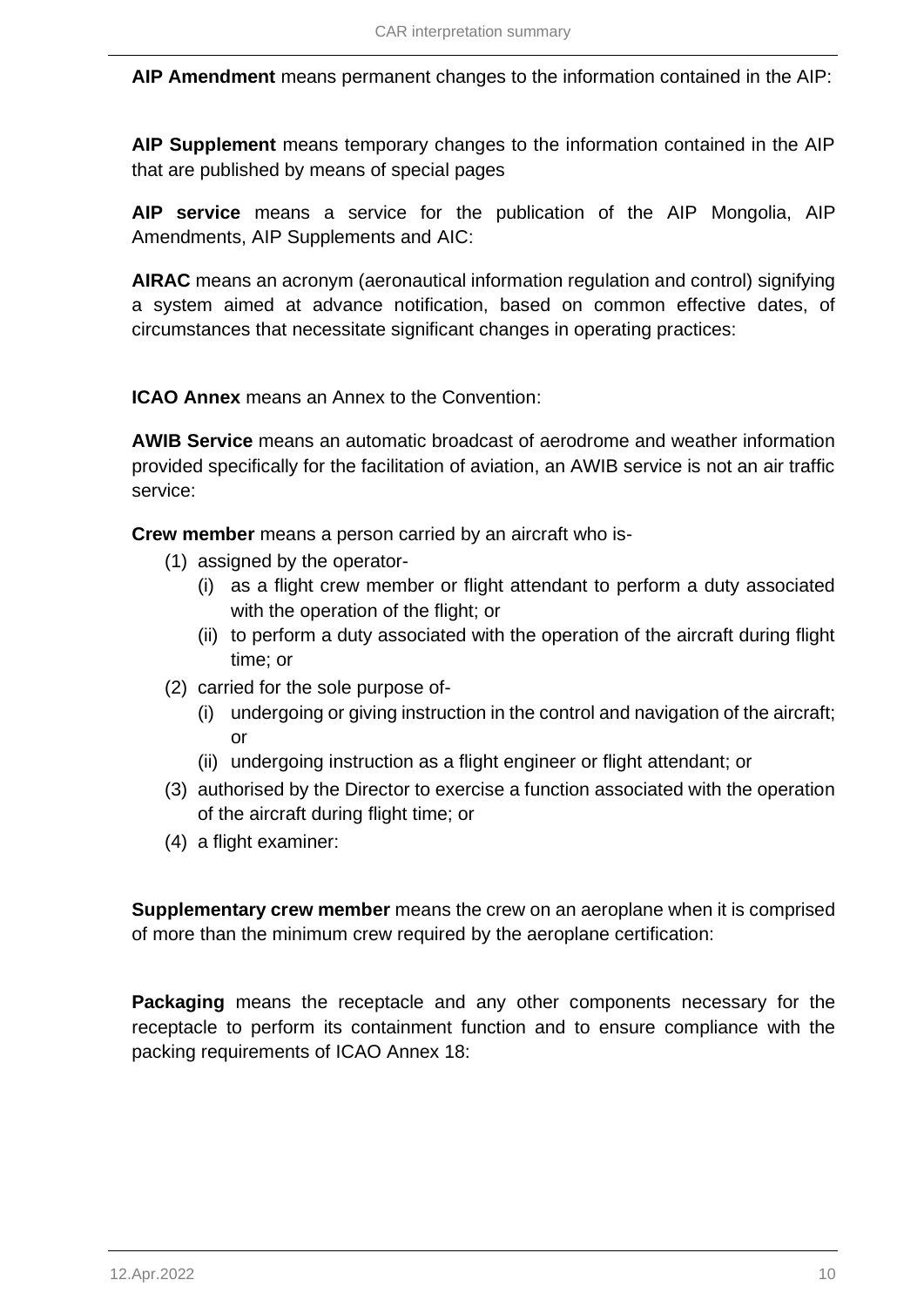**AIP Amendment** means permanent changes to the information contained in the AIP:

**AIP Supplement** means temporary changes to the information contained in the AIP that are published by means of special pages

**AIP service** means a service for the publication of the AIP Mongolia, AIP Amendments, AIP Supplements and AIC:

**AIRAC** means an acronym (aeronautical information regulation and control) signifying a system aimed at advance notification, based on common effective dates, of circumstances that necessitate significant changes in operating practices:

**ICAO Annex** means an Annex to the Convention:

**AWIB Service** means an automatic broadcast of aerodrome and weather information provided specifically for the facilitation of aviation, an AWIB service is not an air traffic service:

**Crew member** means a person carried by an aircraft who is-

(1) assigned by the operator-
   (i) as a flight crew member or flight attendant to perform a duty associated with the operation of the flight; or
   (ii) to perform a duty associated with the operation of the aircraft during flight time; or
(2) carried for the sole purpose of-
   (i) undergoing or giving instruction in the control and navigation of the aircraft; or
   (ii) undergoing instruction as a flight engineer or flight attendant; or
(3) authorised by the Director to exercise a function associated with the operation of the aircraft during flight time; or
(4) a flight examiner:

**Supplementary crew member** means the crew on an aeroplane when it is comprised of more than the minimum crew required by the aeroplane certification:

**Packaging** means the receptacle and any other components necessary for the receptacle to perform its containment function and to ensure compliance with the packing requirements of ICAO Annex 18: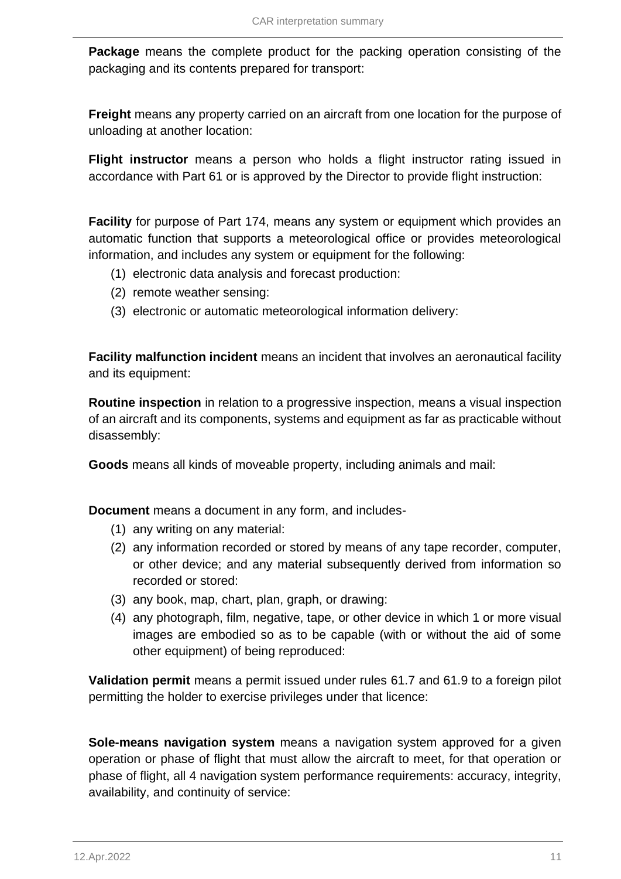**Package** means the complete product for the packing operation consisting of the packaging and its contents prepared for transport:

**Freight** means any property carried on an aircraft from one location for the purpose of unloading at another location:

**Flight instructor** means a person who holds a flight instructor rating issued in accordance with Part 61 or is approved by the Director to provide flight instruction:

**Facility** for purpose of Part 174, means any system or equipment which provides an automatic function that supports a meteorological office or provides meteorological information, and includes any system or equipment for the following:

(1) electronic data analysis and forecast production:
(2) remote weather sensing:
(3) electronic or automatic meteorological information delivery:

**Facility malfunction incident** means an incident that involves an aeronautical facility and its equipment:

**Routine inspection** in relation to a progressive inspection, means a visual inspection of an aircraft and its components, systems and equipment as far as practicable without disassembly:

**Goods** means all kinds of moveable property, including animals and mail:

**Document** means a document in any form, and includes-

(1) any writing on any material:
(2) any information recorded or stored by means of any tape recorder, computer, or other device; and any material subsequently derived from information so recorded or stored:
(3) any book, map, chart, plan, graph, or drawing:
(4) any photograph, film, negative, tape, or other device in which 1 or more visual images are embodied so as to be capable (with or without the aid of some other equipment) of being reproduced:

**Validation permit** means a permit issued under rules 61.7 and 61.9 to a foreign pilot permitting the holder to exercise privileges under that licence:

**Sole-means navigation system** means a navigation system approved for a given operation or phase of flight that must allow the aircraft to meet, for that operation or phase of flight, all 4 navigation system performance requirements: accuracy, integrity, availability, and continuity of service: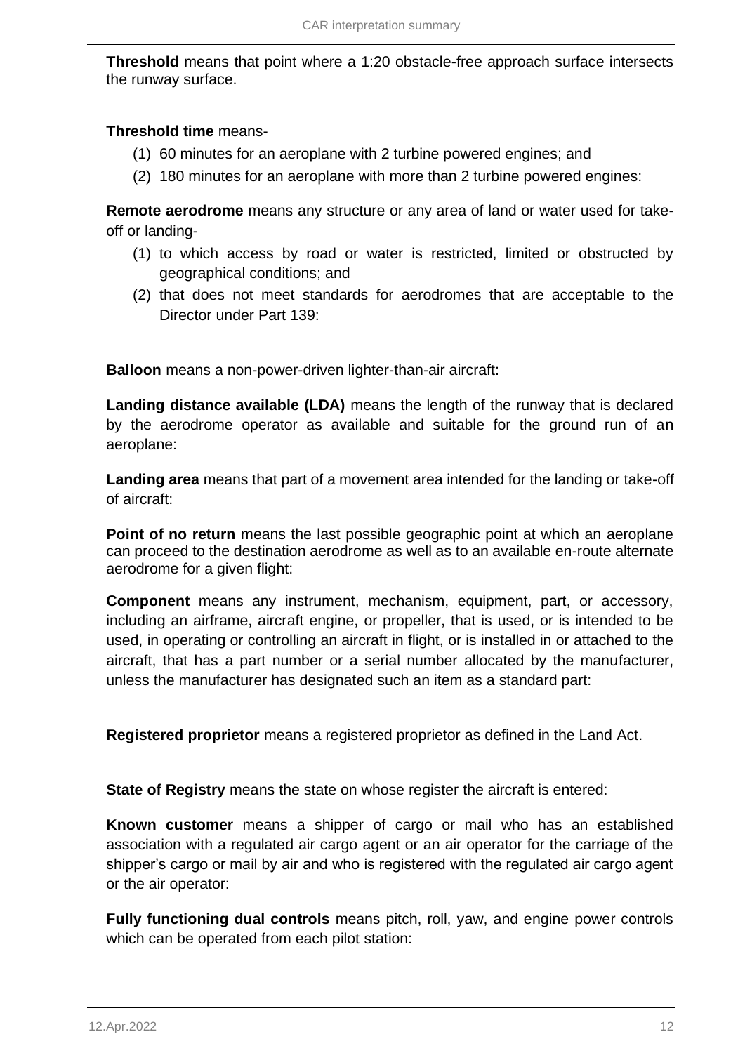**Threshold** means that point where a 1:20 obstacle-free approach surface intersects the runway surface.

**Threshold time** means-

(1) 60 minutes for an aeroplane with 2 turbine powered engines; and
(2) 180 minutes for an aeroplane with more than 2 turbine powered engines:

**Remote aerodrome** means any structure or any area of land or water used for take-off or landing-

(1) to which access by road or water is restricted, limited or obstructed by geographical conditions; and
(2) that does not meet standards for aerodromes that are acceptable to the Director under Part 139:

**Balloon** means a non-power-driven lighter-than-air aircraft:

**Landing distance available (LDA)** means the length of the runway that is declared by the aerodrome operator as available and suitable for the ground run of an aeroplane:

**Landing area** means that part of a movement area intended for the landing or take-off of aircraft:

**Point of no return** means the last possible geographic point at which an aeroplane can proceed to the destination aerodrome as well as to an available en-route alternate aerodrome for a given flight:

**Component** means any instrument, mechanism, equipment, part, or accessory, including an airframe, aircraft engine, or propeller, that is used, or is intended to be used, in operating or controlling an aircraft in flight, or is installed in or attached to the aircraft, that has a part number or a serial number allocated by the manufacturer, unless the manufacturer has designated such an item as a standard part:

**Registered proprietor** means a registered proprietor as defined in the Land Act.

**State of Registry** means the state on whose register the aircraft is entered:

**Known customer** means a shipper of cargo or mail who has an established association with a regulated air cargo agent or an air operator for the carriage of the shipper's cargo or mail by air and who is registered with the regulated air cargo agent or the air operator:

**Fully functioning dual controls** means pitch, roll, yaw, and engine power controls which can be operated from each pilot station: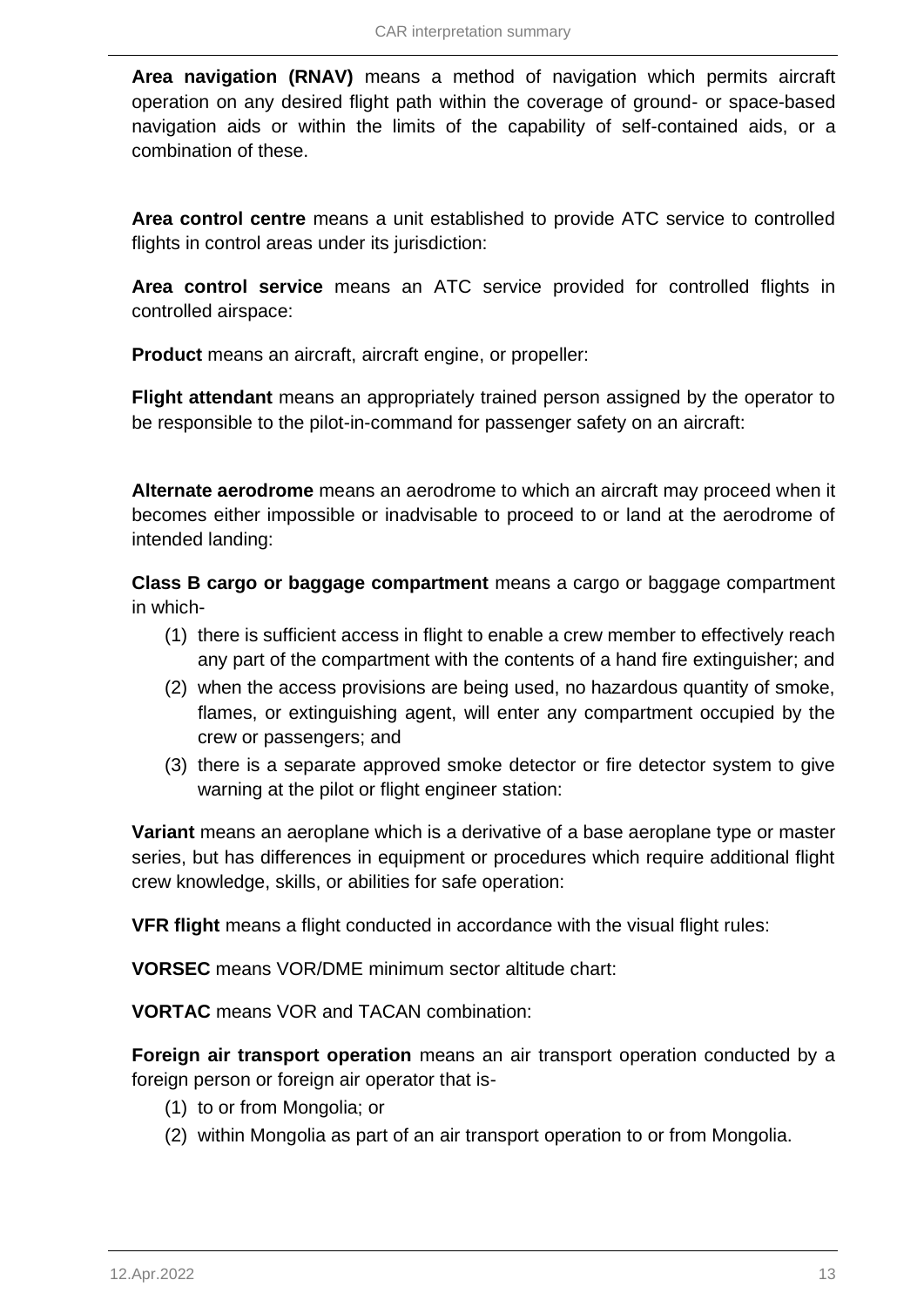**Area navigation (RNAV)** means a method of navigation which permits aircraft operation on any desired flight path within the coverage of ground- or space-based navigation aids or within the limits of the capability of self-contained aids, or a combination of these.

**Area control centre** means a unit established to provide ATC service to controlled flights in control areas under its jurisdiction:

**Area control service** means an ATC service provided for controlled flights in controlled airspace:

**Product** means an aircraft, aircraft engine, or propeller:

**Flight attendant** means an appropriately trained person assigned by the operator to be responsible to the pilot-in-command for passenger safety on an aircraft:

**Alternate aerodrome** means an aerodrome to which an aircraft may proceed when it becomes either impossible or inadvisable to proceed to or land at the aerodrome of intended landing:

**Class B cargo or baggage compartment** means a cargo or baggage compartment in which-

(1) there is sufficient access in flight to enable a crew member to effectively reach any part of the compartment with the contents of a hand fire extinguisher; and
(2) when the access provisions are being used, no hazardous quantity of smoke, flames, or extinguishing agent, will enter any compartment occupied by the crew or passengers; and
(3) there is a separate approved smoke detector or fire detector system to give warning at the pilot or flight engineer station:

**Variant** means an aeroplane which is a derivative of a base aeroplane type or master series, but has differences in equipment or procedures which require additional flight crew knowledge, skills, or abilities for safe operation:

**VFR flight** means a flight conducted in accordance with the visual flight rules:

**VORSEC** means VOR/DME minimum sector altitude chart:

**VORTAC** means VOR and TACAN combination:

**Foreign air transport operation** means an air transport operation conducted by a foreign person or foreign air operator that is-

(1) to or from Mongolia; or
(2) within Mongolia as part of an air transport operation to or from Mongolia.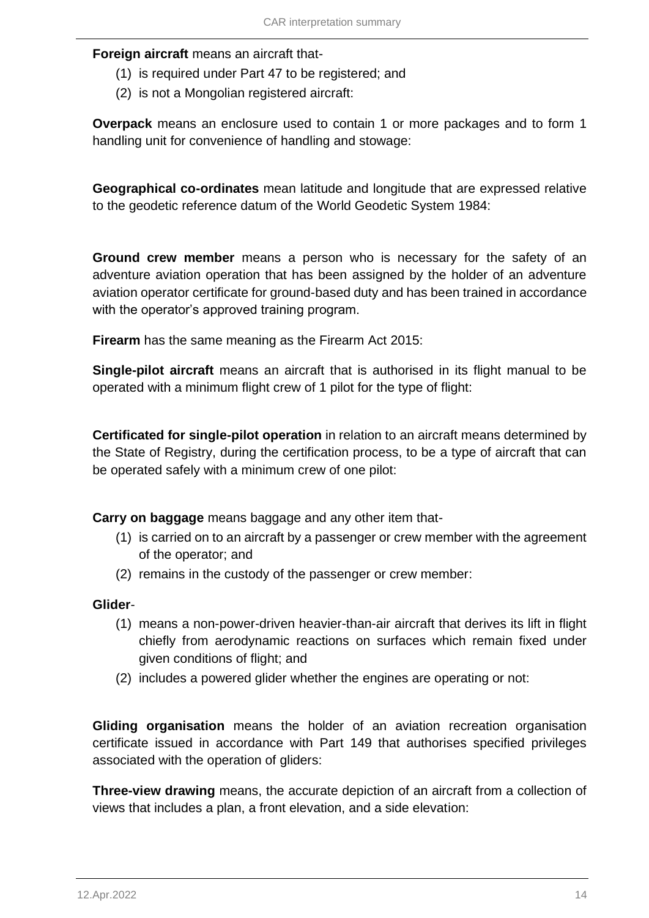**Foreign aircraft** means an aircraft that-

(1) is required under Part 47 to be registered; and
(2) is not a Mongolian registered aircraft:

**Overpack** means an enclosure used to contain 1 or more packages and to form 1 handling unit for convenience of handling and stowage:

**Geographical co-ordinates** mean latitude and longitude that are expressed relative to the geodetic reference datum of the World Geodetic System 1984:

**Ground crew member** means a person who is necessary for the safety of an adventure aviation operation that has been assigned by the holder of an adventure aviation operator certificate for ground-based duty and has been trained in accordance with the operator's approved training program.

**Firearm** has the same meaning as the Firearm Act 2015:

**Single-pilot aircraft** means an aircraft that is authorised in its flight manual to be operated with a minimum flight crew of 1 pilot for the type of flight:

**Certificated for single-pilot operation** in relation to an aircraft means determined by the State of Registry, during the certification process, to be a type of aircraft that can be operated safely with a minimum crew of one pilot:

**Carry on baggage** means baggage and any other item that-

(1) is carried on to an aircraft by a passenger or crew member with the agreement of the operator; and
(2) remains in the custody of the passenger or crew member:

**Glider**-

(1) means a non-power-driven heavier-than-air aircraft that derives its lift in flight chiefly from aerodynamic reactions on surfaces which remain fixed under given conditions of flight; and
(2) includes a powered glider whether the engines are operating or not:

**Gliding organisation** means the holder of an aviation recreation organisation certificate issued in accordance with Part 149 that authorises specified privileges associated with the operation of gliders:

**Three-view drawing** means, the accurate depiction of an aircraft from a collection of views that includes a plan, a front elevation, and a side elevation: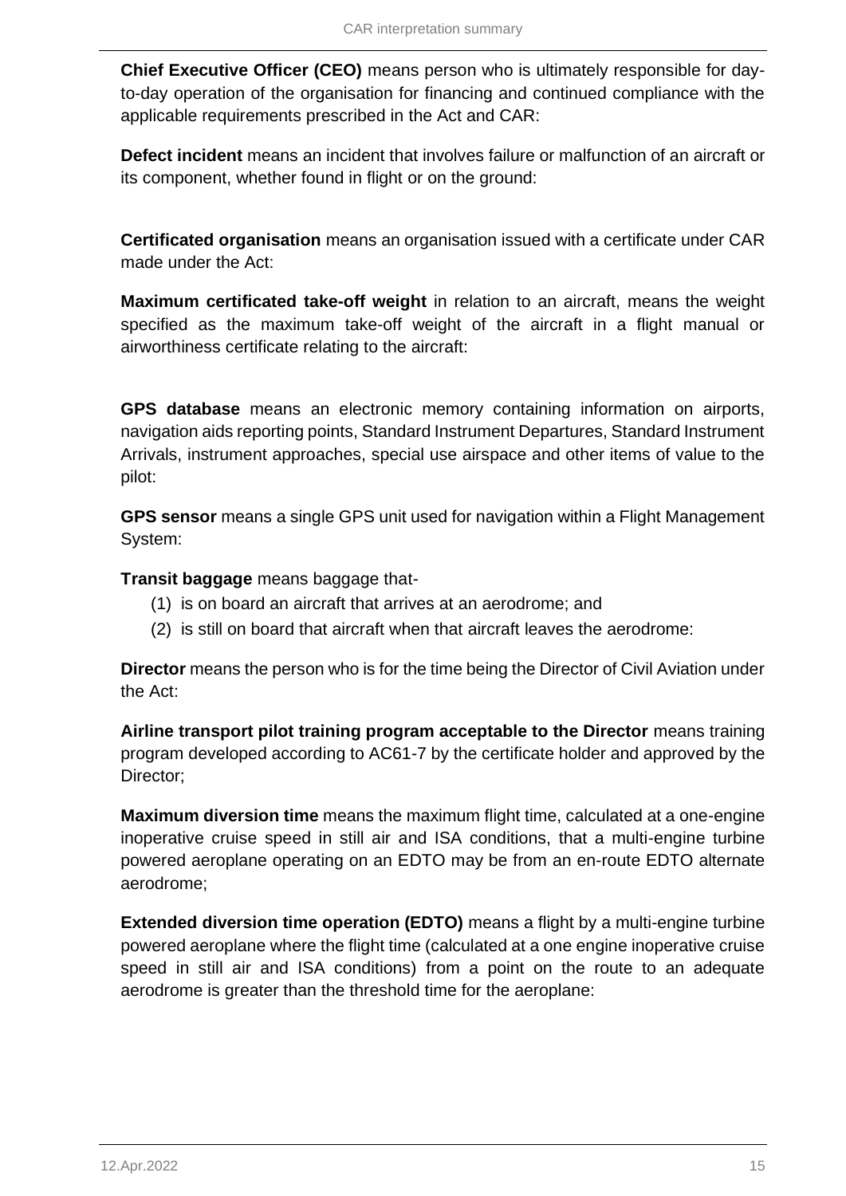**Chief Executive Officer (CEO)** means person who is ultimately responsible for day-to-day operation of the organisation for financing and continued compliance with the applicable requirements prescribed in the Act and CAR:

**Defect incident** means an incident that involves failure or malfunction of an aircraft or its component, whether found in flight or on the ground:

**Certificated organisation** means an organisation issued with a certificate under CAR made under the Act:

**Maximum certificated take-off weight** in relation to an aircraft, means the weight specified as the maximum take-off weight of the aircraft in a flight manual or airworthiness certificate relating to the aircraft:

**GPS database** means an electronic memory containing information on airports, navigation aids reporting points, Standard Instrument Departures, Standard Instrument Arrivals, instrument approaches, special use airspace and other items of value to the pilot:

**GPS sensor** means a single GPS unit used for navigation within a Flight Management System:

**Transit baggage** means baggage that-

(1) is on board an aircraft that arrives at an aerodrome; and
(2) is still on board that aircraft when that aircraft leaves the aerodrome:

**Director** means the person who is for the time being the Director of Civil Aviation under the Act:

**Airline transport pilot training program acceptable to the Director** means training program developed according to AC61-7 by the certificate holder and approved by the Director;

**Maximum diversion time** means the maximum flight time, calculated at a one-engine inoperative cruise speed in still air and ISA conditions, that a multi-engine turbine powered aeroplane operating on an EDTO may be from an en-route EDTO alternate aerodrome;

**Extended diversion time operation (EDTO)** means a flight by a multi-engine turbine powered aeroplane where the flight time (calculated at a one engine inoperative cruise speed in still air and ISA conditions) from a point on the route to an adequate aerodrome is greater than the threshold time for the aeroplane: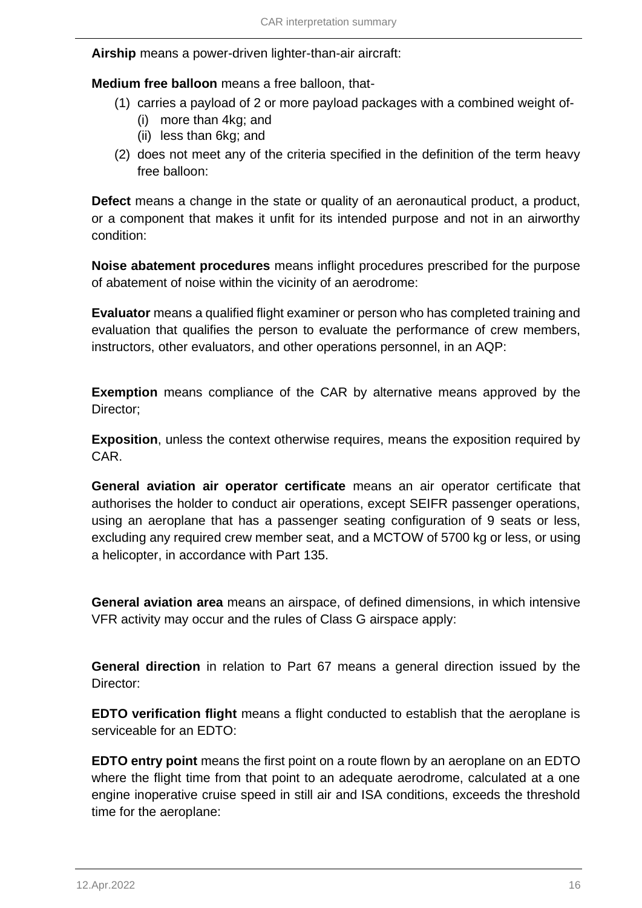**Airship** means a power-driven lighter-than-air aircraft:

**Medium free balloon** means a free balloon, that-

(1) carries a payload of 2 or more payload packages with a combined weight of-
  (i) more than 4kg; and
  (ii) less than 6kg; and
(2) does not meet any of the criteria specified in the definition of the term heavy free balloon:

**Defect** means a change in the state or quality of an aeronautical product, a product, or a component that makes it unfit for its intended purpose and not in an airworthy condition:

**Noise abatement procedures** means inflight procedures prescribed for the purpose of abatement of noise within the vicinity of an aerodrome:

**Evaluator** means a qualified flight examiner or person who has completed training and evaluation that qualifies the person to evaluate the performance of crew members, instructors, other evaluators, and other operations personnel, in an AQP:

**Exemption** means compliance of the CAR by alternative means approved by the Director;

**Exposition**, unless the context otherwise requires, means the exposition required by CAR.

**General aviation air operator certificate** means an air operator certificate that authorises the holder to conduct air operations, except SEIFR passenger operations, using an aeroplane that has a passenger seating configuration of 9 seats or less, excluding any required crew member seat, and a MCTOW of 5700 kg or less, or using a helicopter, in accordance with Part 135.

**General aviation area** means an airspace, of defined dimensions, in which intensive VFR activity may occur and the rules of Class G airspace apply:

**General direction** in relation to Part 67 means a general direction issued by the Director:

**EDTO verification flight** means a flight conducted to establish that the aeroplane is serviceable for an EDTO:

**EDTO entry point** means the first point on a route flown by an aeroplane on an EDTO where the flight time from that point to an adequate aerodrome, calculated at a one engine inoperative cruise speed in still air and ISA conditions, exceeds the threshold time for the aeroplane: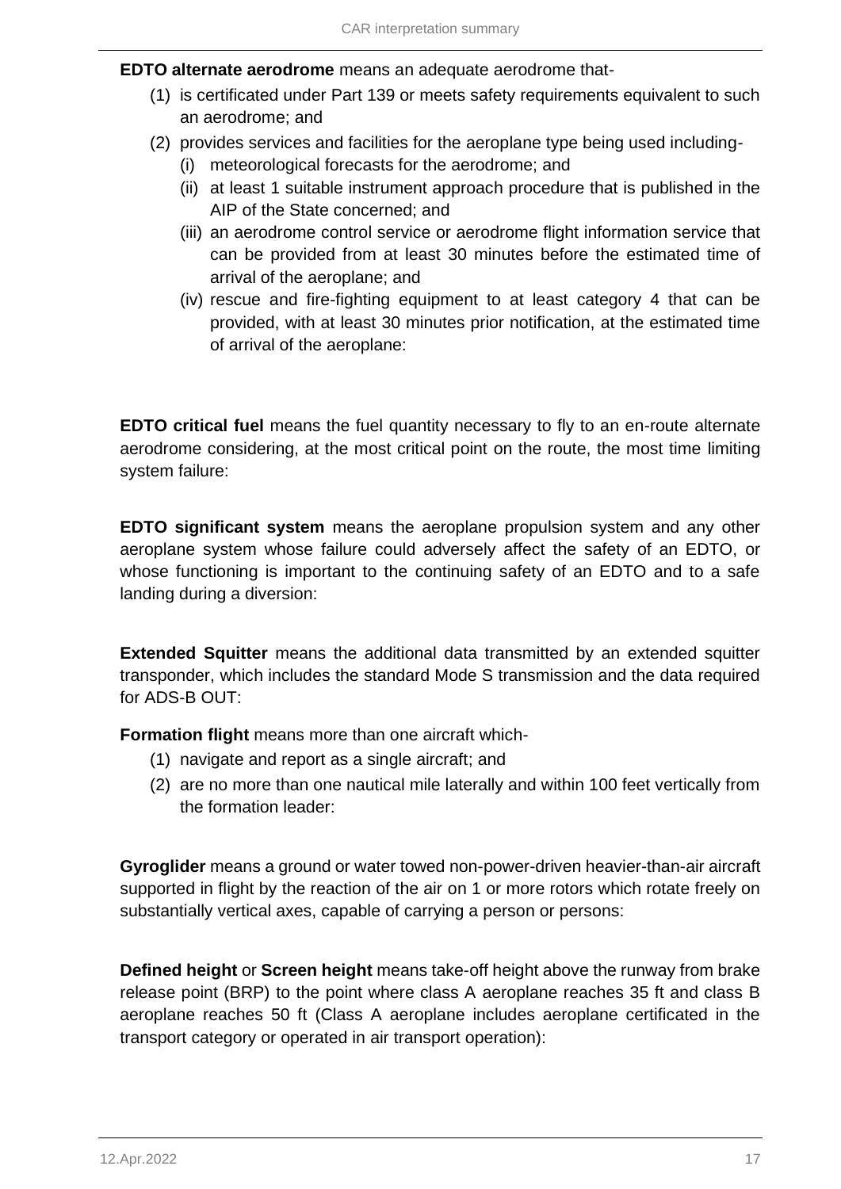**EDTO alternate aerodrome** means an adequate aerodrome that-

(1) is certificated under Part 139 or meets safety requirements equivalent to such an aerodrome; and

(2) provides services and facilities for the aeroplane type being used including-

   (i) meteorological forecasts for the aerodrome; and

   (ii) at least 1 suitable instrument approach procedure that is published in the AIP of the State concerned; and

   (iii) an aerodrome control service or aerodrome flight information service that can be provided from at least 30 minutes before the estimated time of arrival of the aeroplane; and

   (iv) rescue and fire-fighting equipment to at least category 4 that can be provided, with at least 30 minutes prior notification, at the estimated time of arrival of the aeroplane:

**EDTO critical fuel** means the fuel quantity necessary to fly to an en-route alternate aerodrome considering, at the most critical point on the route, the most time limiting system failure:

**EDTO significant system** means the aeroplane propulsion system and any other aeroplane system whose failure could adversely affect the safety of an EDTO, or whose functioning is important to the continuing safety of an EDTO and to a safe landing during a diversion:

**Extended Squitter** means the additional data transmitted by an extended squitter transponder, which includes the standard Mode S transmission and the data required for ADS-B OUT:

**Formation flight** means more than one aircraft which-

(1) navigate and report as a single aircraft; and

(2) are no more than one nautical mile laterally and within 100 feet vertically from the formation leader:

**Gyroglider** means a ground or water towed non-power-driven heavier-than-air aircraft supported in flight by the reaction of the air on 1 or more rotors which rotate freely on substantially vertical axes, capable of carrying a person or persons:

**Defined height** or **Screen height** means take-off height above the runway from brake release point (BRP) to the point where class A aeroplane reaches 35 ft and class B aeroplane reaches 50 ft (Class A aeroplane includes aeroplane certificated in the transport category or operated in air transport operation):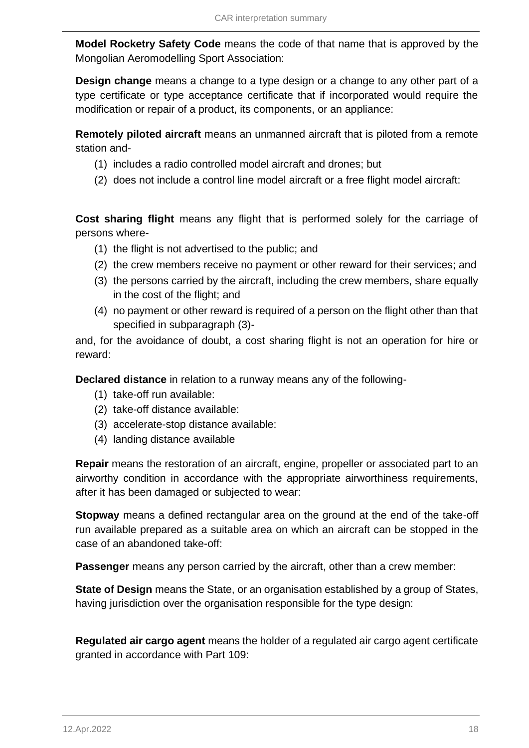**Model Rocketry Safety Code** means the code of that name that is approved by the Mongolian Aeromodelling Sport Association:

**Design change** means a change to a type design or a change to any other part of a type certificate or type acceptance certificate that if incorporated would require the modification or repair of a product, its components, or an appliance:

**Remotely piloted aircraft** means an unmanned aircraft that is piloted from a remote station and-

(1) includes a radio controlled model aircraft and drones; but
(2) does not include a control line model aircraft or a free flight model aircraft:

**Cost sharing flight** means any flight that is performed solely for the carriage of persons where-

(1) the flight is not advertised to the public; and
(2) the crew members receive no payment or other reward for their services; and
(3) the persons carried by the aircraft, including the crew members, share equally in the cost of the flight; and
(4) no payment or other reward is required of a person on the flight other than that specified in subparagraph (3)-

and, for the avoidance of doubt, a cost sharing flight is not an operation for hire or reward:

**Declared distance** in relation to a runway means any of the following-

(1) take-off run available:
(2) take-off distance available:
(3) accelerate-stop distance available:
(4) landing distance available

**Repair** means the restoration of an aircraft, engine, propeller or associated part to an airworthy condition in accordance with the appropriate airworthiness requirements, after it has been damaged or subjected to wear:

**Stopway** means a defined rectangular area on the ground at the end of the take-off run available prepared as a suitable area on which an aircraft can be stopped in the case of an abandoned take-off:

**Passenger** means any person carried by the aircraft, other than a crew member:

**State of Design** means the State, or an organisation established by a group of States, having jurisdiction over the organisation responsible for the type design:

**Regulated air cargo agent** means the holder of a regulated air cargo agent certificate granted in accordance with Part 109: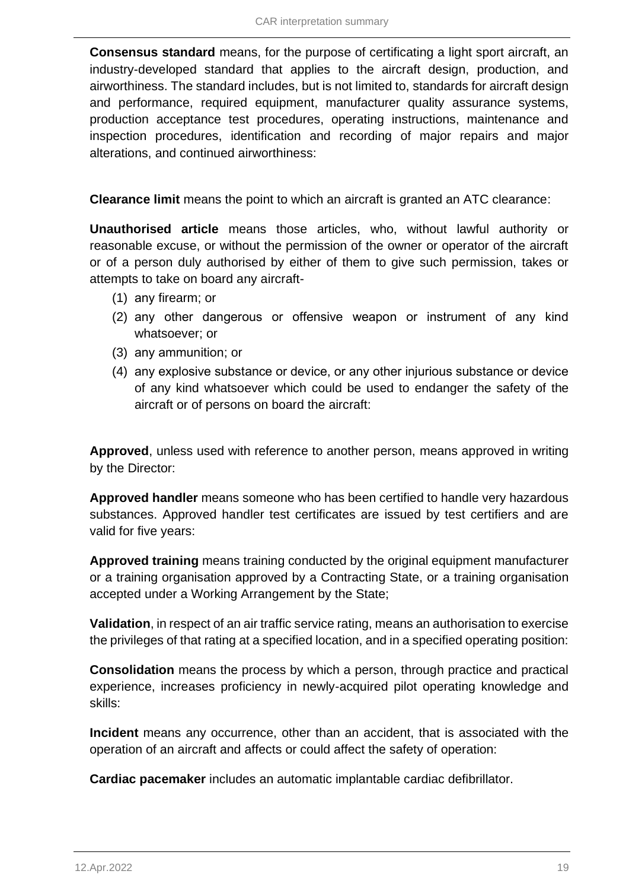**Consensus standard** means, for the purpose of certificating a light sport aircraft, an industry-developed standard that applies to the aircraft design, production, and airworthiness. The standard includes, but is not limited to, standards for aircraft design and performance, required equipment, manufacturer quality assurance systems, production acceptance test procedures, operating instructions, maintenance and inspection procedures, identification and recording of major repairs and major alterations, and continued airworthiness:

**Clearance limit** means the point to which an aircraft is granted an ATC clearance:

**Unauthorised article** means those articles, who, without lawful authority or reasonable excuse, or without the permission of the owner or operator of the aircraft or of a person duly authorised by either of them to give such permission, takes or attempts to take on board any aircraft-

(1) any firearm; or
(2) any other dangerous or offensive weapon or instrument of any kind whatsoever; or
(3) any ammunition; or
(4) any explosive substance or device, or any other injurious substance or device of any kind whatsoever which could be used to endanger the safety of the aircraft or of persons on board the aircraft:

**Approved**, unless used with reference to another person, means approved in writing by the Director:

**Approved handler** means someone who has been certified to handle very hazardous substances. Approved handler test certificates are issued by test certifiers and are valid for five years:

**Approved training** means training conducted by the original equipment manufacturer or a training organisation approved by a Contracting State, or a training organisation accepted under a Working Arrangement by the State;

**Validation**, in respect of an air traffic service rating, means an authorisation to exercise the privileges of that rating at a specified location, and in a specified operating position:

**Consolidation** means the process by which a person, through practice and practical experience, increases proficiency in newly-acquired pilot operating knowledge and skills:

**Incident** means any occurrence, other than an accident, that is associated with the operation of an aircraft and affects or could affect the safety of operation:

**Cardiac pacemaker** includes an automatic implantable cardiac defibrillator.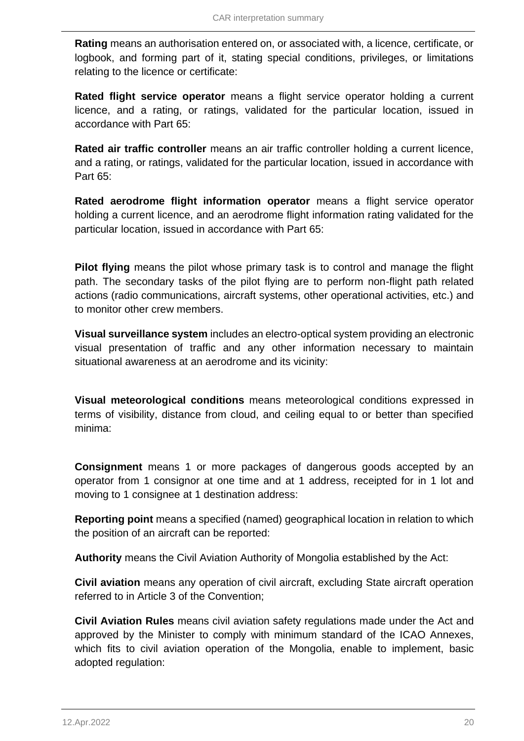**Rating** means an authorisation entered on, or associated with, a licence, certificate, or logbook, and forming part of it, stating special conditions, privileges, or limitations relating to the licence or certificate:

**Rated flight service operator** means a flight service operator holding a current licence, and a rating, or ratings, validated for the particular location, issued in accordance with Part 65:

**Rated air traffic controller** means an air traffic controller holding a current licence, and a rating, or ratings, validated for the particular location, issued in accordance with Part 65:

**Rated aerodrome flight information operator** means a flight service operator holding a current licence, and an aerodrome flight information rating validated for the particular location, issued in accordance with Part 65:

**Pilot flying** means the pilot whose primary task is to control and manage the flight path. The secondary tasks of the pilot flying are to perform non-flight path related actions (radio communications, aircraft systems, other operational activities, etc.) and to monitor other crew members.

**Visual surveillance system** includes an electro-optical system providing an electronic visual presentation of traffic and any other information necessary to maintain situational awareness at an aerodrome and its vicinity:

**Visual meteorological conditions** means meteorological conditions expressed in terms of visibility, distance from cloud, and ceiling equal to or better than specified minima:

**Consignment** means 1 or more packages of dangerous goods accepted by an operator from 1 consignor at one time and at 1 address, receipted for in 1 lot and moving to 1 consignee at 1 destination address:

**Reporting point** means a specified (named) geographical location in relation to which the position of an aircraft can be reported:

**Authority** means the Civil Aviation Authority of Mongolia established by the Act:

**Civil aviation** means any operation of civil aircraft, excluding State aircraft operation referred to in Article 3 of the Convention;

**Civil Aviation Rules** means civil aviation safety regulations made under the Act and approved by the Minister to comply with minimum standard of the ICAO Annexes, which fits to civil aviation operation of the Mongolia, enable to implement, basic adopted regulation: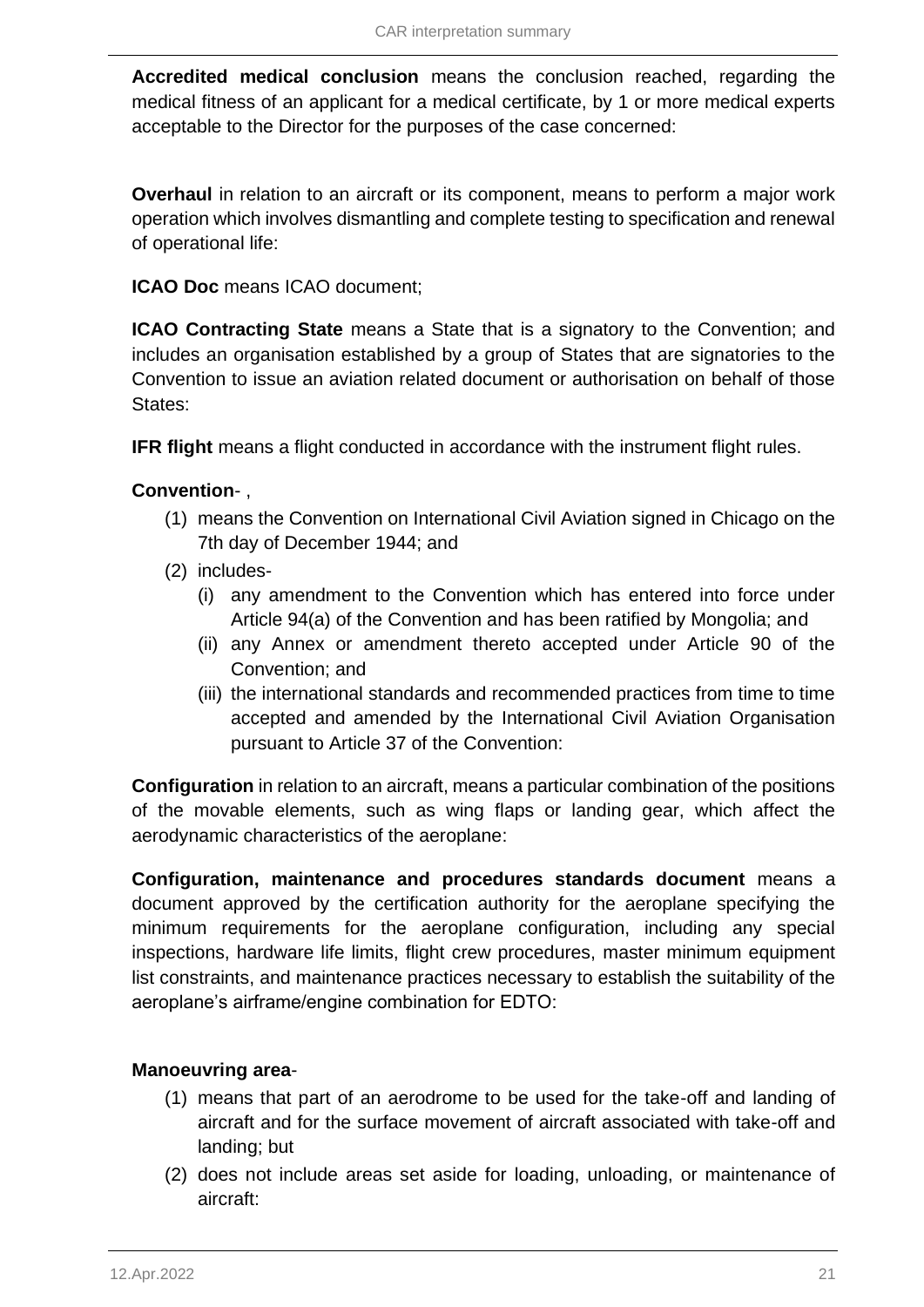**Accredited medical conclusion** means the conclusion reached, regarding the medical fitness of an applicant for a medical certificate, by 1 or more medical experts acceptable to the Director for the purposes of the case concerned:

**Overhaul** in relation to an aircraft or its component, means to perform a major work operation which involves dismantling and complete testing to specification and renewal of operational life:

**ICAO Doc** means ICAO document;

**ICAO Contracting State** means a State that is a signatory to the Convention; and includes an organisation established by a group of States that are signatories to the Convention to issue an aviation related document or authorisation on behalf of those States:

**IFR flight** means a flight conducted in accordance with the instrument flight rules.

**Convention**- ,

(1) means the Convention on International Civil Aviation signed in Chicago on the 7th day of December 1944; and

(2) includes-

  (i) any amendment to the Convention which has entered into force under Article 94(a) of the Convention and has been ratified by Mongolia; and

  (ii) any Annex or amendment thereto accepted under Article 90 of the Convention; and

  (iii) the international standards and recommended practices from time to time accepted and amended by the International Civil Aviation Organisation pursuant to Article 37 of the Convention:

**Configuration** in relation to an aircraft, means a particular combination of the positions of the movable elements, such as wing flaps or landing gear, which affect the aerodynamic characteristics of the aeroplane:

**Configuration, maintenance and procedures standards document** means a document approved by the certification authority for the aeroplane specifying the minimum requirements for the aeroplane configuration, including any special inspections, hardware life limits, flight crew procedures, master minimum equipment list constraints, and maintenance practices necessary to establish the suitability of the aeroplane's airframe/engine combination for EDTO:

**Manoeuvring area**-

(1) means that part of an aerodrome to be used for the take-off and landing of aircraft and for the surface movement of aircraft associated with take-off and landing; but

(2) does not include areas set aside for loading, unloading, or maintenance of aircraft: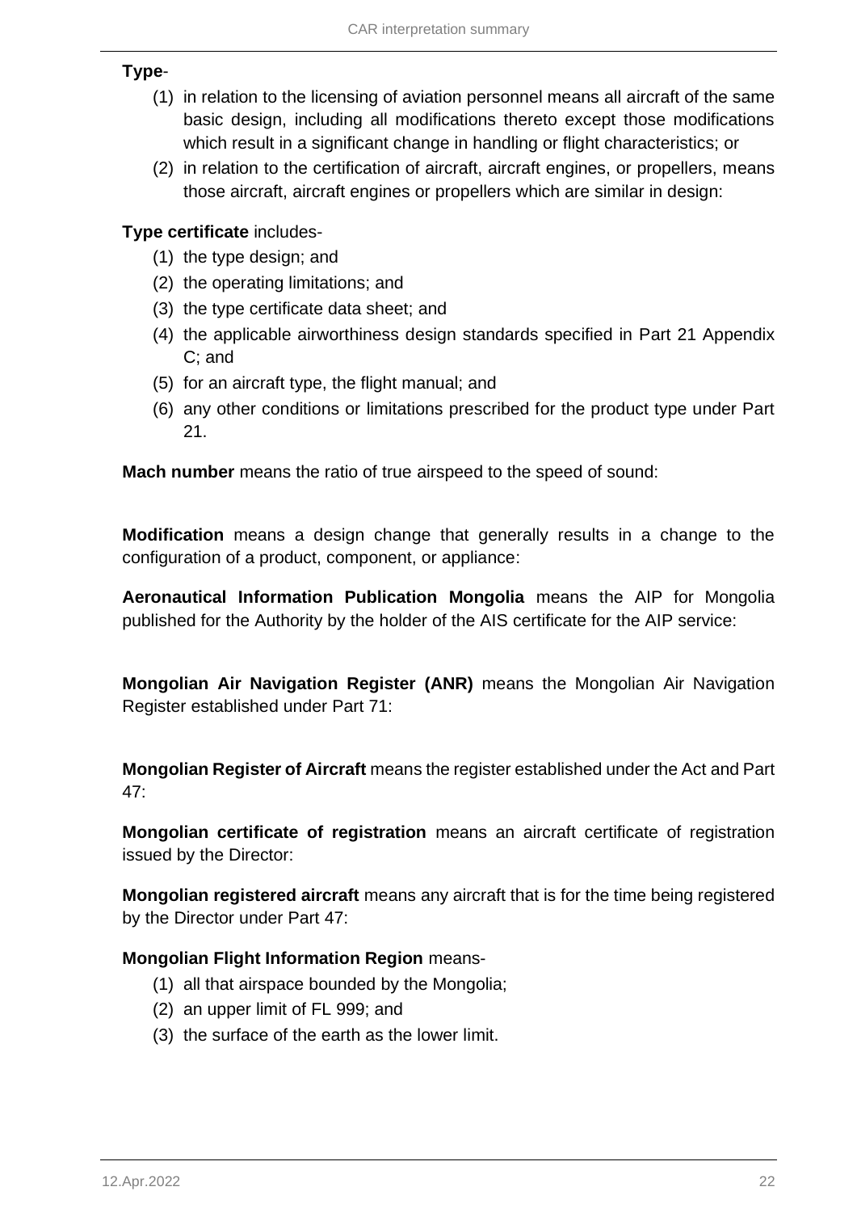**Type**-

(1) in relation to the licensing of aviation personnel means all aircraft of the same basic design, including all modifications thereto except those modifications which result in a significant change in handling or flight characteristics; or

(2) in relation to the certification of aircraft, aircraft engines, or propellers, means those aircraft, aircraft engines or propellers which are similar in design:

**Type certificate** includes-

(1) the type design; and

(2) the operating limitations; and

(3) the type certificate data sheet; and

(4) the applicable airworthiness design standards specified in Part 21 Appendix C; and

(5) for an aircraft type, the flight manual; and

(6) any other conditions or limitations prescribed for the product type under Part 21.

**Mach number** means the ratio of true airspeed to the speed of sound:

**Modification** means a design change that generally results in a change to the configuration of a product, component, or appliance:

**Aeronautical Information Publication Mongolia** means the AIP for Mongolia published for the Authority by the holder of the AIS certificate for the AIP service:

**Mongolian Air Navigation Register (ANR)** means the Mongolian Air Navigation Register established under Part 71:

**Mongolian Register of Aircraft** means the register established under the Act and Part 47:

**Mongolian certificate of registration** means an aircraft certificate of registration issued by the Director:

**Mongolian registered aircraft** means any aircraft that is for the time being registered by the Director under Part 47:

**Mongolian Flight Information Region** means-

(1) all that airspace bounded by the Mongolia;

(2) an upper limit of FL 999; and

(3) the surface of the earth as the lower limit.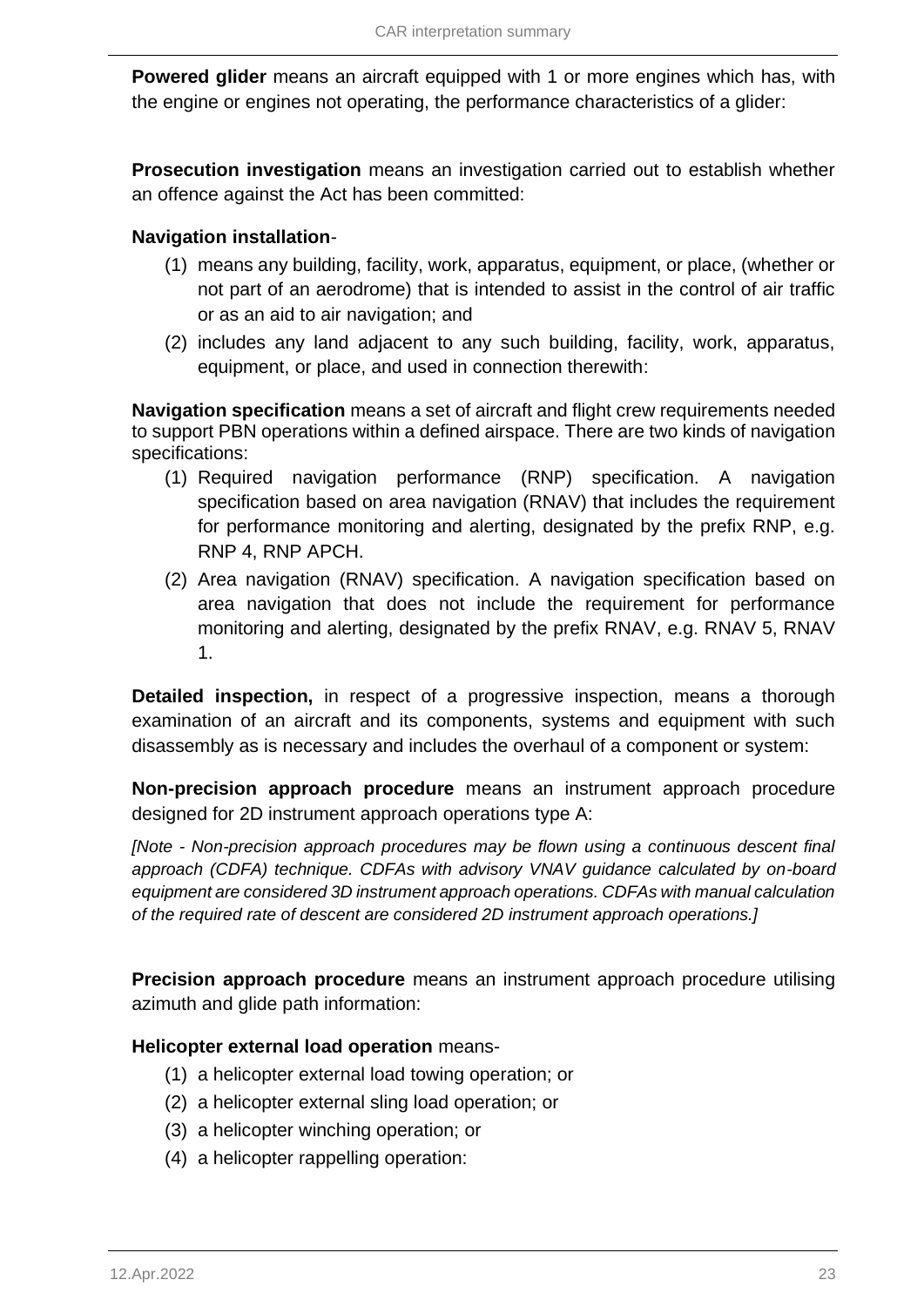**Powered glider** means an aircraft equipped with 1 or more engines which has, with the engine or engines not operating, the performance characteristics of a glider:

**Prosecution investigation** means an investigation carried out to establish whether an offence against the Act has been committed:

**Navigation installation**-

(1) means any building, facility, work, apparatus, equipment, or place, (whether or not part of an aerodrome) that is intended to assist in the control of air traffic or as an aid to air navigation; and

(2) includes any land adjacent to any such building, facility, work, apparatus, equipment, or place, and used in connection therewith:

**Navigation specification** means a set of aircraft and flight crew requirements needed to support PBN operations within a defined airspace. There are two kinds of navigation specifications:

(1) Required navigation performance (RNP) specification. A navigation specification based on area navigation (RNAV) that includes the requirement for performance monitoring and alerting, designated by the prefix RNP, e.g. RNP 4, RNP APCH.

(2) Area navigation (RNAV) specification. A navigation specification based on area navigation that does not include the requirement for performance monitoring and alerting, designated by the prefix RNAV, e.g. RNAV 5, RNAV 1.

**Detailed inspection,** in respect of a progressive inspection, means a thorough examination of an aircraft and its components, systems and equipment with such disassembly as is necessary and includes the overhaul of a component or system:

**Non-precision approach procedure** means an instrument approach procedure designed for 2D instrument approach operations type A:

*[Note - Non-precision approach procedures may be flown using a continuous descent final approach (CDFA) technique. CDFAs with advisory VNAV guidance calculated by on-board equipment are considered 3D instrument approach operations. CDFAs with manual calculation of the required rate of descent are considered 2D instrument approach operations.]*

**Precision approach procedure** means an instrument approach procedure utilising azimuth and glide path information:

**Helicopter external load operation** means-

(1) a helicopter external load towing operation; or
(2) a helicopter external sling load operation; or
(3) a helicopter winching operation; or
(4) a helicopter rappelling operation: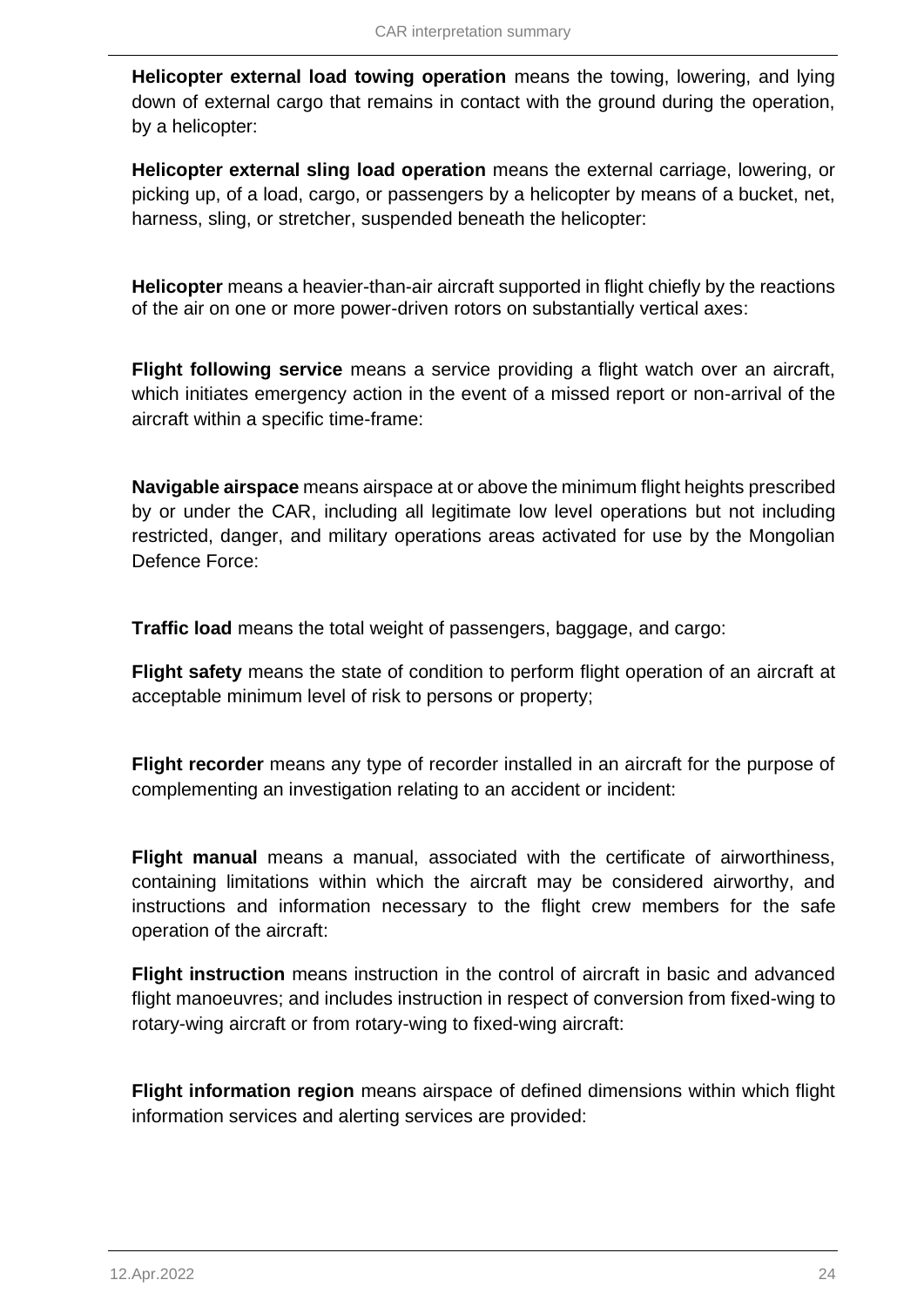**Helicopter external load towing operation** means the towing, lowering, and lying down of external cargo that remains in contact with the ground during the operation, by a helicopter:

**Helicopter external sling load operation** means the external carriage, lowering, or picking up, of a load, cargo, or passengers by a helicopter by means of a bucket, net, harness, sling, or stretcher, suspended beneath the helicopter:

**Helicopter** means a heavier-than-air aircraft supported in flight chiefly by the reactions of the air on one or more power-driven rotors on substantially vertical axes:

**Flight following service** means a service providing a flight watch over an aircraft, which initiates emergency action in the event of a missed report or non-arrival of the aircraft within a specific time-frame:

**Navigable airspace** means airspace at or above the minimum flight heights prescribed by or under the CAR, including all legitimate low level operations but not including restricted, danger, and military operations areas activated for use by the Mongolian Defence Force:

**Traffic load** means the total weight of passengers, baggage, and cargo:

**Flight safety** means the state of condition to perform flight operation of an aircraft at acceptable minimum level of risk to persons or property;

**Flight recorder** means any type of recorder installed in an aircraft for the purpose of complementing an investigation relating to an accident or incident:

**Flight manual** means a manual, associated with the certificate of airworthiness, containing limitations within which the aircraft may be considered airworthy, and instructions and information necessary to the flight crew members for the safe operation of the aircraft:

**Flight instruction** means instruction in the control of aircraft in basic and advanced flight manoeuvres; and includes instruction in respect of conversion from fixed-wing to rotary-wing aircraft or from rotary-wing to fixed-wing aircraft:

**Flight information region** means airspace of defined dimensions within which flight information services and alerting services are provided: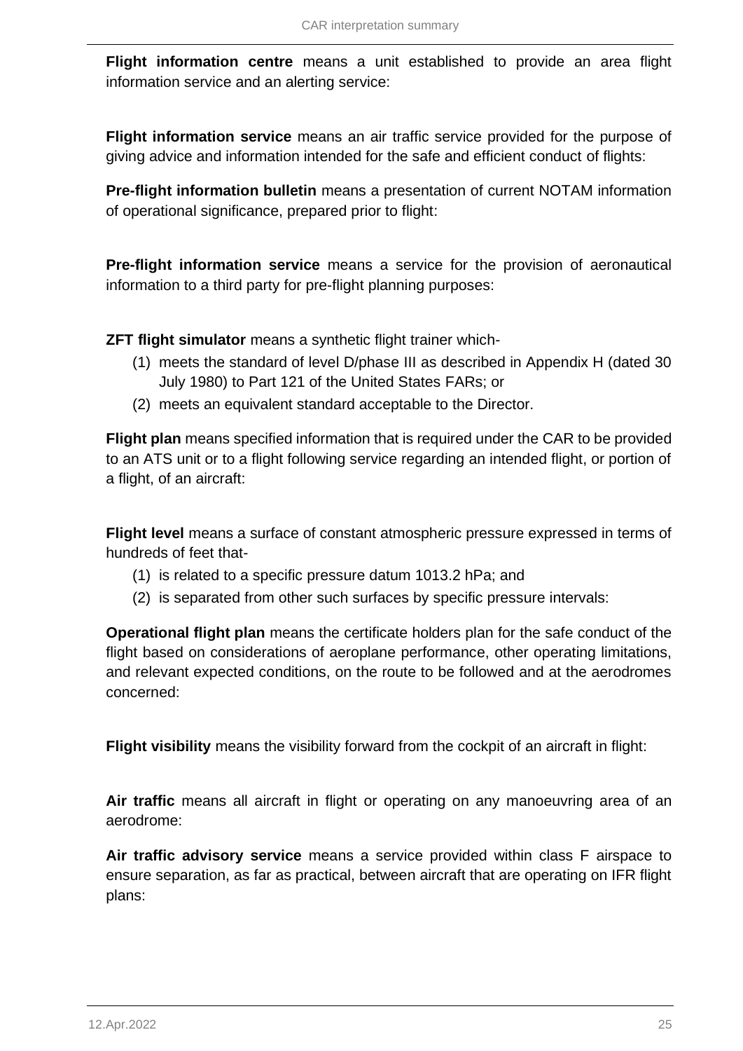**Flight information centre** means a unit established to provide an area flight information service and an alerting service:

**Flight information service** means an air traffic service provided for the purpose of giving advice and information intended for the safe and efficient conduct of flights:

**Pre-flight information bulletin** means a presentation of current NOTAM information of operational significance, prepared prior to flight:

**Pre-flight information service** means a service for the provision of aeronautical information to a third party for pre-flight planning purposes:

**ZFT flight simulator** means a synthetic flight trainer which-

(1) meets the standard of level D/phase III as described in Appendix H (dated 30 July 1980) to Part 121 of the United States FARs; or
(2) meets an equivalent standard acceptable to the Director.

**Flight plan** means specified information that is required under the CAR to be provided to an ATS unit or to a flight following service regarding an intended flight, or portion of a flight, of an aircraft:

**Flight level** means a surface of constant atmospheric pressure expressed in terms of hundreds of feet that-

(1) is related to a specific pressure datum 1013.2 hPa; and
(2) is separated from other such surfaces by specific pressure intervals:

**Operational flight plan** means the certificate holders plan for the safe conduct of the flight based on considerations of aeroplane performance, other operating limitations, and relevant expected conditions, on the route to be followed and at the aerodromes concerned:

**Flight visibility** means the visibility forward from the cockpit of an aircraft in flight:

**Air traffic** means all aircraft in flight or operating on any manoeuvring area of an aerodrome:

**Air traffic advisory service** means a service provided within class F airspace to ensure separation, as far as practical, between aircraft that are operating on IFR flight plans: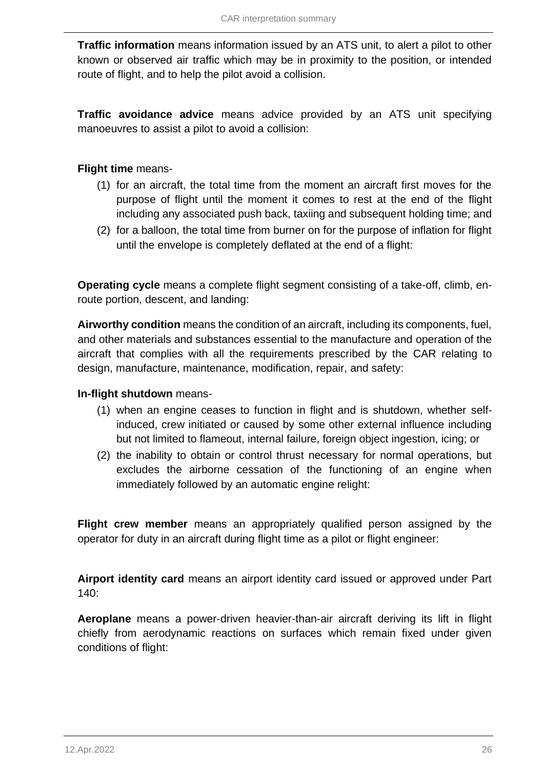**Traffic information** means information issued by an ATS unit, to alert a pilot to other known or observed air traffic which may be in proximity to the position, or intended route of flight, and to help the pilot avoid a collision.

**Traffic avoidance advice** means advice provided by an ATS unit specifying manoeuvres to assist a pilot to avoid a collision:

**Flight time** means-

(1) for an aircraft, the total time from the moment an aircraft first moves for the purpose of flight until the moment it comes to rest at the end of the flight including any associated push back, taxiing and subsequent holding time; and

(2) for a balloon, the total time from burner on for the purpose of inflation for flight until the envelope is completely deflated at the end of a flight:

**Operating cycle** means a complete flight segment consisting of a take-off, climb, en-route portion, descent, and landing:

**Airworthy condition** means the condition of an aircraft, including its components, fuel, and other materials and substances essential to the manufacture and operation of the aircraft that complies with all the requirements prescribed by the CAR relating to design, manufacture, maintenance, modification, repair, and safety:

**In-flight shutdown** means-

(1) when an engine ceases to function in flight and is shutdown, whether self-induced, crew initiated or caused by some other external influence including but not limited to flameout, internal failure, foreign object ingestion, icing; or

(2) the inability to obtain or control thrust necessary for normal operations, but excludes the airborne cessation of the functioning of an engine when immediately followed by an automatic engine relight:

**Flight crew member** means an appropriately qualified person assigned by the operator for duty in an aircraft during flight time as a pilot or flight engineer:

**Airport identity card** means an airport identity card issued or approved under Part 140:

**Aeroplane** means a power-driven heavier-than-air aircraft deriving its lift in flight chiefly from aerodynamic reactions on surfaces which remain fixed under given conditions of flight: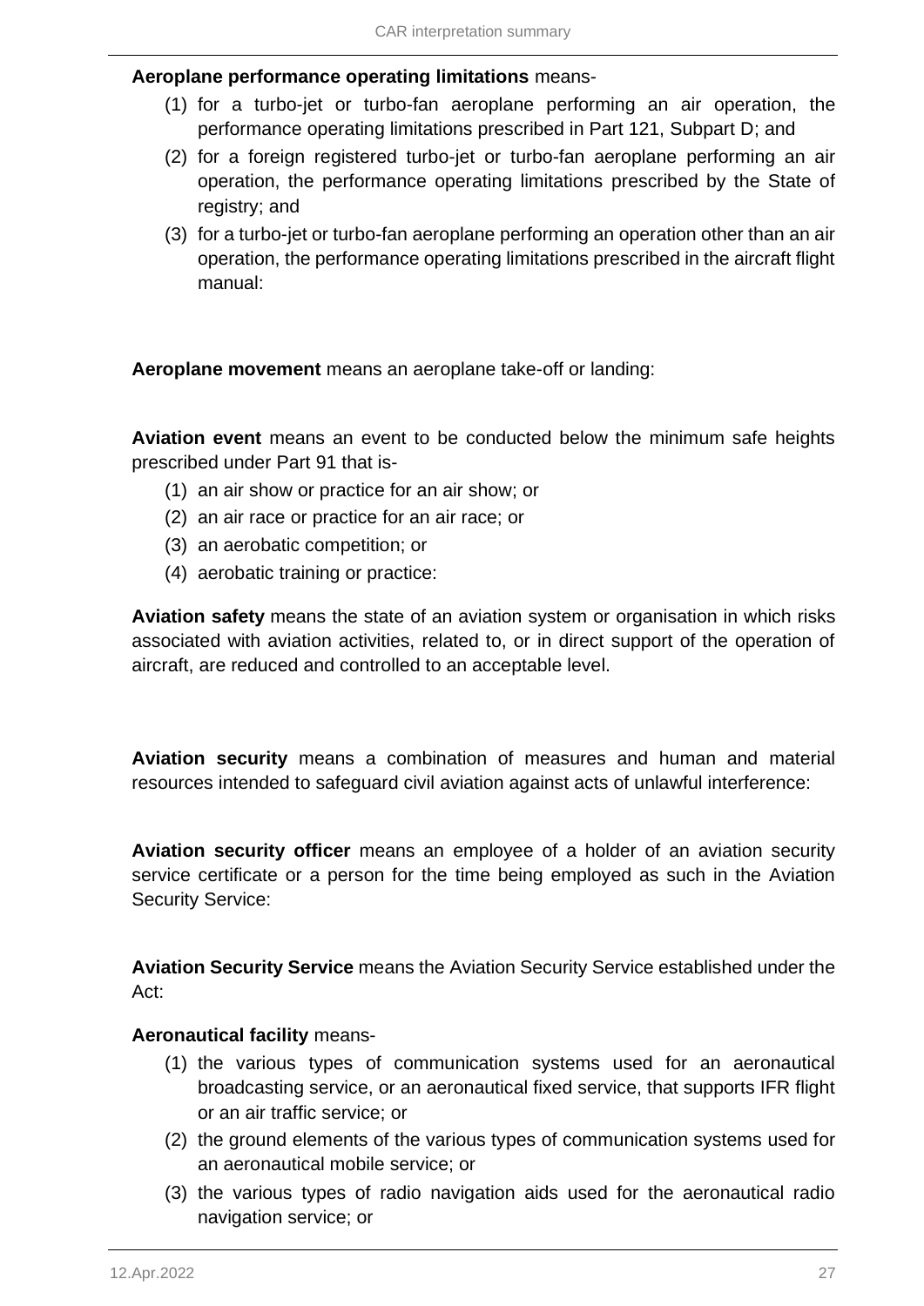**Aeroplane performance operating limitations** means-

(1) for a turbo-jet or turbo-fan aeroplane performing an air operation, the performance operating limitations prescribed in Part 121, Subpart D; and

(2) for a foreign registered turbo-jet or turbo-fan aeroplane performing an air operation, the performance operating limitations prescribed by the State of registry; and

(3) for a turbo-jet or turbo-fan aeroplane performing an operation other than an air operation, the performance operating limitations prescribed in the aircraft flight manual:

**Aeroplane movement** means an aeroplane take-off or landing:

**Aviation event** means an event to be conducted below the minimum safe heights prescribed under Part 91 that is-

(1) an air show or practice for an air show; or

(2) an air race or practice for an air race; or

(3) an aerobatic competition; or

(4) aerobatic training or practice:

**Aviation safety** means the state of an aviation system or organisation in which risks associated with aviation activities, related to, or in direct support of the operation of aircraft, are reduced and controlled to an acceptable level.

**Aviation security** means a combination of measures and human and material resources intended to safeguard civil aviation against acts of unlawful interference:

**Aviation security officer** means an employee of a holder of an aviation security service certificate or a person for the time being employed as such in the Aviation Security Service:

**Aviation Security Service** means the Aviation Security Service established under the Act:

**Aeronautical facility** means-

(1) the various types of communication systems used for an aeronautical broadcasting service, or an aeronautical fixed service, that supports IFR flight or an air traffic service; or

(2) the ground elements of the various types of communication systems used for an aeronautical mobile service; or

(3) the various types of radio navigation aids used for the aeronautical radio navigation service; or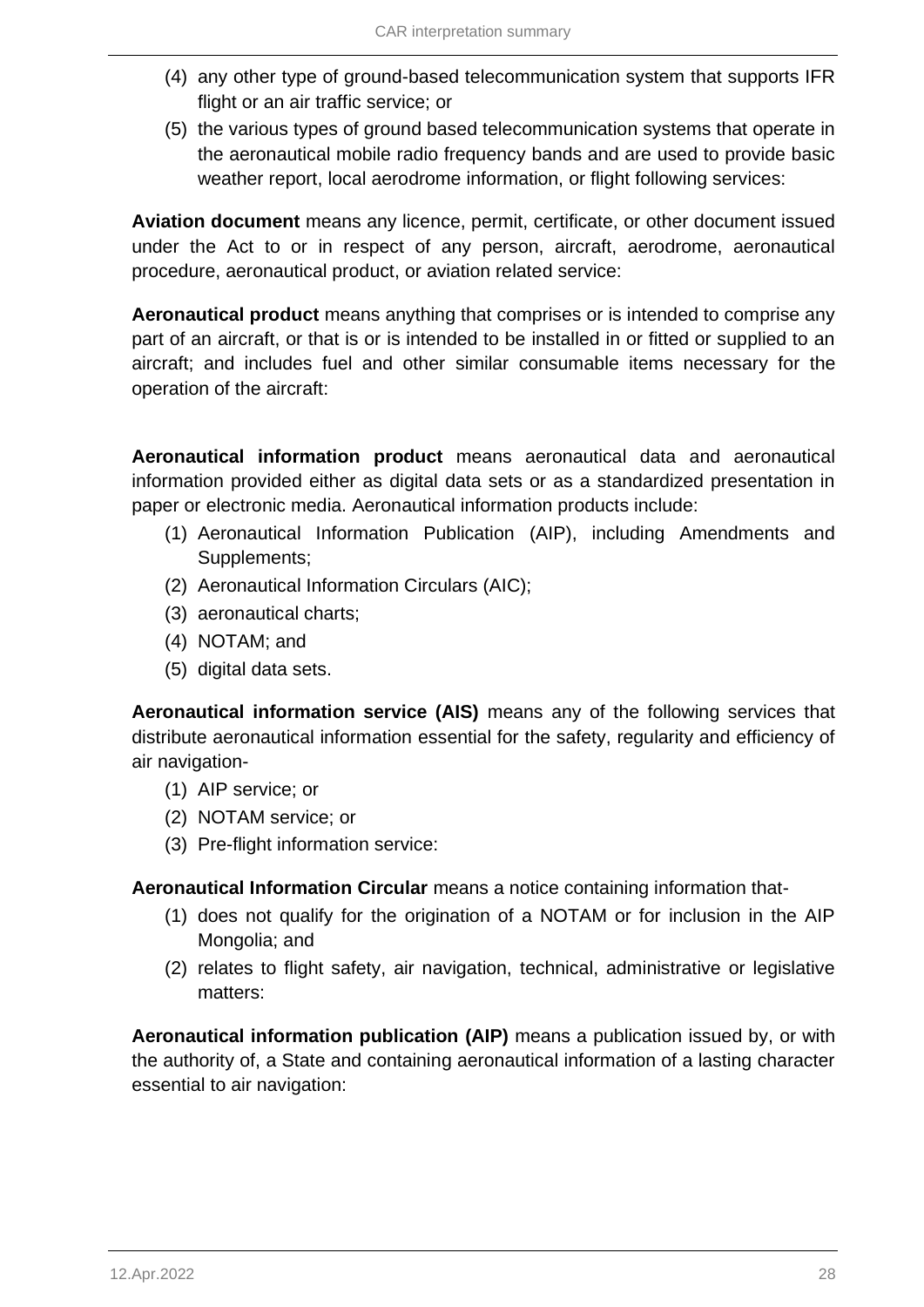(4) any other type of ground-based telecommunication system that supports IFR flight or an air traffic service; or

(5) the various types of ground based telecommunication systems that operate in the aeronautical mobile radio frequency bands and are used to provide basic weather report, local aerodrome information, or flight following services:

**Aviation document** means any licence, permit, certificate, or other document issued under the Act to or in respect of any person, aircraft, aerodrome, aeronautical procedure, aeronautical product, or aviation related service:

**Aeronautical product** means anything that comprises or is intended to comprise any part of an aircraft, or that is or is intended to be installed in or fitted or supplied to an aircraft; and includes fuel and other similar consumable items necessary for the operation of the aircraft:

**Aeronautical information product** means aeronautical data and aeronautical information provided either as digital data sets or as a standardized presentation in paper or electronic media. Aeronautical information products include:

(1) Aeronautical Information Publication (AIP), including Amendments and Supplements;

(2) Aeronautical Information Circulars (AIC);

(3) aeronautical charts;

(4) NOTAM; and

(5) digital data sets.

**Aeronautical information service (AIS)** means any of the following services that distribute aeronautical information essential for the safety, regularity and efficiency of air navigation-

(1) AIP service; or

(2) NOTAM service; or

(3) Pre-flight information service:

**Aeronautical Information Circular** means a notice containing information that-

(1) does not qualify for the origination of a NOTAM or for inclusion in the AIP Mongolia; and

(2) relates to flight safety, air navigation, technical, administrative or legislative matters:

**Aeronautical information publication (AIP)** means a publication issued by, or with the authority of, a State and containing aeronautical information of a lasting character essential to air navigation: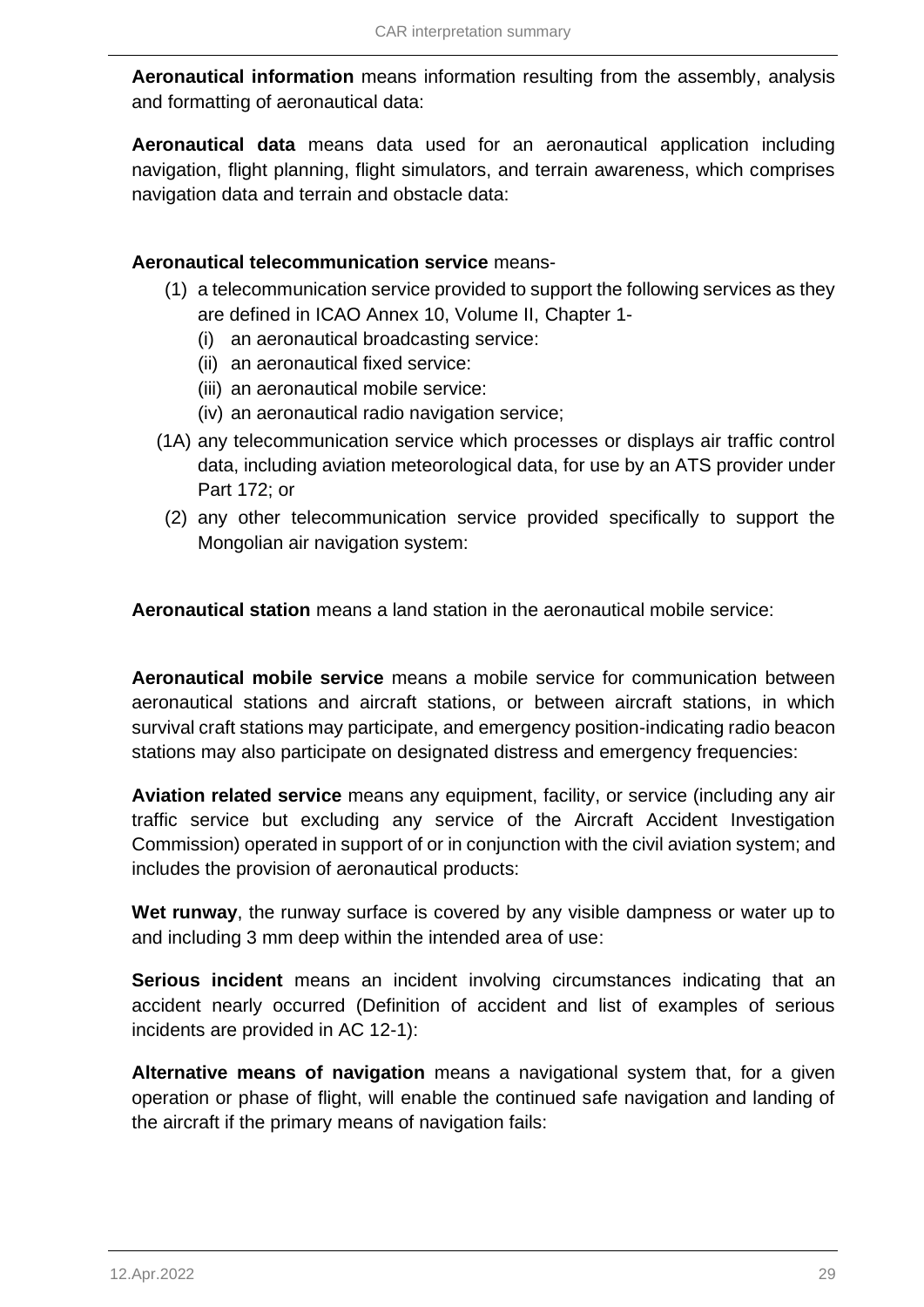**Aeronautical information** means information resulting from the assembly, analysis and formatting of aeronautical data:

**Aeronautical data** means data used for an aeronautical application including navigation, flight planning, flight simulators, and terrain awareness, which comprises navigation data and terrain and obstacle data:

**Aeronautical telecommunication service** means-

(1) a telecommunication service provided to support the following services as they are defined in ICAO Annex 10, Volume II, Chapter 1-

   (i) an aeronautical broadcasting service:

   (ii) an aeronautical fixed service:

   (iii) an aeronautical mobile service:

   (iv) an aeronautical radio navigation service;

(1A) any telecommunication service which processes or displays air traffic control data, including aviation meteorological data, for use by an ATS provider under Part 172; or

(2) any other telecommunication service provided specifically to support the Mongolian air navigation system:

**Aeronautical station** means a land station in the aeronautical mobile service:

**Aeronautical mobile service** means a mobile service for communication between aeronautical stations and aircraft stations, or between aircraft stations, in which survival craft stations may participate, and emergency position-indicating radio beacon stations may also participate on designated distress and emergency frequencies:

**Aviation related service** means any equipment, facility, or service (including any air traffic service but excluding any service of the Aircraft Accident Investigation Commission) operated in support of or in conjunction with the civil aviation system; and includes the provision of aeronautical products:

**Wet runway**, the runway surface is covered by any visible dampness or water up to and including 3 mm deep within the intended area of use:

**Serious incident** means an incident involving circumstances indicating that an accident nearly occurred (Definition of accident and list of examples of serious incidents are provided in AC 12-1):

**Alternative means of navigation** means a navigational system that, for a given operation or phase of flight, will enable the continued safe navigation and landing of the aircraft if the primary means of navigation fails: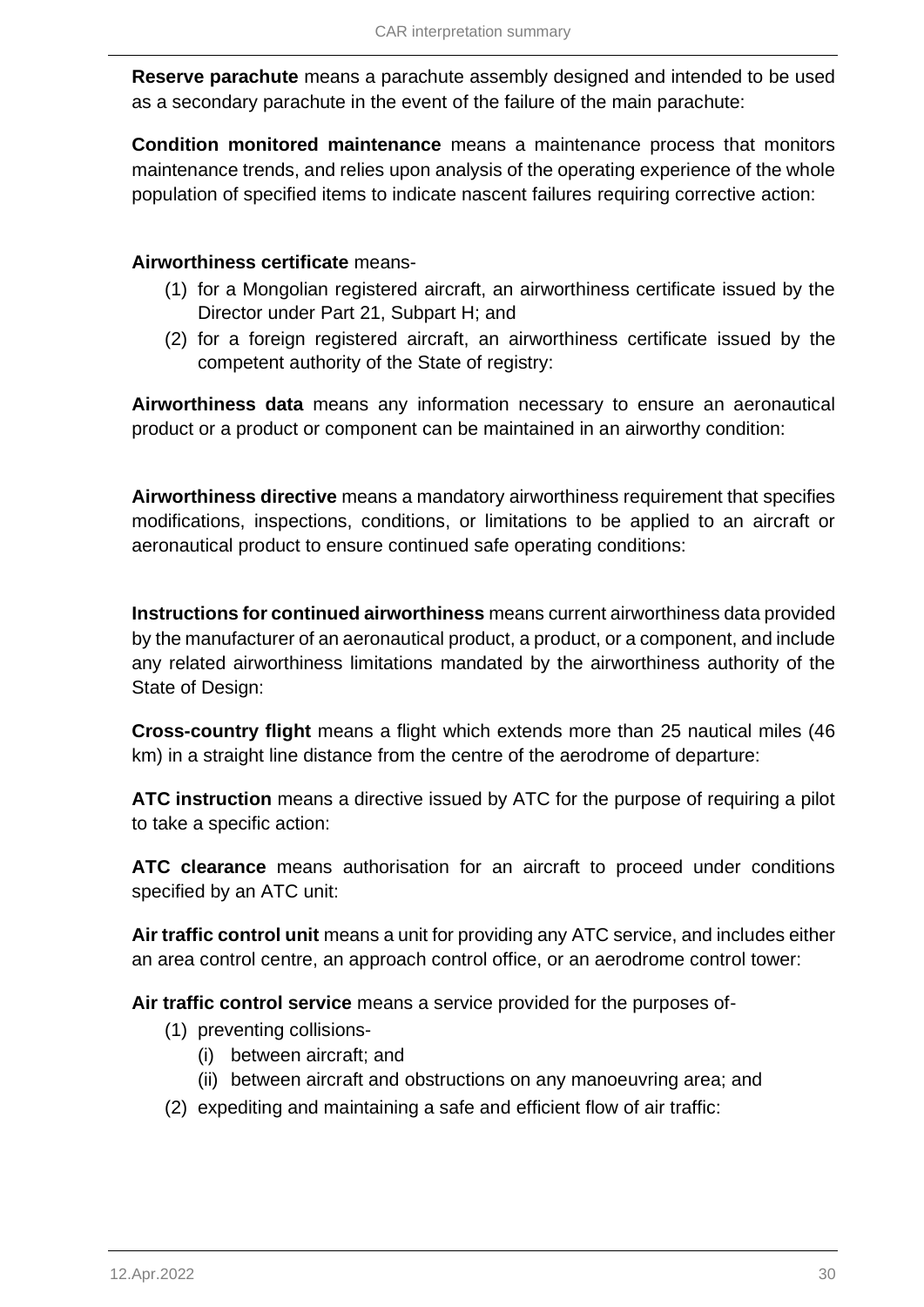**Reserve parachute** means a parachute assembly designed and intended to be used as a secondary parachute in the event of the failure of the main parachute:

**Condition monitored maintenance** means a maintenance process that monitors maintenance trends, and relies upon analysis of the operating experience of the whole population of specified items to indicate nascent failures requiring corrective action:

**Airworthiness certificate** means-

(1) for a Mongolian registered aircraft, an airworthiness certificate issued by the Director under Part 21, Subpart H; and

(2) for a foreign registered aircraft, an airworthiness certificate issued by the competent authority of the State of registry:

**Airworthiness data** means any information necessary to ensure an aeronautical product or a product or component can be maintained in an airworthy condition:

**Airworthiness directive** means a mandatory airworthiness requirement that specifies modifications, inspections, conditions, or limitations to be applied to an aircraft or aeronautical product to ensure continued safe operating conditions:

**Instructions for continued airworthiness** means current airworthiness data provided by the manufacturer of an aeronautical product, a product, or a component, and include any related airworthiness limitations mandated by the airworthiness authority of the State of Design:

**Cross-country flight** means a flight which extends more than 25 nautical miles (46 km) in a straight line distance from the centre of the aerodrome of departure:

**ATC instruction** means a directive issued by ATC for the purpose of requiring a pilot to take a specific action:

**ATC clearance** means authorisation for an aircraft to proceed under conditions specified by an ATC unit:

**Air traffic control unit** means a unit for providing any ATC service, and includes either an area control centre, an approach control office, or an aerodrome control tower:

**Air traffic control service** means a service provided for the purposes of-

(1) preventing collisions-
   (i) between aircraft; and
   (ii) between aircraft and obstructions on any manoeuvring area; and

(2) expediting and maintaining a safe and efficient flow of air traffic: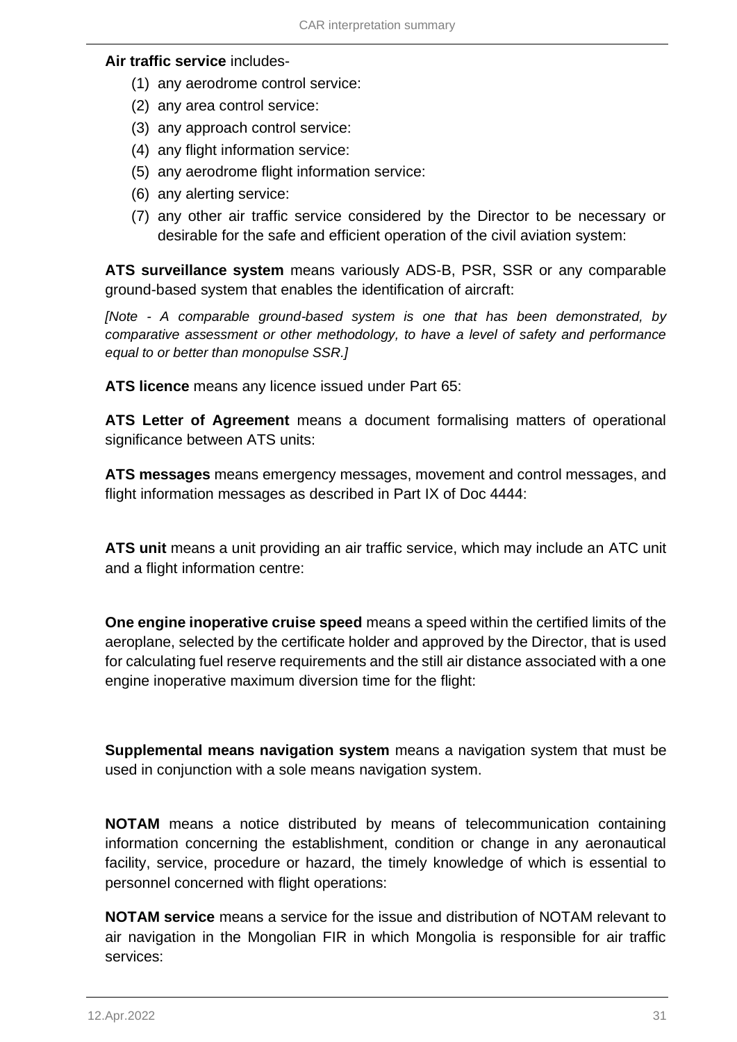**Air traffic service** includes-

(1) any aerodrome control service:
(2) any area control service:
(3) any approach control service:
(4) any flight information service:
(5) any aerodrome flight information service:
(6) any alerting service:
(7) any other air traffic service considered by the Director to be necessary or desirable for the safe and efficient operation of the civil aviation system:

**ATS surveillance system** means variously ADS-B, PSR, SSR or any comparable ground-based system that enables the identification of aircraft:

*[Note - A comparable ground-based system is one that has been demonstrated, by comparative assessment or other methodology, to have a level of safety and performance equal to or better than monopulse SSR.]*

**ATS licence** means any licence issued under Part 65:

**ATS Letter of Agreement** means a document formalising matters of operational significance between ATS units:

**ATS messages** means emergency messages, movement and control messages, and flight information messages as described in Part IX of Doc 4444:

**ATS unit** means a unit providing an air traffic service, which may include an ATC unit and a flight information centre:

**One engine inoperative cruise speed** means a speed within the certified limits of the aeroplane, selected by the certificate holder and approved by the Director, that is used for calculating fuel reserve requirements and the still air distance associated with a one engine inoperative maximum diversion time for the flight:

**Supplemental means navigation system** means a navigation system that must be used in conjunction with a sole means navigation system.

**NOTAM** means a notice distributed by means of telecommunication containing information concerning the establishment, condition or change in any aeronautical facility, service, procedure or hazard, the timely knowledge of which is essential to personnel concerned with flight operations:

**NOTAM service** means a service for the issue and distribution of NOTAM relevant to air navigation in the Mongolian FIR in which Mongolia is responsible for air traffic services: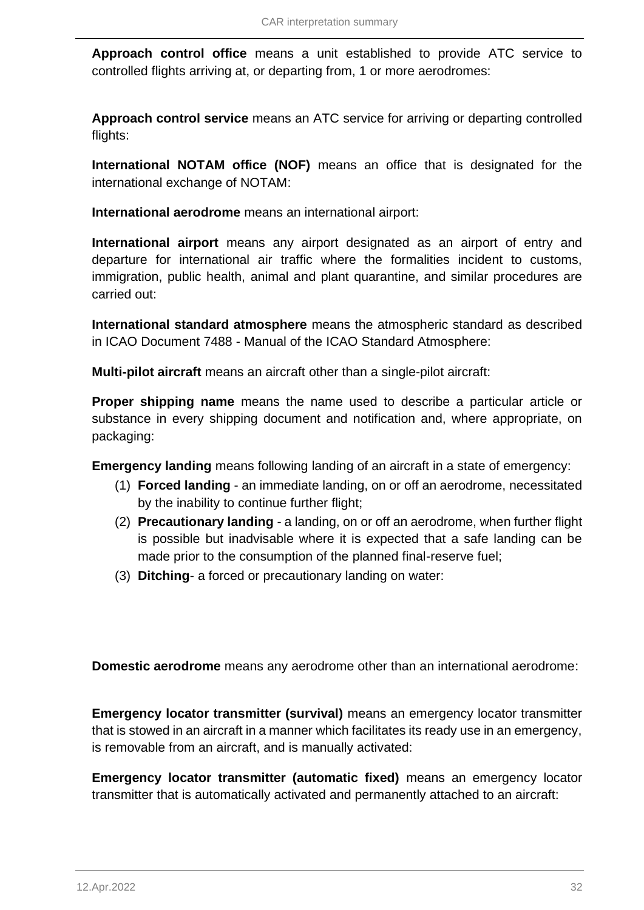**Approach control office** means a unit established to provide ATC service to controlled flights arriving at, or departing from, 1 or more aerodromes:

**Approach control service** means an ATC service for arriving or departing controlled flights:

**International NOTAM office (NOF)** means an office that is designated for the international exchange of NOTAM:

**International aerodrome** means an international airport:

**International airport** means any airport designated as an airport of entry and departure for international air traffic where the formalities incident to customs, immigration, public health, animal and plant quarantine, and similar procedures are carried out:

**International standard atmosphere** means the atmospheric standard as described in ICAO Document 7488 - Manual of the ICAO Standard Atmosphere:

**Multi-pilot aircraft** means an aircraft other than a single-pilot aircraft:

**Proper shipping name** means the name used to describe a particular article or substance in every shipping document and notification and, where appropriate, on packaging:

**Emergency landing** means following landing of an aircraft in a state of emergency:

(1) **Forced landing** - an immediate landing, on or off an aerodrome, necessitated by the inability to continue further flight;

(2) **Precautionary landing** - a landing, on or off an aerodrome, when further flight is possible but inadvisable where it is expected that a safe landing can be made prior to the consumption of the planned final-reserve fuel;

(3) **Ditching**- a forced or precautionary landing on water:

**Domestic aerodrome** means any aerodrome other than an international aerodrome:

**Emergency locator transmitter (survival)** means an emergency locator transmitter that is stowed in an aircraft in a manner which facilitates its ready use in an emergency, is removable from an aircraft, and is manually activated:

**Emergency locator transmitter (automatic fixed)** means an emergency locator transmitter that is automatically activated and permanently attached to an aircraft: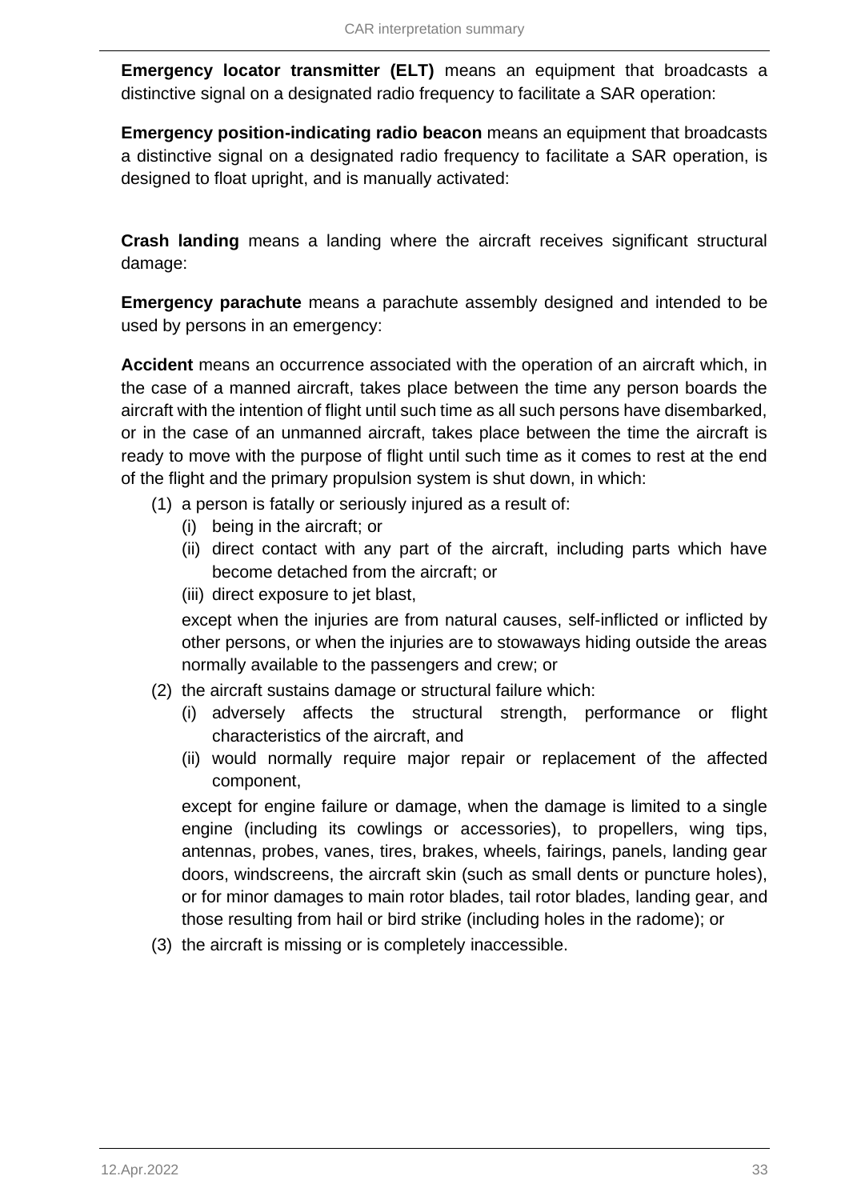**Emergency locator transmitter (ELT)** means an equipment that broadcasts a distinctive signal on a designated radio frequency to facilitate a SAR operation:

**Emergency position-indicating radio beacon** means an equipment that broadcasts a distinctive signal on a designated radio frequency to facilitate a SAR operation, is designed to float upright, and is manually activated:

**Crash landing** means a landing where the aircraft receives significant structural damage:

**Emergency parachute** means a parachute assembly designed and intended to be used by persons in an emergency:

**Accident** means an occurrence associated with the operation of an aircraft which, in the case of a manned aircraft, takes place between the time any person boards the aircraft with the intention of flight until such time as all such persons have disembarked, or in the case of an unmanned aircraft, takes place between the time the aircraft is ready to move with the purpose of flight until such time as it comes to rest at the end of the flight and the primary propulsion system is shut down, in which:

(1) a person is fatally or seriously injured as a result of:
   - (i) being in the aircraft; or
   - (ii) direct contact with any part of the aircraft, including parts which have become detached from the aircraft; or
   - (iii) direct exposure to jet blast,

   except when the injuries are from natural causes, self-inflicted or inflicted by other persons, or when the injuries are to stowaways hiding outside the areas normally available to the passengers and crew; or

(2) the aircraft sustains damage or structural failure which:
   - (i) adversely affects the structural strength, performance or flight characteristics of the aircraft, and
   - (ii) would normally require major repair or replacement of the affected component,

   except for engine failure or damage, when the damage is limited to a single engine (including its cowlings or accessories), to propellers, wing tips, antennas, probes, vanes, tires, brakes, wheels, fairings, panels, landing gear doors, windscreens, the aircraft skin (such as small dents or puncture holes), or for minor damages to main rotor blades, tail rotor blades, landing gear, and those resulting from hail or bird strike (including holes in the radome); or

(3) the aircraft is missing or is completely inaccessible.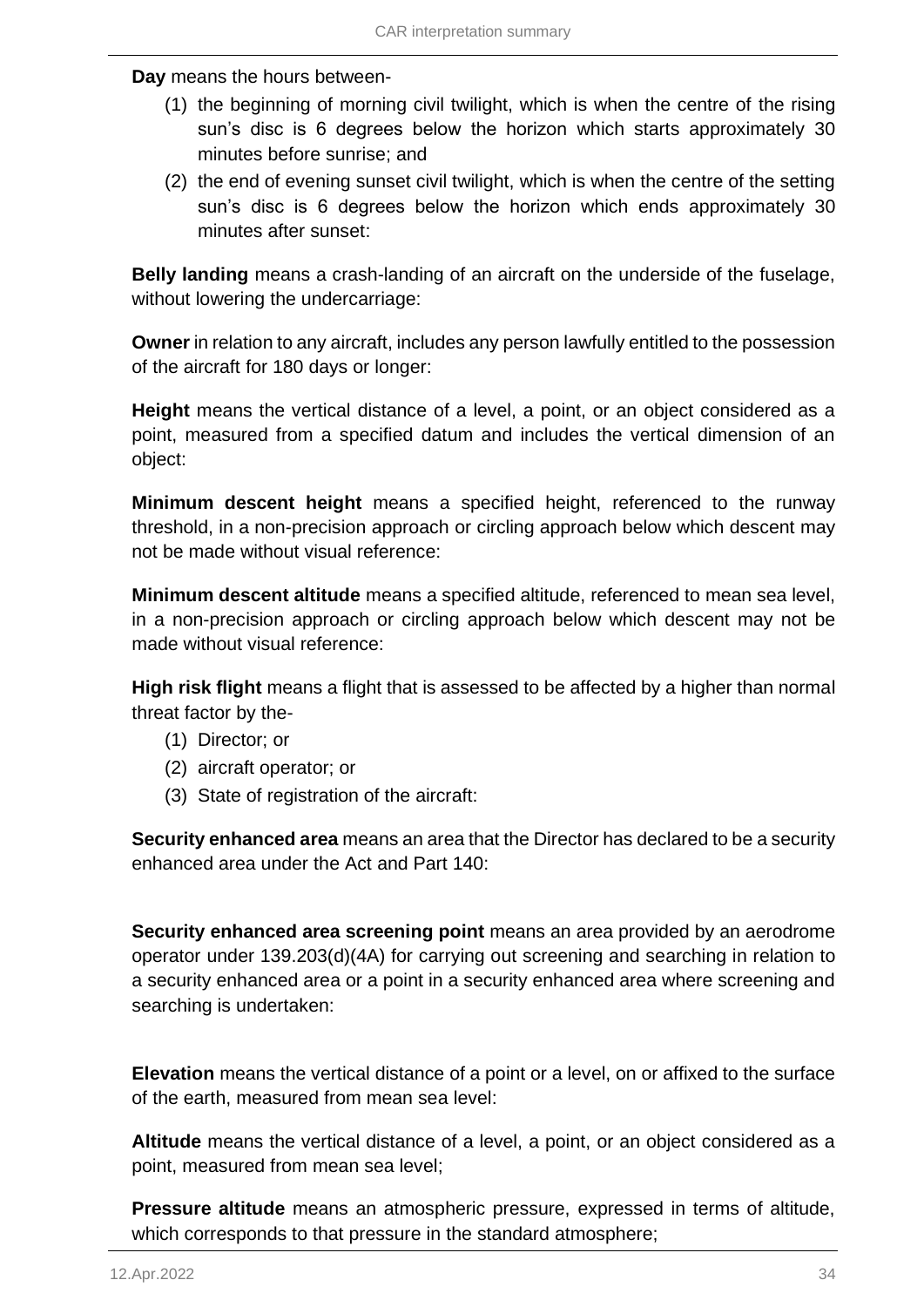**Day** means the hours between-

(1) the beginning of morning civil twilight, which is when the centre of the rising sun's disc is 6 degrees below the horizon which starts approximately 30 minutes before sunrise; and

(2) the end of evening sunset civil twilight, which is when the centre of the setting sun's disc is 6 degrees below the horizon which ends approximately 30 minutes after sunset:

**Belly landing** means a crash-landing of an aircraft on the underside of the fuselage, without lowering the undercarriage:

**Owner** in relation to any aircraft, includes any person lawfully entitled to the possession of the aircraft for 180 days or longer:

**Height** means the vertical distance of a level, a point, or an object considered as a point, measured from a specified datum and includes the vertical dimension of an object:

**Minimum descent height** means a specified height, referenced to the runway threshold, in a non-precision approach or circling approach below which descent may not be made without visual reference:

**Minimum descent altitude** means a specified altitude, referenced to mean sea level, in a non-precision approach or circling approach below which descent may not be made without visual reference:

**High risk flight** means a flight that is assessed to be affected by a higher than normal threat factor by the-

(1) Director; or

(2) aircraft operator; or

(3) State of registration of the aircraft:

**Security enhanced area** means an area that the Director has declared to be a security enhanced area under the Act and Part 140:

**Security enhanced area screening point** means an area provided by an aerodrome operator under 139.203(d)(4A) for carrying out screening and searching in relation to a security enhanced area or a point in a security enhanced area where screening and searching is undertaken:

**Elevation** means the vertical distance of a point or a level, on or affixed to the surface of the earth, measured from mean sea level:

**Altitude** means the vertical distance of a level, a point, or an object considered as a point, measured from mean sea level;

**Pressure altitude** means an atmospheric pressure, expressed in terms of altitude, which corresponds to that pressure in the standard atmosphere;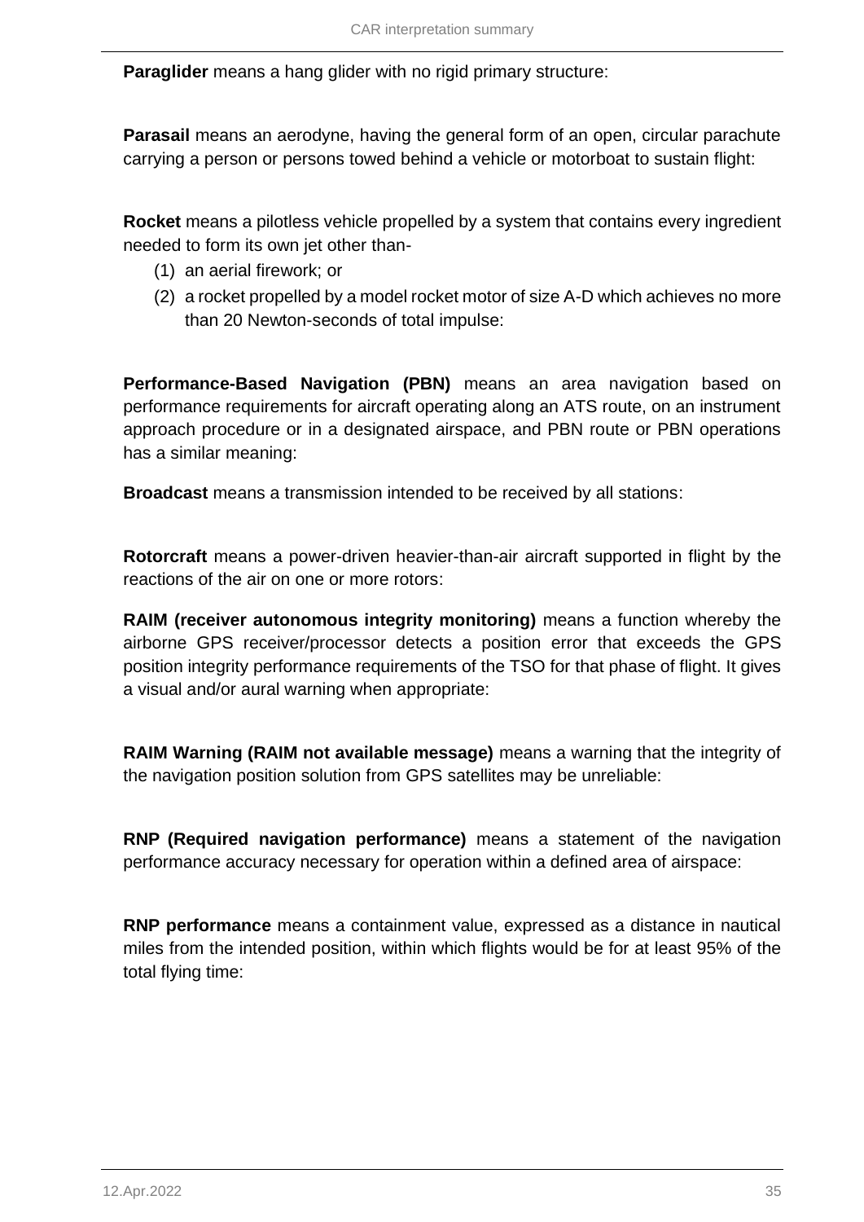**Paraglider** means a hang glider with no rigid primary structure:

**Parasail** means an aerodyne, having the general form of an open, circular parachute carrying a person or persons towed behind a vehicle or motorboat to sustain flight:

**Rocket** means a pilotless vehicle propelled by a system that contains every ingredient needed to form its own jet other than-

(1) an aerial firework; or
(2) a rocket propelled by a model rocket motor of size A-D which achieves no more than 20 Newton-seconds of total impulse:

**Performance-Based Navigation (PBN)** means an area navigation based on performance requirements for aircraft operating along an ATS route, on an instrument approach procedure or in a designated airspace, and PBN route or PBN operations has a similar meaning:

**Broadcast** means a transmission intended to be received by all stations:

**Rotorcraft** means a power-driven heavier-than-air aircraft supported in flight by the reactions of the air on one or more rotors:

**RAIM (receiver autonomous integrity monitoring)** means a function whereby the airborne GPS receiver/processor detects a position error that exceeds the GPS position integrity performance requirements of the TSO for that phase of flight. It gives a visual and/or aural warning when appropriate:

**RAIM Warning (RAIM not available message)** means a warning that the integrity of the navigation position solution from GPS satellites may be unreliable:

**RNP (Required navigation performance)** means a statement of the navigation performance accuracy necessary for operation within a defined area of airspace:

**RNP performance** means a containment value, expressed as a distance in nautical miles from the intended position, within which flights would be for at least 95% of the total flying time: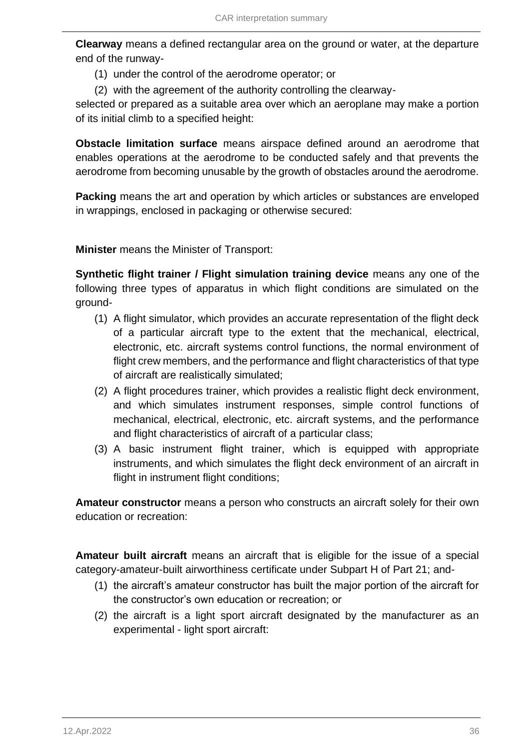**Clearway** means a defined rectangular area on the ground or water, at the departure end of the runway-

(1) under the control of the aerodrome operator; or

(2) with the agreement of the authority controlling the clearway-

selected or prepared as a suitable area over which an aeroplane may make a portion of its initial climb to a specified height:

**Obstacle limitation surface** means airspace defined around an aerodrome that enables operations at the aerodrome to be conducted safely and that prevents the aerodrome from becoming unusable by the growth of obstacles around the aerodrome.

**Packing** means the art and operation by which articles or substances are enveloped in wrappings, enclosed in packaging or otherwise secured:

**Minister** means the Minister of Transport:

**Synthetic flight trainer / Flight simulation training device** means any one of the following three types of apparatus in which flight conditions are simulated on the ground-

(1) A flight simulator, which provides an accurate representation of the flight deck of a particular aircraft type to the extent that the mechanical, electrical, electronic, etc. aircraft systems control functions, the normal environment of flight crew members, and the performance and flight characteristics of that type of aircraft are realistically simulated;

(2) A flight procedures trainer, which provides a realistic flight deck environment, and which simulates instrument responses, simple control functions of mechanical, electrical, electronic, etc. aircraft systems, and the performance and flight characteristics of aircraft of a particular class;

(3) A basic instrument flight trainer, which is equipped with appropriate instruments, and which simulates the flight deck environment of an aircraft in flight in instrument flight conditions;

**Amateur constructor** means a person who constructs an aircraft solely for their own education or recreation:

**Amateur built aircraft** means an aircraft that is eligible for the issue of a special category-amateur-built airworthiness certificate under Subpart H of Part 21; and-

(1) the aircraft's amateur constructor has built the major portion of the aircraft for the constructor's own education or recreation; or

(2) the aircraft is a light sport aircraft designated by the manufacturer as an experimental - light sport aircraft: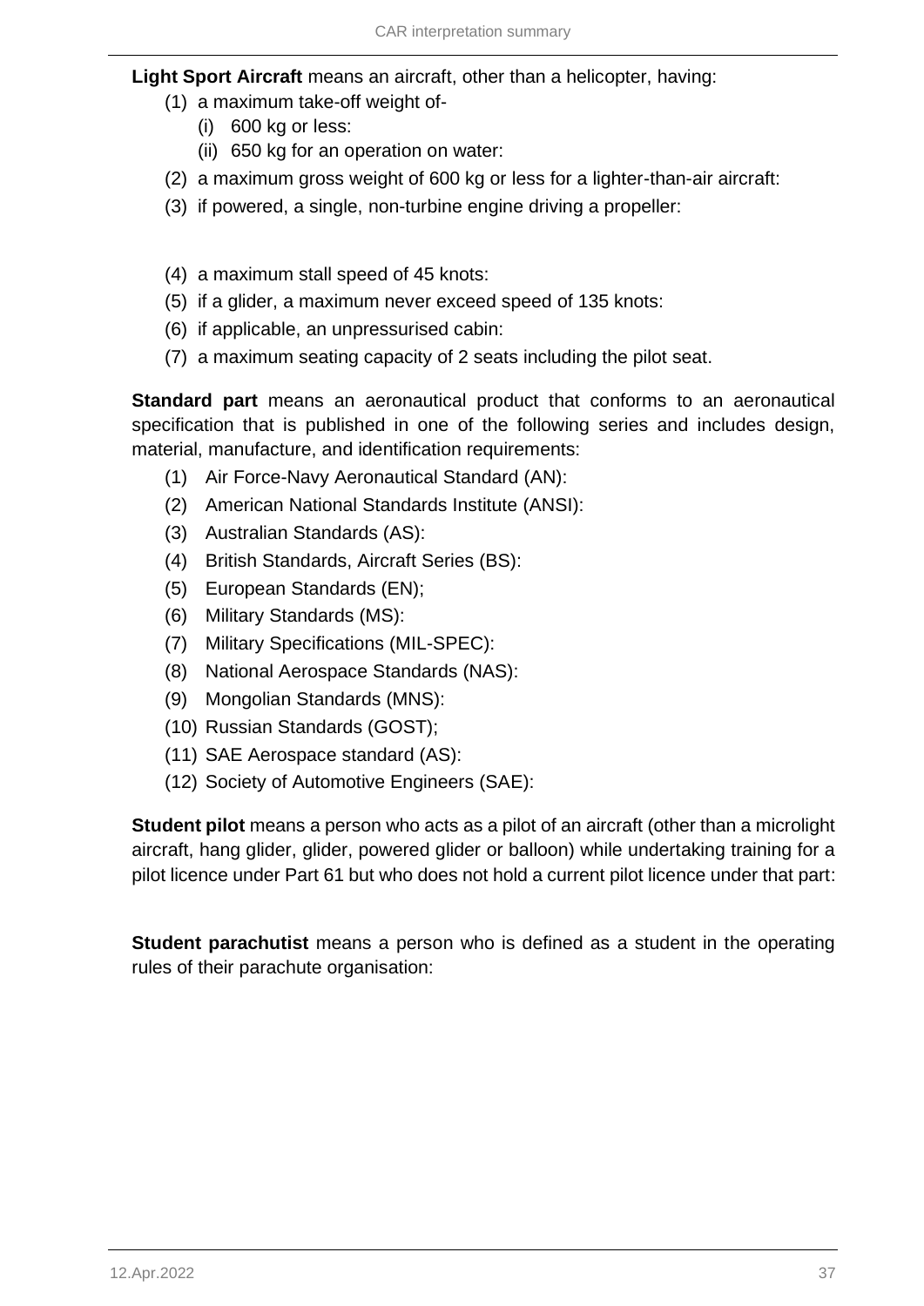**Light Sport Aircraft** means an aircraft, other than a helicopter, having:

(1) a maximum take-off weight of-
  (i) 600 kg or less:
  (ii) 650 kg for an operation on water:
(2) a maximum gross weight of 600 kg or less for a lighter-than-air aircraft:
(3) if powered, a single, non-turbine engine driving a propeller:
(4) a maximum stall speed of 45 knots:
(5) if a glider, a maximum never exceed speed of 135 knots:
(6) if applicable, an unpressurised cabin:
(7) a maximum seating capacity of 2 seats including the pilot seat.

**Standard part** means an aeronautical product that conforms to an aeronautical specification that is published in one of the following series and includes design, material, manufacture, and identification requirements:

(1) Air Force-Navy Aeronautical Standard (AN):
(2) American National Standards Institute (ANSI):
(3) Australian Standards (AS):
(4) British Standards, Aircraft Series (BS):
(5) European Standards (EN);
(6) Military Standards (MS):
(7) Military Specifications (MIL-SPEC):
(8) National Aerospace Standards (NAS):
(9) Mongolian Standards (MNS):
(10) Russian Standards (GOST);
(11) SAE Aerospace standard (AS):
(12) Society of Automotive Engineers (SAE):

**Student pilot** means a person who acts as a pilot of an aircraft (other than a microlight aircraft, hang glider, glider, powered glider or balloon) while undertaking training for a pilot licence under Part 61 but who does not hold a current pilot licence under that part:

**Student parachutist** means a person who is defined as a student in the operating rules of their parachute organisation: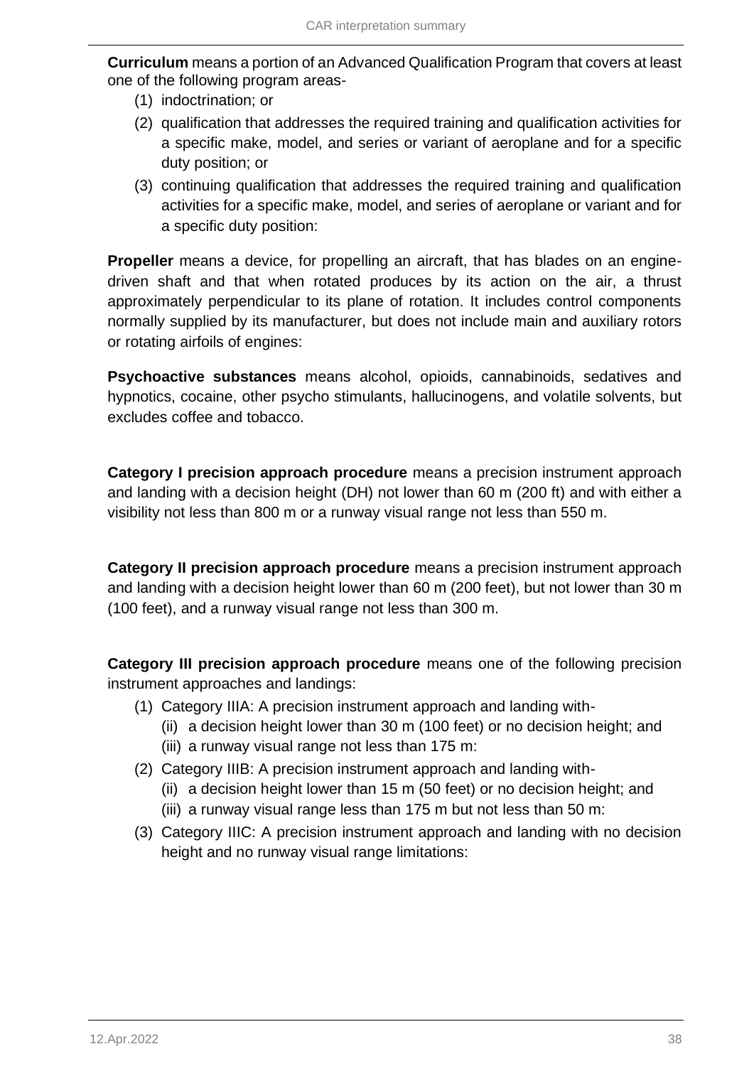**Curriculum** means a portion of an Advanced Qualification Program that covers at least one of the following program areas-

(1) indoctrination; or

(2) qualification that addresses the required training and qualification activities for a specific make, model, and series or variant of aeroplane and for a specific duty position; or

(3) continuing qualification that addresses the required training and qualification activities for a specific make, model, and series of aeroplane or variant and for a specific duty position:

**Propeller** means a device, for propelling an aircraft, that has blades on an engine-driven shaft and that when rotated produces by its action on the air, a thrust approximately perpendicular to its plane of rotation. It includes control components normally supplied by its manufacturer, but does not include main and auxiliary rotors or rotating airfoils of engines:

**Psychoactive substances** means alcohol, opioids, cannabinoids, sedatives and hypnotics, cocaine, other psycho stimulants, hallucinogens, and volatile solvents, but excludes coffee and tobacco.

**Category I precision approach procedure** means a precision instrument approach and landing with a decision height (DH) not lower than 60 m (200 ft) and with either a visibility not less than 800 m or a runway visual range not less than 550 m.

**Category II precision approach procedure** means a precision instrument approach and landing with a decision height lower than 60 m (200 feet), but not lower than 30 m (100 feet), and a runway visual range not less than 300 m.

**Category III precision approach procedure** means one of the following precision instrument approaches and landings:

(1) Category IIIA: A precision instrument approach and landing with-
   (ii) a decision height lower than 30 m (100 feet) or no decision height; and
   (iii) a runway visual range not less than 175 m:

(2) Category IIIB: A precision instrument approach and landing with-
   (ii) a decision height lower than 15 m (50 feet) or no decision height; and
   (iii) a runway visual range less than 175 m but not less than 50 m:

(3) Category IIIC: A precision instrument approach and landing with no decision height and no runway visual range limitations: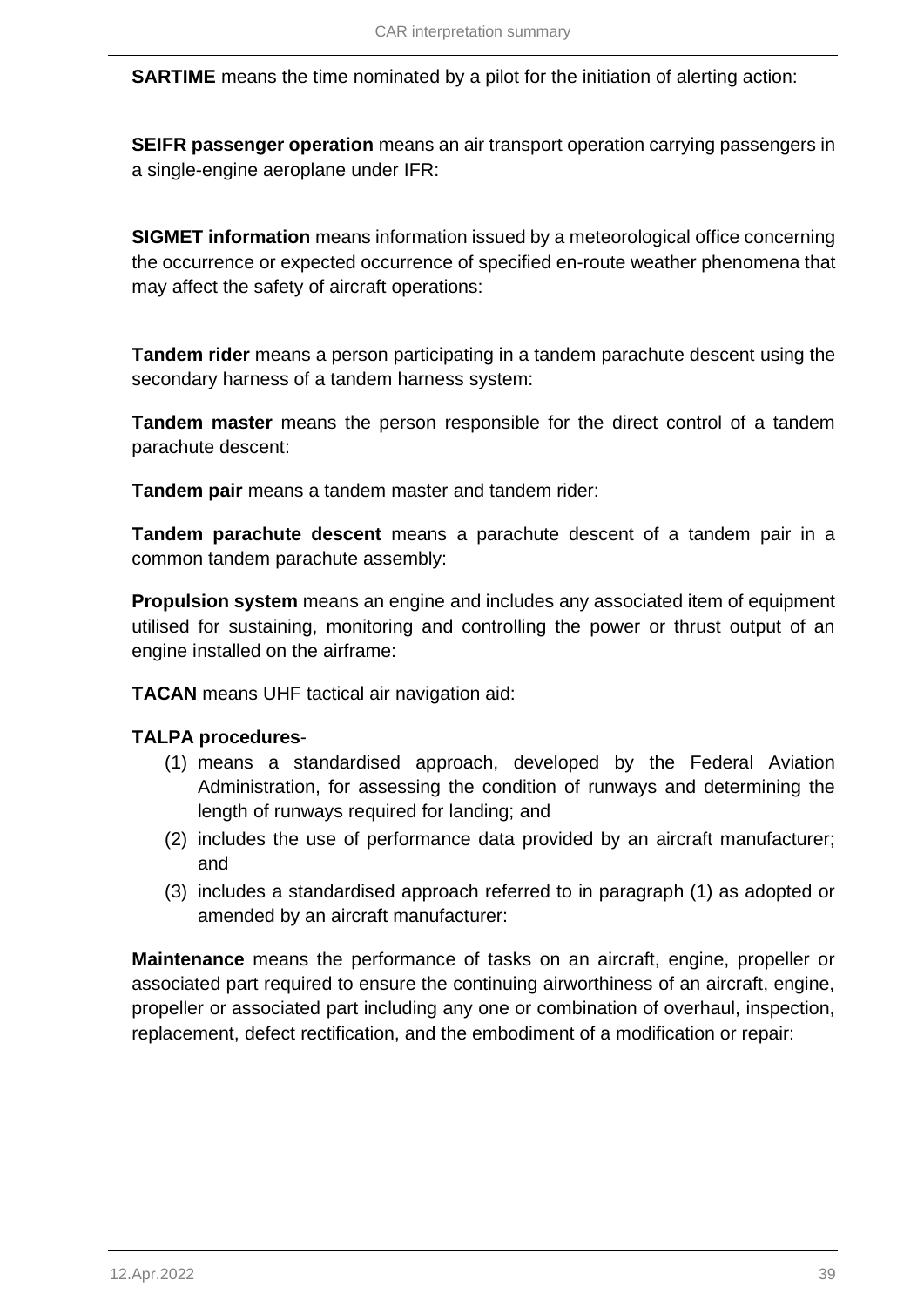**SARTIME** means the time nominated by a pilot for the initiation of alerting action:

**SEIFR passenger operation** means an air transport operation carrying passengers in a single-engine aeroplane under IFR:

**SIGMET information** means information issued by a meteorological office concerning the occurrence or expected occurrence of specified en-route weather phenomena that may affect the safety of aircraft operations:

**Tandem rider** means a person participating in a tandem parachute descent using the secondary harness of a tandem harness system:

**Tandem master** means the person responsible for the direct control of a tandem parachute descent:

**Tandem pair** means a tandem master and tandem rider:

**Tandem parachute descent** means a parachute descent of a tandem pair in a common tandem parachute assembly:

**Propulsion system** means an engine and includes any associated item of equipment utilised for sustaining, monitoring and controlling the power or thrust output of an engine installed on the airframe:

**TACAN** means UHF tactical air navigation aid:

**TALPA procedures**-

(1) means a standardised approach, developed by the Federal Aviation Administration, for assessing the condition of runways and determining the length of runways required for landing; and

(2) includes the use of performance data provided by an aircraft manufacturer; and

(3) includes a standardised approach referred to in paragraph (1) as adopted or amended by an aircraft manufacturer:

**Maintenance** means the performance of tasks on an aircraft, engine, propeller or associated part required to ensure the continuing airworthiness of an aircraft, engine, propeller or associated part including any one or combination of overhaul, inspection, replacement, defect rectification, and the embodiment of a modification or repair: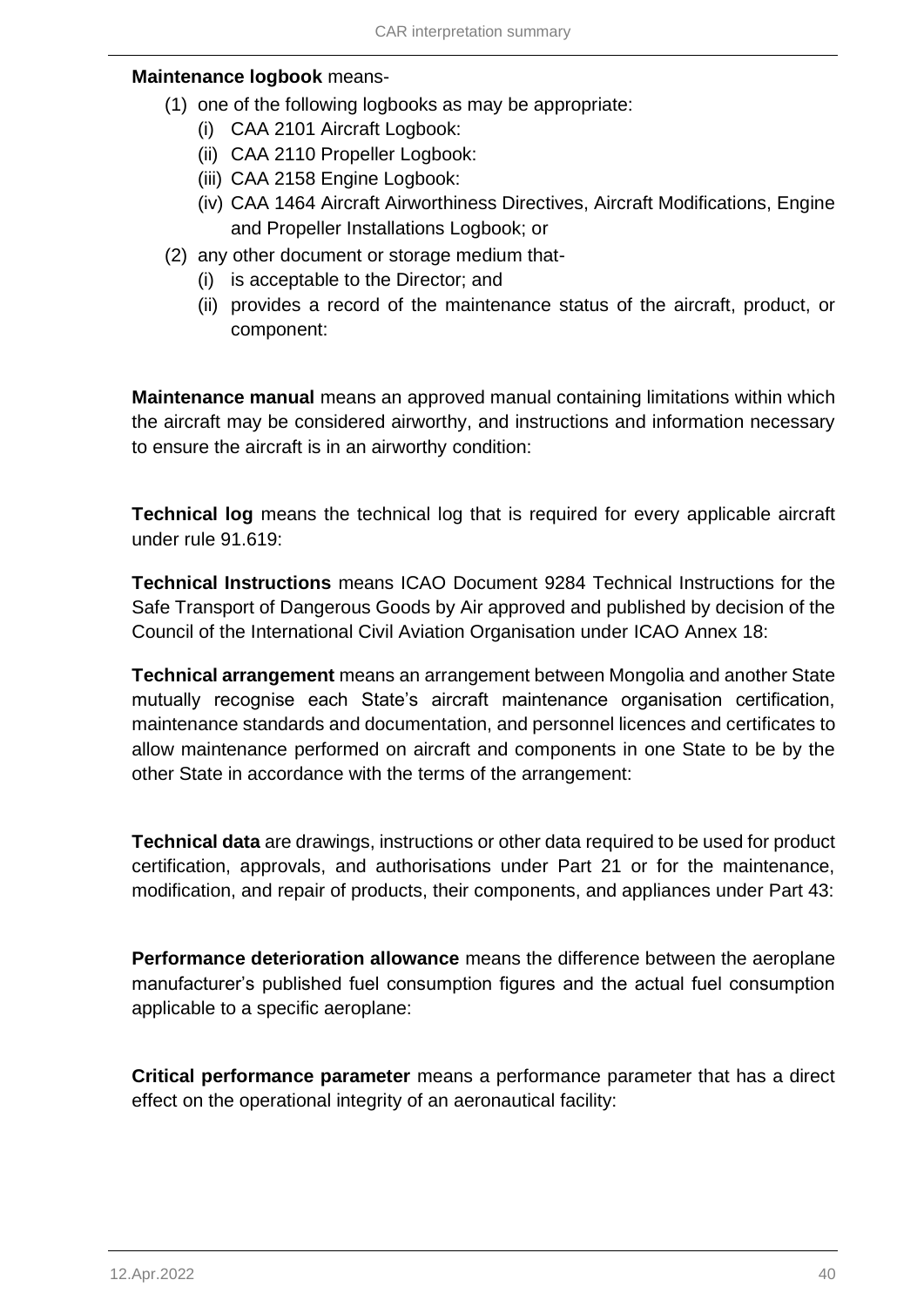**Maintenance logbook** means-

(1) one of the following logbooks as may be appropriate:
   (i) CAA 2101 Aircraft Logbook:
   (ii) CAA 2110 Propeller Logbook:
   (iii) CAA 2158 Engine Logbook:
   (iv) CAA 1464 Aircraft Airworthiness Directives, Aircraft Modifications, Engine and Propeller Installations Logbook; or

(2) any other document or storage medium that-
   (i) is acceptable to the Director; and
   (ii) provides a record of the maintenance status of the aircraft, product, or component:

**Maintenance manual** means an approved manual containing limitations within which the aircraft may be considered airworthy, and instructions and information necessary to ensure the aircraft is in an airworthy condition:

**Technical log** means the technical log that is required for every applicable aircraft under rule 91.619:

**Technical Instructions** means ICAO Document 9284 Technical Instructions for the Safe Transport of Dangerous Goods by Air approved and published by decision of the Council of the International Civil Aviation Organisation under ICAO Annex 18:

**Technical arrangement** means an arrangement between Mongolia and another State mutually recognise each State's aircraft maintenance organisation certification, maintenance standards and documentation, and personnel licences and certificates to allow maintenance performed on aircraft and components in one State to be by the other State in accordance with the terms of the arrangement:

**Technical data** are drawings, instructions or other data required to be used for product certification, approvals, and authorisations under Part 21 or for the maintenance, modification, and repair of products, their components, and appliances under Part 43:

**Performance deterioration allowance** means the difference between the aeroplane manufacturer's published fuel consumption figures and the actual fuel consumption applicable to a specific aeroplane:

**Critical performance parameter** means a performance parameter that has a direct effect on the operational integrity of an aeronautical facility: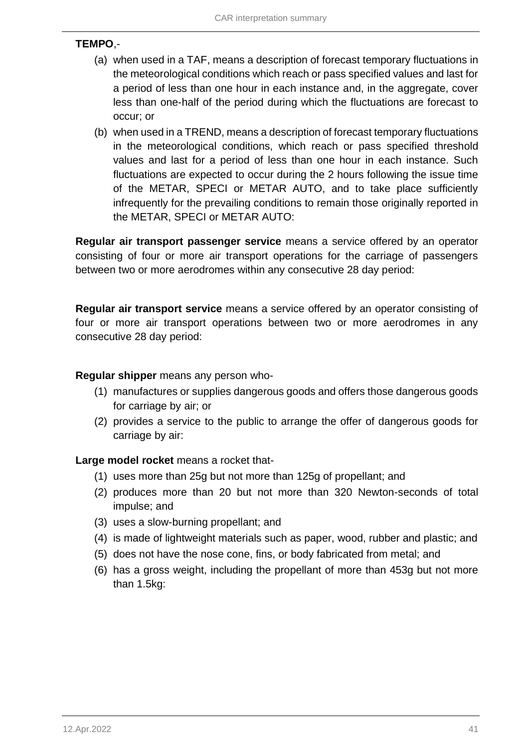**TEMPO**,-

(a) when used in a TAF, means a description of forecast temporary fluctuations in the meteorological conditions which reach or pass specified values and last for a period of less than one hour in each instance and, in the aggregate, cover less than one-half of the period during which the fluctuations are forecast to occur; or

(b) when used in a TREND, means a description of forecast temporary fluctuations in the meteorological conditions, which reach or pass specified threshold values and last for a period of less than one hour in each instance. Such fluctuations are expected to occur during the 2 hours following the issue time of the METAR, SPECI or METAR AUTO, and to take place sufficiently infrequently for the prevailing conditions to remain those originally reported in the METAR, SPECI or METAR AUTO:

**Regular air transport passenger service** means a service offered by an operator consisting of four or more air transport operations for the carriage of passengers between two or more aerodromes within any consecutive 28 day period:

**Regular air transport service** means a service offered by an operator consisting of four or more air transport operations between two or more aerodromes in any consecutive 28 day period:

**Regular shipper** means any person who-

(1) manufactures or supplies dangerous goods and offers those dangerous goods for carriage by air; or
(2) provides a service to the public to arrange the offer of dangerous goods for carriage by air:

**Large model rocket** means a rocket that-

(1) uses more than 25g but not more than 125g of propellant; and
(2) produces more than 20 but not more than 320 Newton-seconds of total impulse; and
(3) uses a slow-burning propellant; and
(4) is made of lightweight materials such as paper, wood, rubber and plastic; and
(5) does not have the nose cone, fins, or body fabricated from metal; and
(6) has a gross weight, including the propellant of more than 453g but not more than 1.5kg: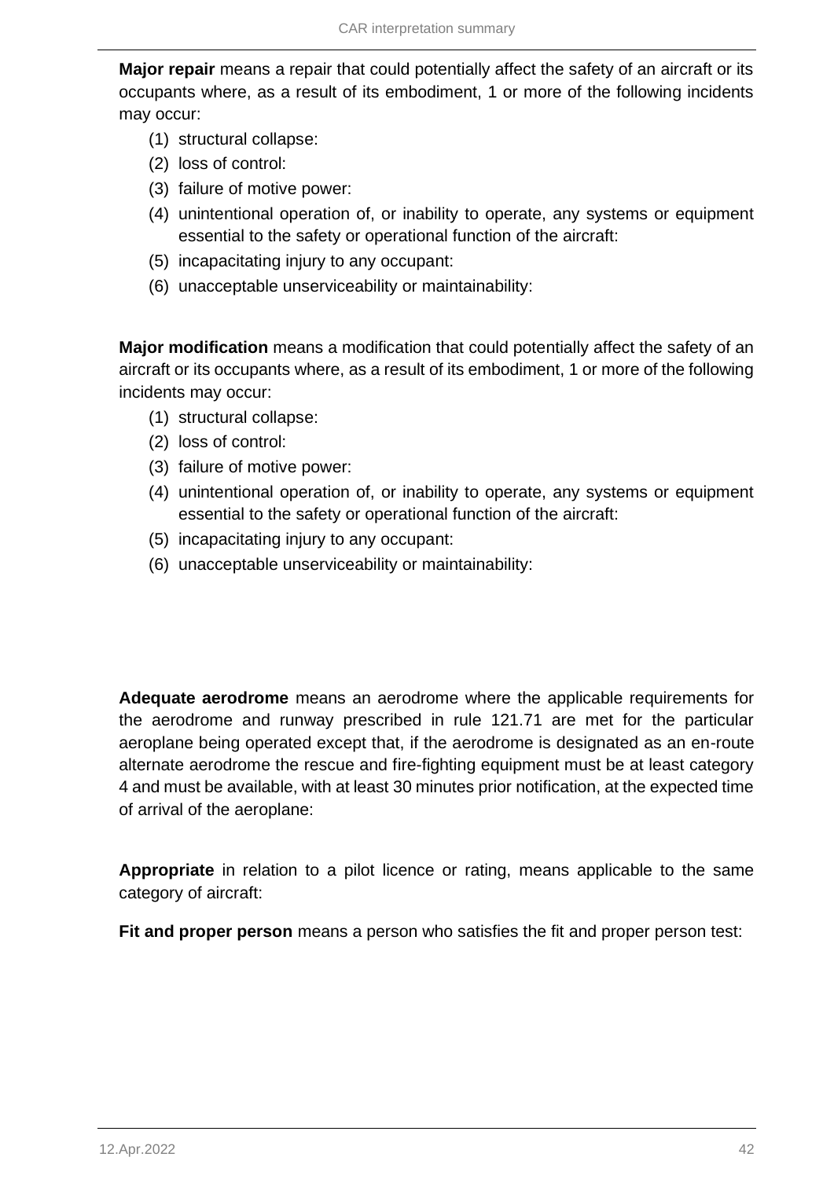**Major repair** means a repair that could potentially affect the safety of an aircraft or its occupants where, as a result of its embodiment, 1 or more of the following incidents may occur:

(1) structural collapse:

(2) loss of control:

(3) failure of motive power:

(4) unintentional operation of, or inability to operate, any systems or equipment essential to the safety or operational function of the aircraft:

(5) incapacitating injury to any occupant:

(6) unacceptable unserviceability or maintainability:

**Major modification** means a modification that could potentially affect the safety of an aircraft or its occupants where, as a result of its embodiment, 1 or more of the following incidents may occur:

(1) structural collapse:

(2) loss of control:

(3) failure of motive power:

(4) unintentional operation of, or inability to operate, any systems or equipment essential to the safety or operational function of the aircraft:

(5) incapacitating injury to any occupant:

(6) unacceptable unserviceability or maintainability:

**Adequate aerodrome** means an aerodrome where the applicable requirements for the aerodrome and runway prescribed in rule 121.71 are met for the particular aeroplane being operated except that, if the aerodrome is designated as an en-route alternate aerodrome the rescue and fire-fighting equipment must be at least category 4 and must be available, with at least 30 minutes prior notification, at the expected time of arrival of the aeroplane:

**Appropriate** in relation to a pilot licence or rating, means applicable to the same category of aircraft:

**Fit and proper person** means a person who satisfies the fit and proper person test: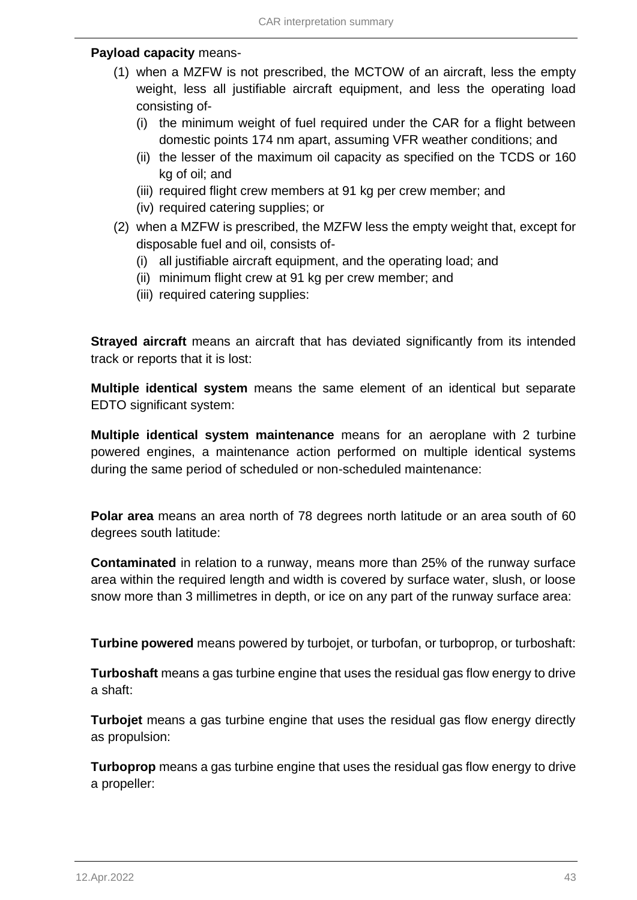**Payload capacity** means-

(1) when a MZFW is not prescribed, the MCTOW of an aircraft, less the empty weight, less all justifiable aircraft equipment, and less the operating load consisting of-
   (i) the minimum weight of fuel required under the CAR for a flight between domestic points 174 nm apart, assuming VFR weather conditions; and
   (ii) the lesser of the maximum oil capacity as specified on the TCDS or 160 kg of oil; and
   (iii) required flight crew members at 91 kg per crew member; and
   (iv) required catering supplies; or

(2) when a MZFW is prescribed, the MZFW less the empty weight that, except for disposable fuel and oil, consists of-
   (i) all justifiable aircraft equipment, and the operating load; and
   (ii) minimum flight crew at 91 kg per crew member; and
   (iii) required catering supplies:

**Strayed aircraft** means an aircraft that has deviated significantly from its intended track or reports that it is lost:

**Multiple identical system** means the same element of an identical but separate EDTO significant system:

**Multiple identical system maintenance** means for an aeroplane with 2 turbine powered engines, a maintenance action performed on multiple identical systems during the same period of scheduled or non-scheduled maintenance:

**Polar area** means an area north of 78 degrees north latitude or an area south of 60 degrees south latitude:

**Contaminated** in relation to a runway, means more than 25% of the runway surface area within the required length and width is covered by surface water, slush, or loose snow more than 3 millimetres in depth, or ice on any part of the runway surface area:

**Turbine powered** means powered by turbojet, or turbofan, or turboprop, or turboshaft:

**Turboshaft** means a gas turbine engine that uses the residual gas flow energy to drive a shaft:

**Turbojet** means a gas turbine engine that uses the residual gas flow energy directly as propulsion:

**Turboprop** means a gas turbine engine that uses the residual gas flow energy to drive a propeller: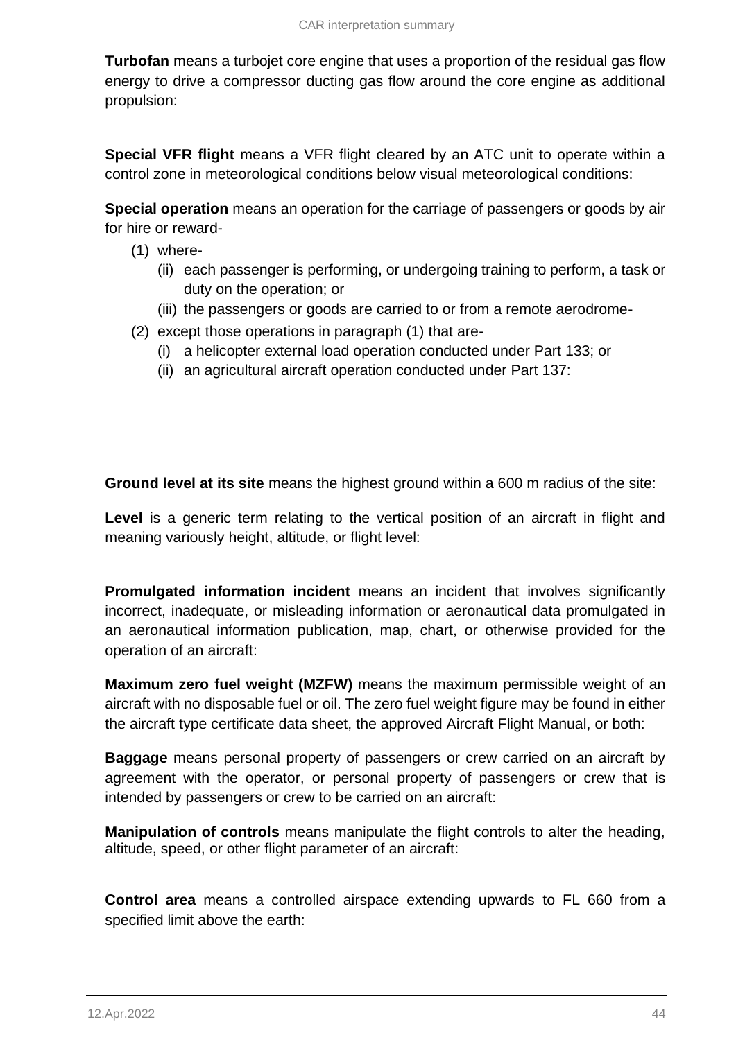**Turbofan** means a turbojet core engine that uses a proportion of the residual gas flow energy to drive a compressor ducting gas flow around the core engine as additional propulsion:

**Special VFR flight** means a VFR flight cleared by an ATC unit to operate within a control zone in meteorological conditions below visual meteorological conditions:

**Special operation** means an operation for the carriage of passengers or goods by air for hire or reward-

- (1) where-
    - (ii) each passenger is performing, or undergoing training to perform, a task or duty on the operation; or
    - (iii) the passengers or goods are carried to or from a remote aerodrome-
- (2) except those operations in paragraph (1) that are-
    - (i) a helicopter external load operation conducted under Part 133; or
    - (ii) an agricultural aircraft operation conducted under Part 137:

**Ground level at its site** means the highest ground within a 600 m radius of the site:

**Level** is a generic term relating to the vertical position of an aircraft in flight and meaning variously height, altitude, or flight level:

**Promulgated information incident** means an incident that involves significantly incorrect, inadequate, or misleading information or aeronautical data promulgated in an aeronautical information publication, map, chart, or otherwise provided for the operation of an aircraft:

**Maximum zero fuel weight (MZFW)** means the maximum permissible weight of an aircraft with no disposable fuel or oil. The zero fuel weight figure may be found in either the aircraft type certificate data sheet, the approved Aircraft Flight Manual, or both:

**Baggage** means personal property of passengers or crew carried on an aircraft by agreement with the operator, or personal property of passengers or crew that is intended by passengers or crew to be carried on an aircraft:

**Manipulation of controls** means manipulate the flight controls to alter the heading, altitude, speed, or other flight parameter of an aircraft:

**Control area** means a controlled airspace extending upwards to FL 660 from a specified limit above the earth: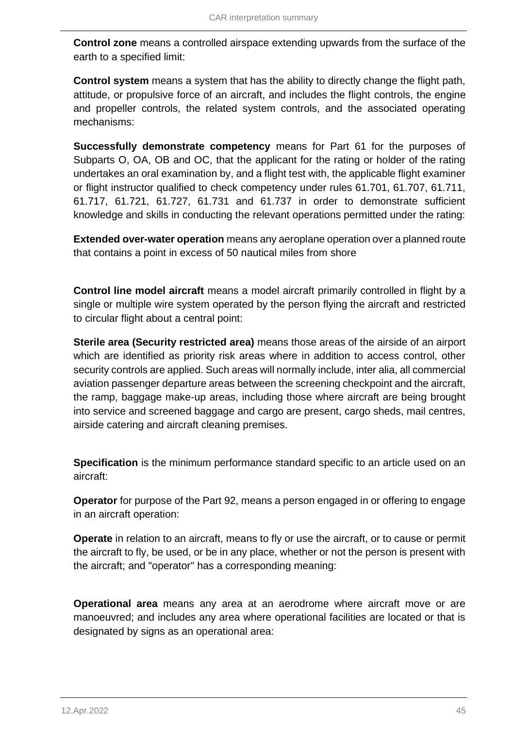**Control zone** means a controlled airspace extending upwards from the surface of the earth to a specified limit:

**Control system** means a system that has the ability to directly change the flight path, attitude, or propulsive force of an aircraft, and includes the flight controls, the engine and propeller controls, the related system controls, and the associated operating mechanisms:

**Successfully demonstrate competency** means for Part 61 for the purposes of Subparts O, OA, OB and OC, that the applicant for the rating or holder of the rating undertakes an oral examination by, and a flight test with, the applicable flight examiner or flight instructor qualified to check competency under rules 61.701, 61.707, 61.711, 61.717, 61.721, 61.727, 61.731 and 61.737 in order to demonstrate sufficient knowledge and skills in conducting the relevant operations permitted under the rating:

**Extended over-water operation** means any aeroplane operation over a planned route that contains a point in excess of 50 nautical miles from shore

**Control line model aircraft** means a model aircraft primarily controlled in flight by a single or multiple wire system operated by the person flying the aircraft and restricted to circular flight about a central point:

**Sterile area (Security restricted area)** means those areas of the airside of an airport which are identified as priority risk areas where in addition to access control, other security controls are applied. Such areas will normally include, inter alia, all commercial aviation passenger departure areas between the screening checkpoint and the aircraft, the ramp, baggage make-up areas, including those where aircraft are being brought into service and screened baggage and cargo are present, cargo sheds, mail centres, airside catering and aircraft cleaning premises.

**Specification** is the minimum performance standard specific to an article used on an aircraft:

**Operator** for purpose of the Part 92, means a person engaged in or offering to engage in an aircraft operation:

**Operate** in relation to an aircraft, means to fly or use the aircraft, or to cause or permit the aircraft to fly, be used, or be in any place, whether or not the person is present with the aircraft; and "operator" has a corresponding meaning:

**Operational area** means any area at an aerodrome where aircraft move or are manoeuvred; and includes any area where operational facilities are located or that is designated by signs as an operational area: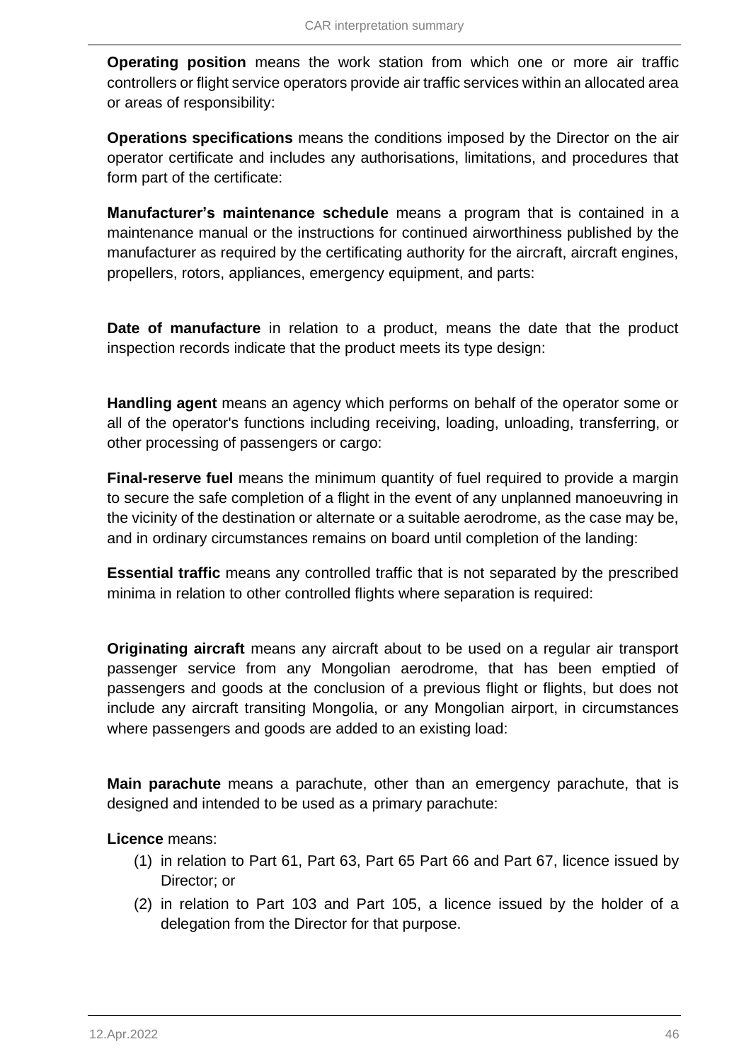**Operating position** means the work station from which one or more air traffic controllers or flight service operators provide air traffic services within an allocated area or areas of responsibility:

**Operations specifications** means the conditions imposed by the Director on the air operator certificate and includes any authorisations, limitations, and procedures that form part of the certificate:

**Manufacturer's maintenance schedule** means a program that is contained in a maintenance manual or the instructions for continued airworthiness published by the manufacturer as required by the certificating authority for the aircraft, aircraft engines, propellers, rotors, appliances, emergency equipment, and parts:

**Date of manufacture** in relation to a product, means the date that the product inspection records indicate that the product meets its type design:

**Handling agent** means an agency which performs on behalf of the operator some or all of the operator's functions including receiving, loading, unloading, transferring, or other processing of passengers or cargo:

**Final-reserve fuel** means the minimum quantity of fuel required to provide a margin to secure the safe completion of a flight in the event of any unplanned manoeuvring in the vicinity of the destination or alternate or a suitable aerodrome, as the case may be, and in ordinary circumstances remains on board until completion of the landing:

**Essential traffic** means any controlled traffic that is not separated by the prescribed minima in relation to other controlled flights where separation is required:

**Originating aircraft** means any aircraft about to be used on a regular air transport passenger service from any Mongolian aerodrome, that has been emptied of passengers and goods at the conclusion of a previous flight or flights, but does not include any aircraft transiting Mongolia, or any Mongolian airport, in circumstances where passengers and goods are added to an existing load:

**Main parachute** means a parachute, other than an emergency parachute, that is designed and intended to be used as a primary parachute:

**Licence** means:

(1) in relation to Part 61, Part 63, Part 65 Part 66 and Part 67, licence issued by Director; or

(2) in relation to Part 103 and Part 105, a licence issued by the holder of a delegation from the Director for that purpose.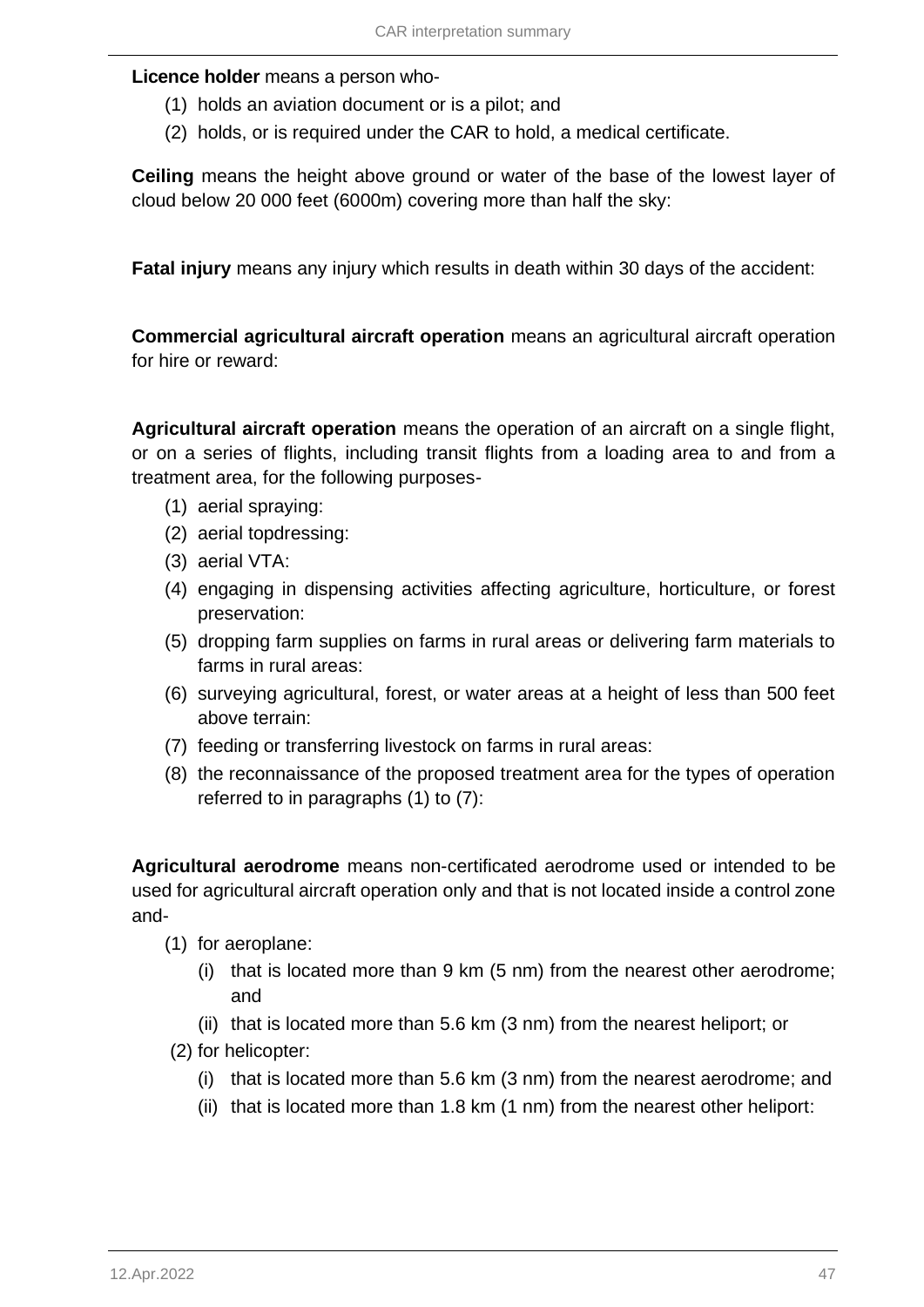**Licence holder** means a person who-

(1) holds an aviation document or is a pilot; and
(2) holds, or is required under the CAR to hold, a medical certificate.

**Ceiling** means the height above ground or water of the base of the lowest layer of cloud below 20 000 feet (6000m) covering more than half the sky:

**Fatal injury** means any injury which results in death within 30 days of the accident:

**Commercial agricultural aircraft operation** means an agricultural aircraft operation for hire or reward:

**Agricultural aircraft operation** means the operation of an aircraft on a single flight, or on a series of flights, including transit flights from a loading area to and from a treatment area, for the following purposes-

(1) aerial spraying:
(2) aerial topdressing:
(3) aerial VTA:
(4) engaging in dispensing activities affecting agriculture, horticulture, or forest preservation:
(5) dropping farm supplies on farms in rural areas or delivering farm materials to farms in rural areas:
(6) surveying agricultural, forest, or water areas at a height of less than 500 feet above terrain:
(7) feeding or transferring livestock on farms in rural areas:
(8) the reconnaissance of the proposed treatment area for the types of operation referred to in paragraphs (1) to (7):

**Agricultural aerodrome** means non-certificated aerodrome used or intended to be used for agricultural aircraft operation only and that is not located inside a control zone and-

(1) for aeroplane:
   (i) that is located more than 9 km (5 nm) from the nearest other aerodrome; and
   (ii) that is located more than 5.6 km (3 nm) from the nearest heliport; or
(2) for helicopter:
   (i) that is located more than 5.6 km (3 nm) from the nearest aerodrome; and
   (ii) that is located more than 1.8 km (1 nm) from the nearest other heliport: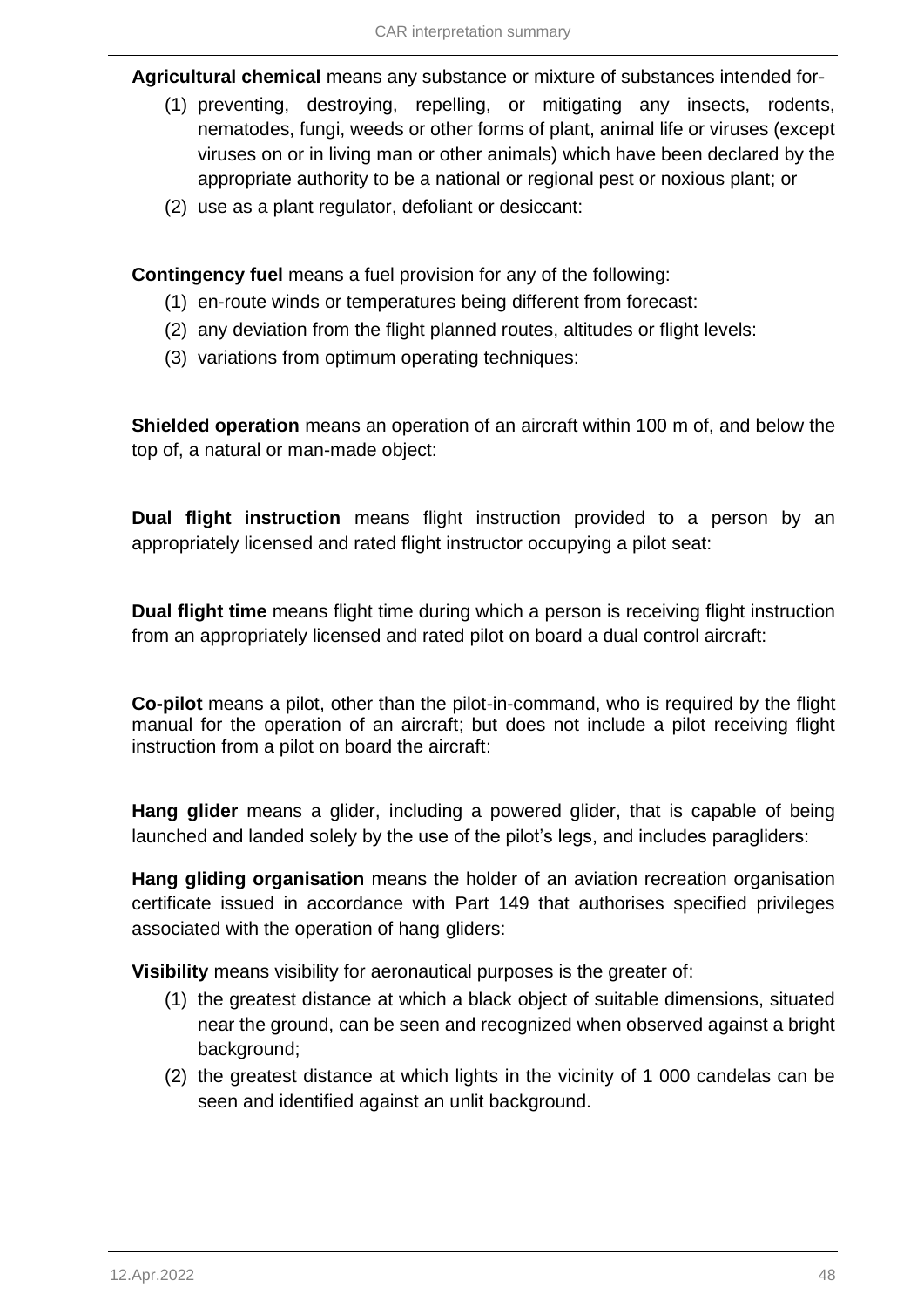**Agricultural chemical** means any substance or mixture of substances intended for-

(1) preventing, destroying, repelling, or mitigating any insects, rodents, nematodes, fungi, weeds or other forms of plant, animal life or viruses (except viruses on or in living man or other animals) which have been declared by the appropriate authority to be a national or regional pest or noxious plant; or

(2) use as a plant regulator, defoliant or desiccant:

**Contingency fuel** means a fuel provision for any of the following:

(1) en-route winds or temperatures being different from forecast:

(2) any deviation from the flight planned routes, altitudes or flight levels:

(3) variations from optimum operating techniques:

**Shielded operation** means an operation of an aircraft within 100 m of, and below the top of, a natural or man-made object:

**Dual flight instruction** means flight instruction provided to a person by an appropriately licensed and rated flight instructor occupying a pilot seat:

**Dual flight time** means flight time during which a person is receiving flight instruction from an appropriately licensed and rated pilot on board a dual control aircraft:

**Co-pilot** means a pilot, other than the pilot-in-command, who is required by the flight manual for the operation of an aircraft; but does not include a pilot receiving flight instruction from a pilot on board the aircraft:

**Hang glider** means a glider, including a powered glider, that is capable of being launched and landed solely by the use of the pilot's legs, and includes paragliders:

**Hang gliding organisation** means the holder of an aviation recreation organisation certificate issued in accordance with Part 149 that authorises specified privileges associated with the operation of hang gliders:

**Visibility** means visibility for aeronautical purposes is the greater of:

(1) the greatest distance at which a black object of suitable dimensions, situated near the ground, can be seen and recognized when observed against a bright background;

(2) the greatest distance at which lights in the vicinity of 1 000 candelas can be seen and identified against an unlit background.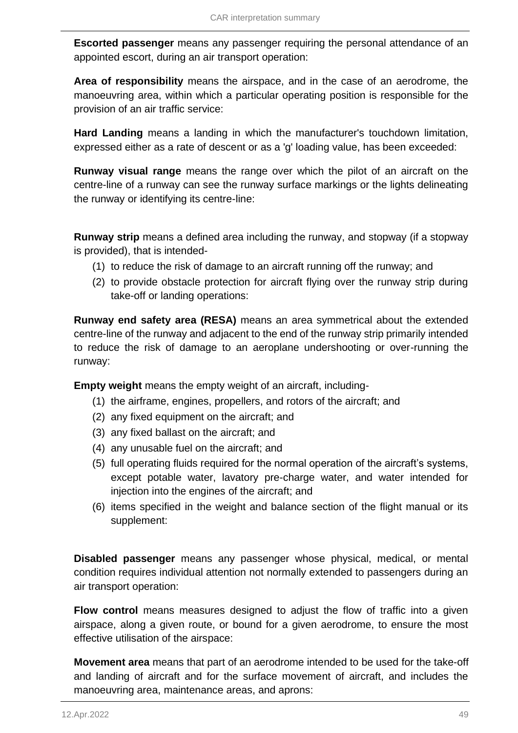**Escorted passenger** means any passenger requiring the personal attendance of an appointed escort, during an air transport operation:

**Area of responsibility** means the airspace, and in the case of an aerodrome, the manoeuvring area, within which a particular operating position is responsible for the provision of an air traffic service:

**Hard Landing** means a landing in which the manufacturer's touchdown limitation, expressed either as a rate of descent or as a 'g' loading value, has been exceeded:

**Runway visual range** means the range over which the pilot of an aircraft on the centre-line of a runway can see the runway surface markings or the lights delineating the runway or identifying its centre-line:

**Runway strip** means a defined area including the runway, and stopway (if a stopway is provided), that is intended-

(1) to reduce the risk of damage to an aircraft running off the runway; and
(2) to provide obstacle protection for aircraft flying over the runway strip during take-off or landing operations:

**Runway end safety area (RESA)** means an area symmetrical about the extended centre-line of the runway and adjacent to the end of the runway strip primarily intended to reduce the risk of damage to an aeroplane undershooting or over-running the runway:

**Empty weight** means the empty weight of an aircraft, including-

(1) the airframe, engines, propellers, and rotors of the aircraft; and
(2) any fixed equipment on the aircraft; and
(3) any fixed ballast on the aircraft; and
(4) any unusable fuel on the aircraft; and
(5) full operating fluids required for the normal operation of the aircraft's systems, except potable water, lavatory pre-charge water, and water intended for injection into the engines of the aircraft; and
(6) items specified in the weight and balance section of the flight manual or its supplement:

**Disabled passenger** means any passenger whose physical, medical, or mental condition requires individual attention not normally extended to passengers during an air transport operation:

**Flow control** means measures designed to adjust the flow of traffic into a given airspace, along a given route, or bound for a given aerodrome, to ensure the most effective utilisation of the airspace:

**Movement area** means that part of an aerodrome intended to be used for the take-off and landing of aircraft and for the surface movement of aircraft, and includes the manoeuvring area, maintenance areas, and aprons: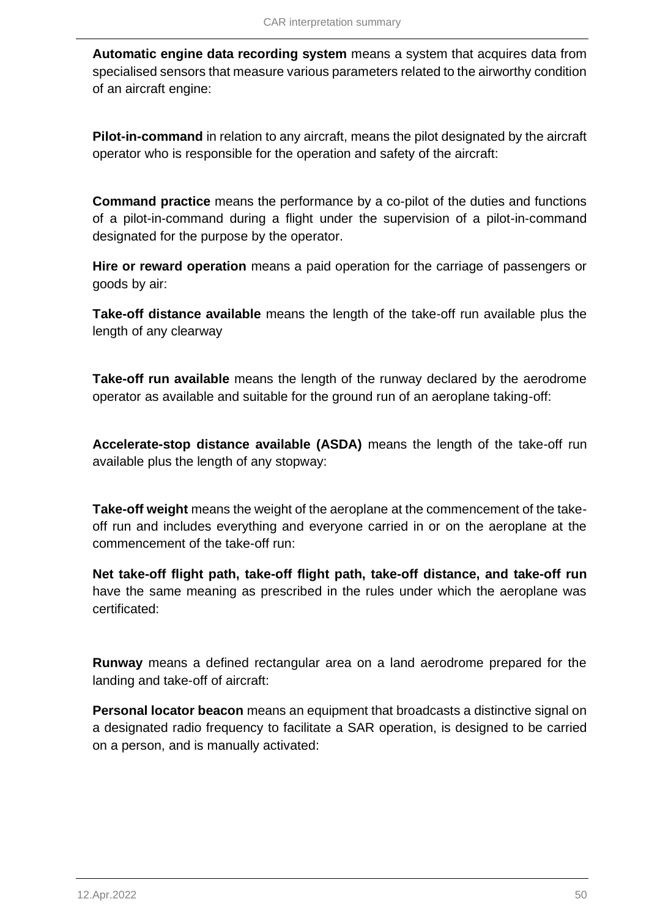**Automatic engine data recording system** means a system that acquires data from specialised sensors that measure various parameters related to the airworthy condition of an aircraft engine:

**Pilot-in-command** in relation to any aircraft, means the pilot designated by the aircraft operator who is responsible for the operation and safety of the aircraft:

**Command practice** means the performance by a co-pilot of the duties and functions of a pilot-in-command during a flight under the supervision of a pilot-in-command designated for the purpose by the operator.

**Hire or reward operation** means a paid operation for the carriage of passengers or goods by air:

**Take-off distance available** means the length of the take-off run available plus the length of any clearway

**Take-off run available** means the length of the runway declared by the aerodrome operator as available and suitable for the ground run of an aeroplane taking-off:

**Accelerate-stop distance available (ASDA)** means the length of the take-off run available plus the length of any stopway:

**Take-off weight** means the weight of the aeroplane at the commencement of the take-off run and includes everything and everyone carried in or on the aeroplane at the commencement of the take-off run:

**Net take-off flight path, take-off flight path, take-off distance, and take-off run** have the same meaning as prescribed in the rules under which the aeroplane was certificated:

**Runway** means a defined rectangular area on a land aerodrome prepared for the landing and take-off of aircraft:

**Personal locator beacon** means an equipment that broadcasts a distinctive signal on a designated radio frequency to facilitate a SAR operation, is designed to be carried on a person, and is manually activated: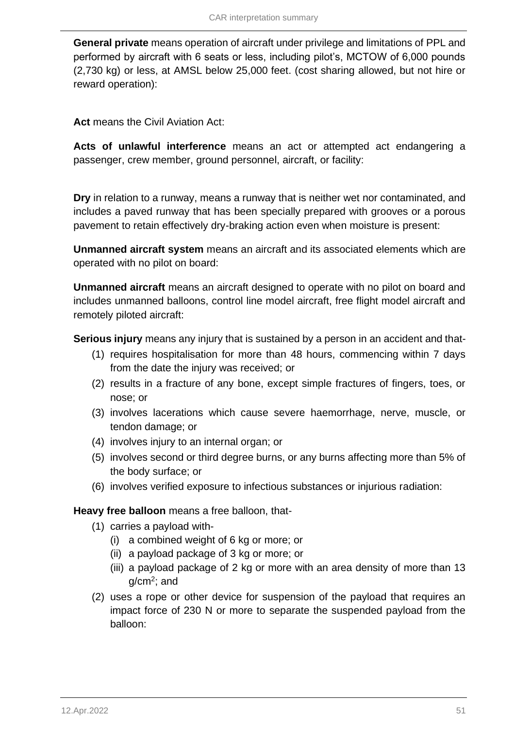**General private** means operation of aircraft under privilege and limitations of PPL and performed by aircraft with 6 seats or less, including pilot's, MCTOW of 6,000 pounds (2,730 kg) or less, at AMSL below 25,000 feet. (cost sharing allowed, but not hire or reward operation):

**Act** means the Civil Aviation Act:

**Acts of unlawful interference** means an act or attempted act endangering a passenger, crew member, ground personnel, aircraft, or facility:

**Dry** in relation to a runway, means a runway that is neither wet nor contaminated, and includes a paved runway that has been specially prepared with grooves or a porous pavement to retain effectively dry-braking action even when moisture is present:

**Unmanned aircraft system** means an aircraft and its associated elements which are operated with no pilot on board:

**Unmanned aircraft** means an aircraft designed to operate with no pilot on board and includes unmanned balloons, control line model aircraft, free flight model aircraft and remotely piloted aircraft:

**Serious injury** means any injury that is sustained by a person in an accident and that-

(1) requires hospitalisation for more than 48 hours, commencing within 7 days from the date the injury was received; or
(2) results in a fracture of any bone, except simple fractures of fingers, toes, or nose; or
(3) involves lacerations which cause severe haemorrhage, nerve, muscle, or tendon damage; or
(4) involves injury to an internal organ; or
(5) involves second or third degree burns, or any burns affecting more than 5% of the body surface; or
(6) involves verified exposure to infectious substances or injurious radiation:

**Heavy free balloon** means a free balloon, that-

(1) carries a payload with-
    (i) a combined weight of 6 kg or more; or
    (ii) a payload package of 3 kg or more; or
    (iii) a payload package of 2 kg or more with an area density of more than 13 $g/cm^2$; and
(2) uses a rope or other device for suspension of the payload that requires an impact force of 230 N or more to separate the suspended payload from the balloon: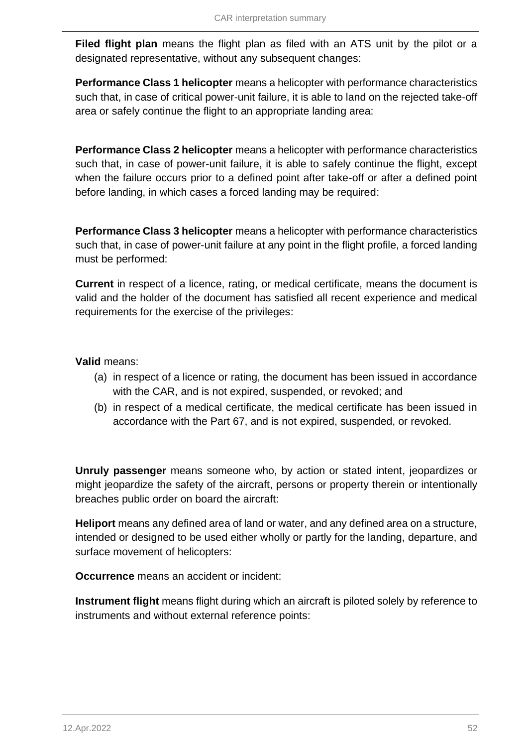**Filed flight plan** means the flight plan as filed with an ATS unit by the pilot or a designated representative, without any subsequent changes:

**Performance Class 1 helicopter** means a helicopter with performance characteristics such that, in case of critical power-unit failure, it is able to land on the rejected take-off area or safely continue the flight to an appropriate landing area:

**Performance Class 2 helicopter** means a helicopter with performance characteristics such that, in case of power-unit failure, it is able to safely continue the flight, except when the failure occurs prior to a defined point after take-off or after a defined point before landing, in which cases a forced landing may be required:

**Performance Class 3 helicopter** means a helicopter with performance characteristics such that, in case of power-unit failure at any point in the flight profile, a forced landing must be performed:

**Current** in respect of a licence, rating, or medical certificate, means the document is valid and the holder of the document has satisfied all recent experience and medical requirements for the exercise of the privileges:

**Valid** means:

(a) in respect of a licence or rating, the document has been issued in accordance with the CAR, and is not expired, suspended, or revoked; and

(b) in respect of a medical certificate, the medical certificate has been issued in accordance with the Part 67, and is not expired, suspended, or revoked.

**Unruly passenger** means someone who, by action or stated intent, jeopardizes or might jeopardize the safety of the aircraft, persons or property therein or intentionally breaches public order on board the aircraft:

**Heliport** means any defined area of land or water, and any defined area on a structure, intended or designed to be used either wholly or partly for the landing, departure, and surface movement of helicopters:

**Occurrence** means an accident or incident:

**Instrument flight** means flight during which an aircraft is piloted solely by reference to instruments and without external reference points: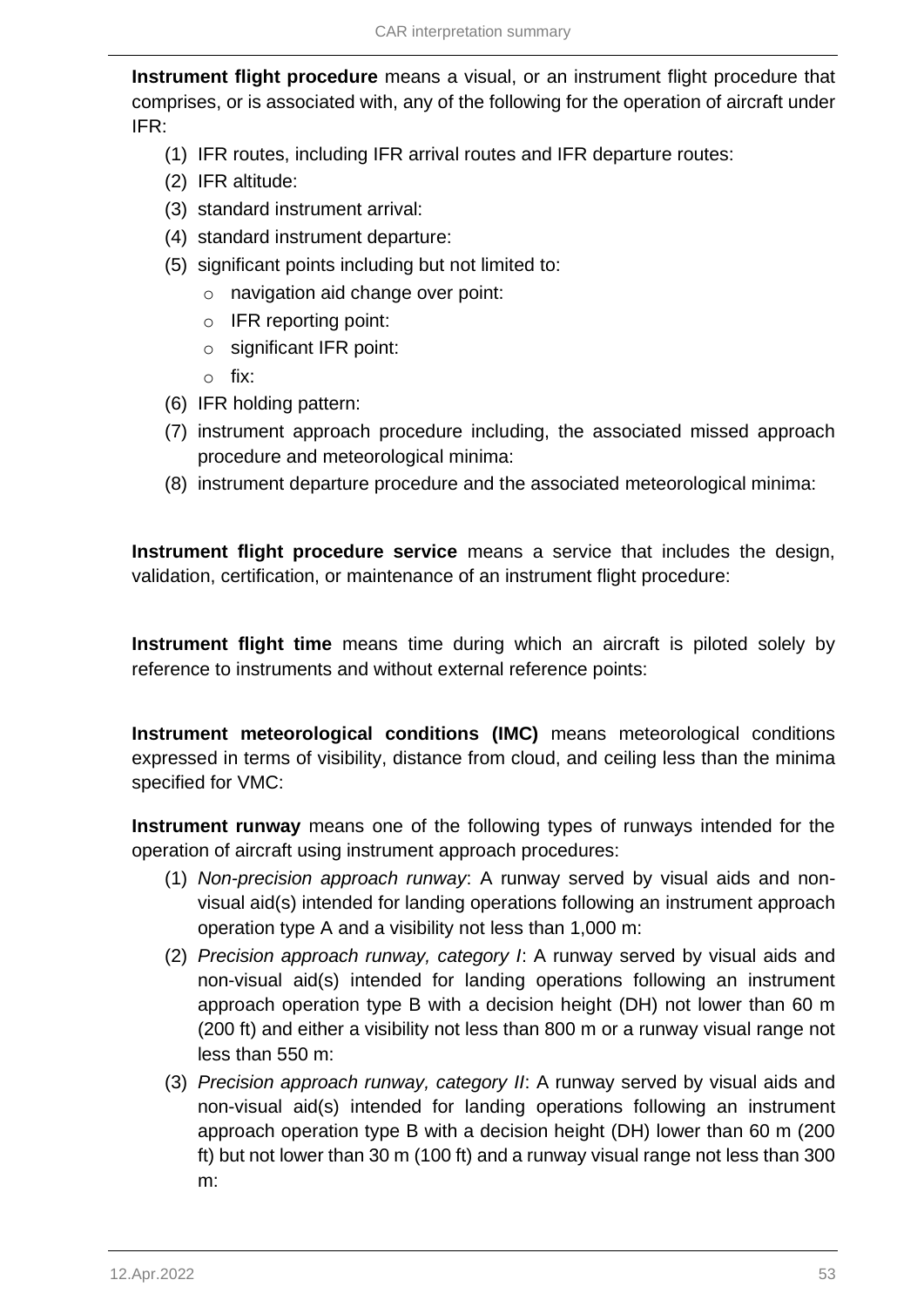**Instrument flight procedure** means a visual, or an instrument flight procedure that comprises, or is associated with, any of the following for the operation of aircraft under IFR:

(1) IFR routes, including IFR arrival routes and IFR departure routes:
(2) IFR altitude:
(3) standard instrument arrival:
(4) standard instrument departure:
(5) significant points including but not limited to:
  - navigation aid change over point:
  - IFR reporting point:
  - significant IFR point:
  - fix:
(6) IFR holding pattern:
(7) instrument approach procedure including, the associated missed approach procedure and meteorological minima:
(8) instrument departure procedure and the associated meteorological minima:

**Instrument flight procedure service** means a service that includes the design, validation, certification, or maintenance of an instrument flight procedure:

**Instrument flight time** means time during which an aircraft is piloted solely by reference to instruments and without external reference points:

**Instrument meteorological conditions (IMC)** means meteorological conditions expressed in terms of visibility, distance from cloud, and ceiling less than the minima specified for VMC:

**Instrument runway** means one of the following types of runways intended for the operation of aircraft using instrument approach procedures:

(1) *Non-precision approach runway*: A runway served by visual aids and non-visual aid(s) intended for landing operations following an instrument approach operation type A and a visibility not less than 1,000 m:
(2) *Precision approach runway, category I*: A runway served by visual aids and non-visual aid(s) intended for landing operations following an instrument approach operation type B with a decision height (DH) not lower than 60 m (200 ft) and either a visibility not less than 800 m or a runway visual range not less than 550 m:
(3) *Precision approach runway, category II*: A runway served by visual aids and non-visual aid(s) intended for landing operations following an instrument approach operation type B with a decision height (DH) lower than 60 m (200 ft) but not lower than 30 m (100 ft) and a runway visual range not less than 300 m: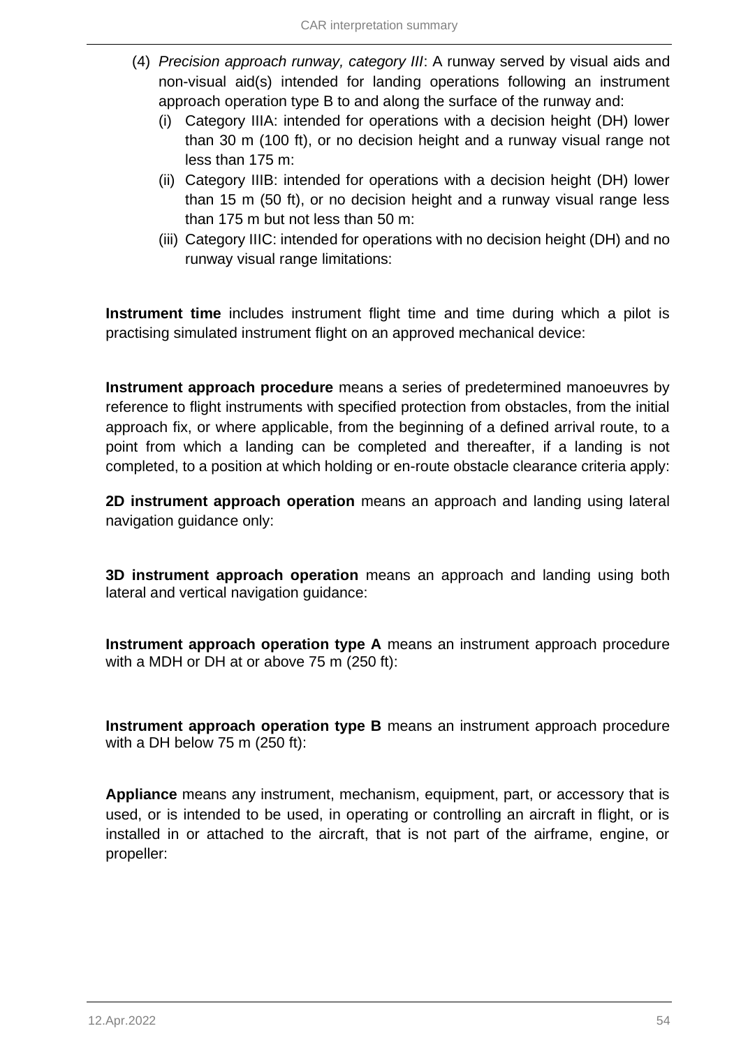(4) *Precision approach runway, category III*: A runway served by visual aids and non-visual aid(s) intended for landing operations following an instrument approach operation type B to and along the surface of the runway and:
   (i) Category IIIA: intended for operations with a decision height (DH) lower than 30 m (100 ft), or no decision height and a runway visual range not less than 175 m:
   (ii) Category IIIB: intended for operations with a decision height (DH) lower than 15 m (50 ft), or no decision height and a runway visual range less than 175 m but not less than 50 m:
   (iii) Category IIIC: intended for operations with no decision height (DH) and no runway visual range limitations:

**Instrument time** includes instrument flight time and time during which a pilot is practising simulated instrument flight on an approved mechanical device:

**Instrument approach procedure** means a series of predetermined manoeuvres by reference to flight instruments with specified protection from obstacles, from the initial approach fix, or where applicable, from the beginning of a defined arrival route, to a point from which a landing can be completed and thereafter, if a landing is not completed, to a position at which holding or en-route obstacle clearance criteria apply:

**2D instrument approach operation** means an approach and landing using lateral navigation guidance only:

**3D instrument approach operation** means an approach and landing using both lateral and vertical navigation guidance:

**Instrument approach operation type A** means an instrument approach procedure with a MDH or DH at or above 75 m (250 ft):

**Instrument approach operation type B** means an instrument approach procedure with a DH below 75 m (250 ft):

**Appliance** means any instrument, mechanism, equipment, part, or accessory that is used, or is intended to be used, in operating or controlling an aircraft in flight, or is installed in or attached to the aircraft, that is not part of the airframe, engine, or propeller: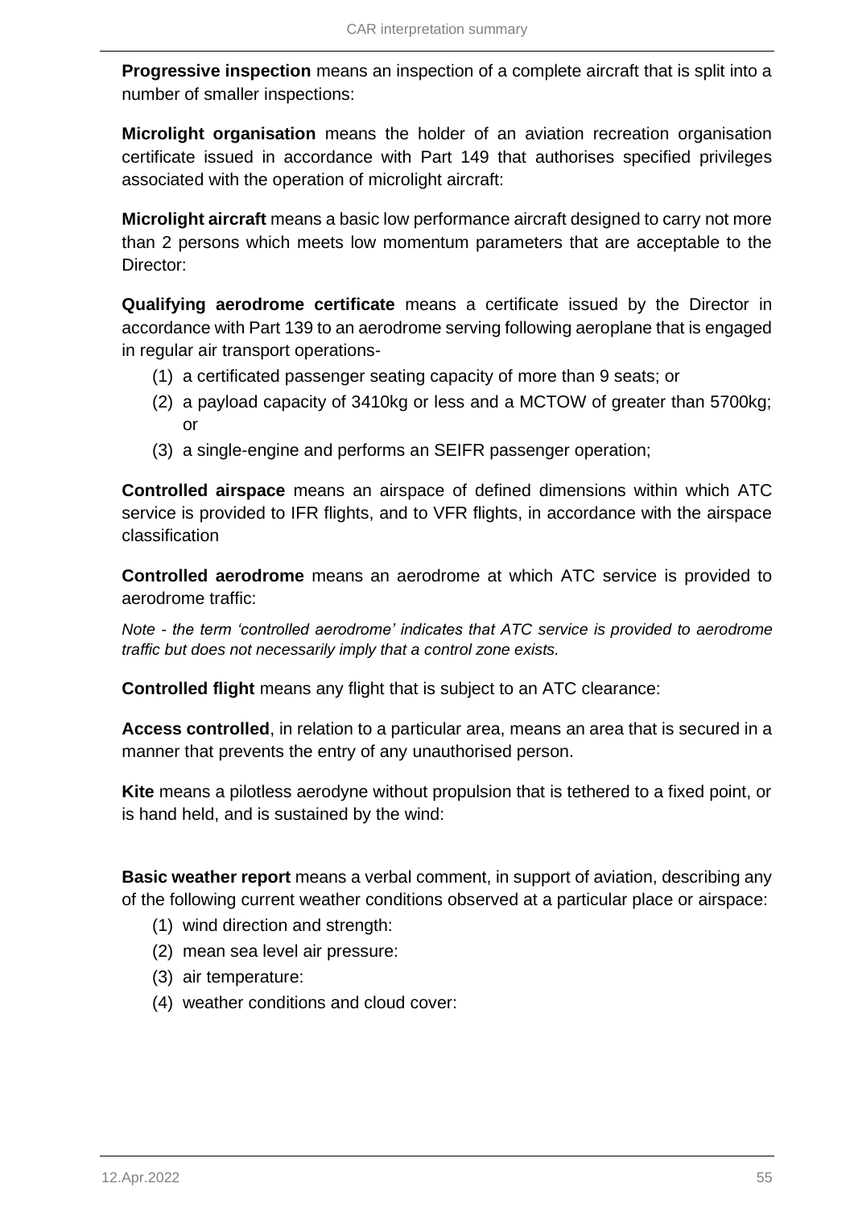**Progressive inspection** means an inspection of a complete aircraft that is split into a number of smaller inspections:

**Microlight organisation** means the holder of an aviation recreation organisation certificate issued in accordance with Part 149 that authorises specified privileges associated with the operation of microlight aircraft:

**Microlight aircraft** means a basic low performance aircraft designed to carry not more than 2 persons which meets low momentum parameters that are acceptable to the Director:

**Qualifying aerodrome certificate** means a certificate issued by the Director in accordance with Part 139 to an aerodrome serving following aeroplane that is engaged in regular air transport operations-

(1) a certificated passenger seating capacity of more than 9 seats; or
(2) a payload capacity of 3410kg or less and a MCTOW of greater than 5700kg; or
(3) a single-engine and performs an SEIFR passenger operation;

**Controlled airspace** means an airspace of defined dimensions within which ATC service is provided to IFR flights, and to VFR flights, in accordance with the airspace classification

**Controlled aerodrome** means an aerodrome at which ATC service is provided to aerodrome traffic:

*Note - the term 'controlled aerodrome' indicates that ATC service is provided to aerodrome traffic but does not necessarily imply that a control zone exists.*

**Controlled flight** means any flight that is subject to an ATC clearance:

**Access controlled**, in relation to a particular area, means an area that is secured in a manner that prevents the entry of any unauthorised person.

**Kite** means a pilotless aerodyne without propulsion that is tethered to a fixed point, or is hand held, and is sustained by the wind:

**Basic weather report** means a verbal comment, in support of aviation, describing any of the following current weather conditions observed at a particular place or airspace:

(1) wind direction and strength:
(2) mean sea level air pressure:
(3) air temperature:
(4) weather conditions and cloud cover: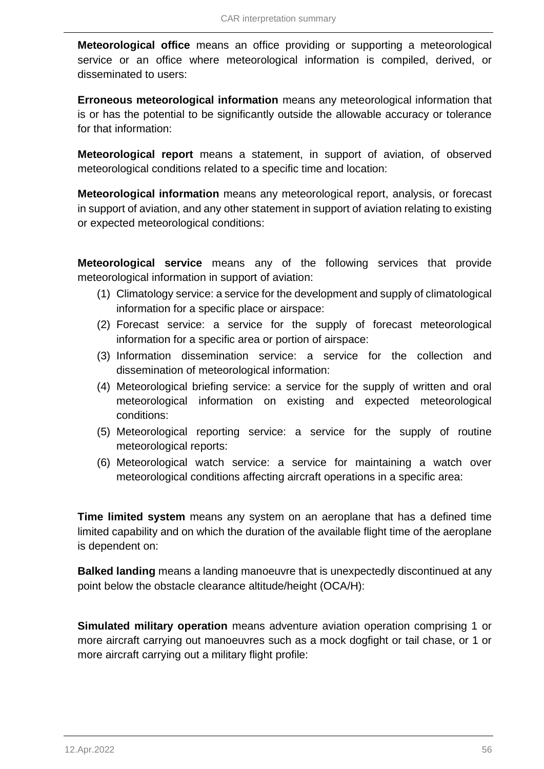**Meteorological office** means an office providing or supporting a meteorological service or an office where meteorological information is compiled, derived, or disseminated to users:

**Erroneous meteorological information** means any meteorological information that is or has the potential to be significantly outside the allowable accuracy or tolerance for that information:

**Meteorological report** means a statement, in support of aviation, of observed meteorological conditions related to a specific time and location:

**Meteorological information** means any meteorological report, analysis, or forecast in support of aviation, and any other statement in support of aviation relating to existing or expected meteorological conditions:

**Meteorological service** means any of the following services that provide meteorological information in support of aviation:

(1) Climatology service: a service for the development and supply of climatological information for a specific place or airspace:

(2) Forecast service: a service for the supply of forecast meteorological information for a specific area or portion of airspace:

(3) Information dissemination service: a service for the collection and dissemination of meteorological information:

(4) Meteorological briefing service: a service for the supply of written and oral meteorological information on existing and expected meteorological conditions:

(5) Meteorological reporting service: a service for the supply of routine meteorological reports:

(6) Meteorological watch service: a service for maintaining a watch over meteorological conditions affecting aircraft operations in a specific area:

**Time limited system** means any system on an aeroplane that has a defined time limited capability and on which the duration of the available flight time of the aeroplane is dependent on:

**Balked landing** means a landing manoeuvre that is unexpectedly discontinued at any point below the obstacle clearance altitude/height (OCA/H):

**Simulated military operation** means adventure aviation operation comprising 1 or more aircraft carrying out manoeuvres such as a mock dogfight or tail chase, or 1 or more aircraft carrying out a military flight profile: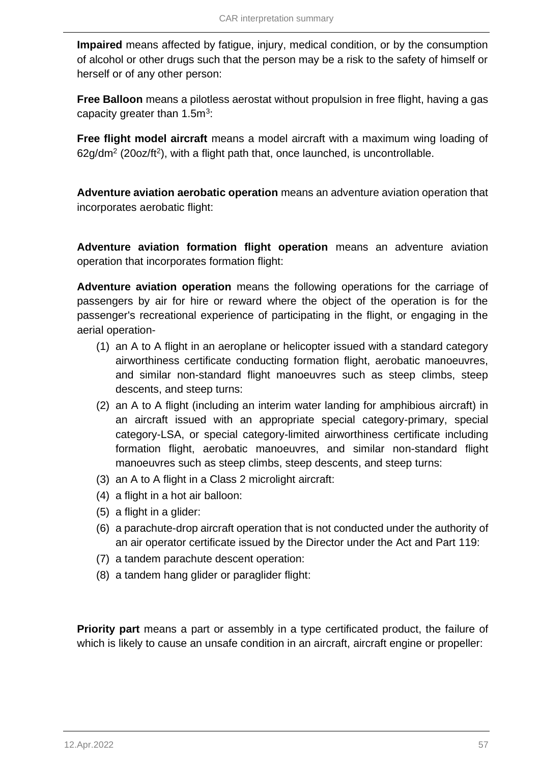**Impaired** means affected by fatigue, injury, medical condition, or by the consumption of alcohol or other drugs such that the person may be a risk to the safety of himself or herself or of any other person:

**Free Balloon** means a pilotless aerostat without propulsion in free flight, having a gas capacity greater than $1.5m^3$:

**Free flight model aircraft** means a model aircraft with a maximum wing loading of $62g/dm^2$ ($20oz/ft^2$), with a flight path that, once launched, is uncontrollable.

**Adventure aviation aerobatic operation** means an adventure aviation operation that incorporates aerobatic flight:

**Adventure aviation formation flight operation** means an adventure aviation operation that incorporates formation flight:

**Adventure aviation operation** means the following operations for the carriage of passengers by air for hire or reward where the object of the operation is for the passenger's recreational experience of participating in the flight, or engaging in the aerial operation-

1. an A to A flight in an aeroplane or helicopter issued with a standard category airworthiness certificate conducting formation flight, aerobatic manoeuvres, and similar non-standard flight manoeuvres such as steep climbs, steep descents, and steep turns:
2. an A to A flight (including an interim water landing for amphibious aircraft) in an aircraft issued with an appropriate special category-primary, special category-LSA, or special category-limited airworthiness certificate including formation flight, aerobatic manoeuvres, and similar non-standard flight manoeuvres such as steep climbs, steep descents, and steep turns:
3. an A to A flight in a Class 2 microlight aircraft:
4. a flight in a hot air balloon:
5. a flight in a glider:
6. a parachute-drop aircraft operation that is not conducted under the authority of an air operator certificate issued by the Director under the Act and Part 119:
7. a tandem parachute descent operation:
8. a tandem hang glider or paraglider flight:

**Priority part** means a part or assembly in a type certificated product, the failure of which is likely to cause an unsafe condition in an aircraft, aircraft engine or propeller: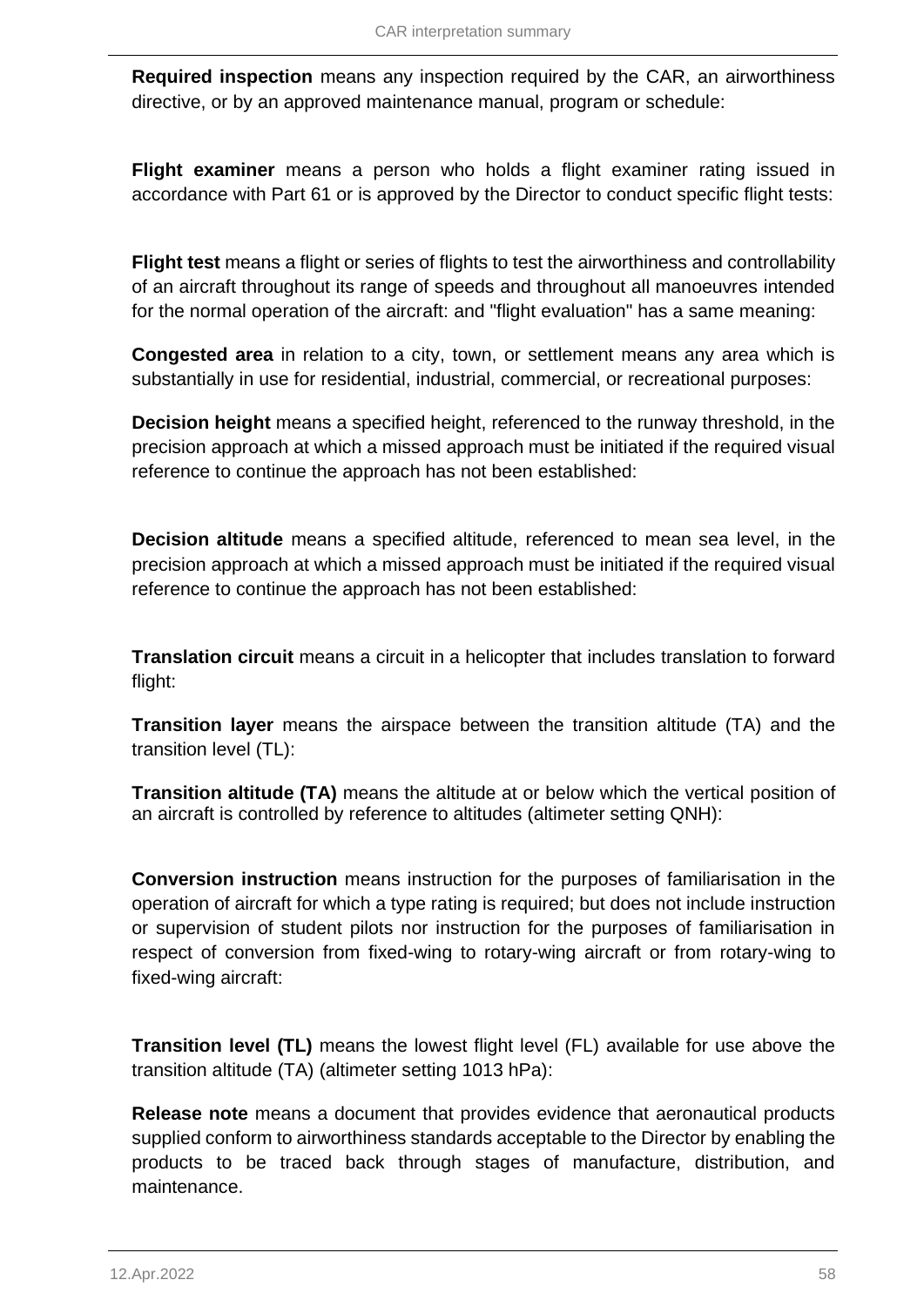**Required inspection** means any inspection required by the CAR, an airworthiness directive, or by an approved maintenance manual, program or schedule:

**Flight examiner** means a person who holds a flight examiner rating issued in accordance with Part 61 or is approved by the Director to conduct specific flight tests:

**Flight test** means a flight or series of flights to test the airworthiness and controllability of an aircraft throughout its range of speeds and throughout all manoeuvres intended for the normal operation of the aircraft: and "flight evaluation" has a same meaning:

**Congested area** in relation to a city, town, or settlement means any area which is substantially in use for residential, industrial, commercial, or recreational purposes:

**Decision height** means a specified height, referenced to the runway threshold, in the precision approach at which a missed approach must be initiated if the required visual reference to continue the approach has not been established:

**Decision altitude** means a specified altitude, referenced to mean sea level, in the precision approach at which a missed approach must be initiated if the required visual reference to continue the approach has not been established:

**Translation circuit** means a circuit in a helicopter that includes translation to forward flight:

**Transition layer** means the airspace between the transition altitude (TA) and the transition level (TL):

**Transition altitude (TA)** means the altitude at or below which the vertical position of an aircraft is controlled by reference to altitudes (altimeter setting QNH):

**Conversion instruction** means instruction for the purposes of familiarisation in the operation of aircraft for which a type rating is required; but does not include instruction or supervision of student pilots nor instruction for the purposes of familiarisation in respect of conversion from fixed-wing to rotary-wing aircraft or from rotary-wing to fixed-wing aircraft:

**Transition level (TL)** means the lowest flight level (FL) available for use above the transition altitude (TA) (altimeter setting 1013 hPa):

**Release note** means a document that provides evidence that aeronautical products supplied conform to airworthiness standards acceptable to the Director by enabling the products to be traced back through stages of manufacture, distribution, and maintenance.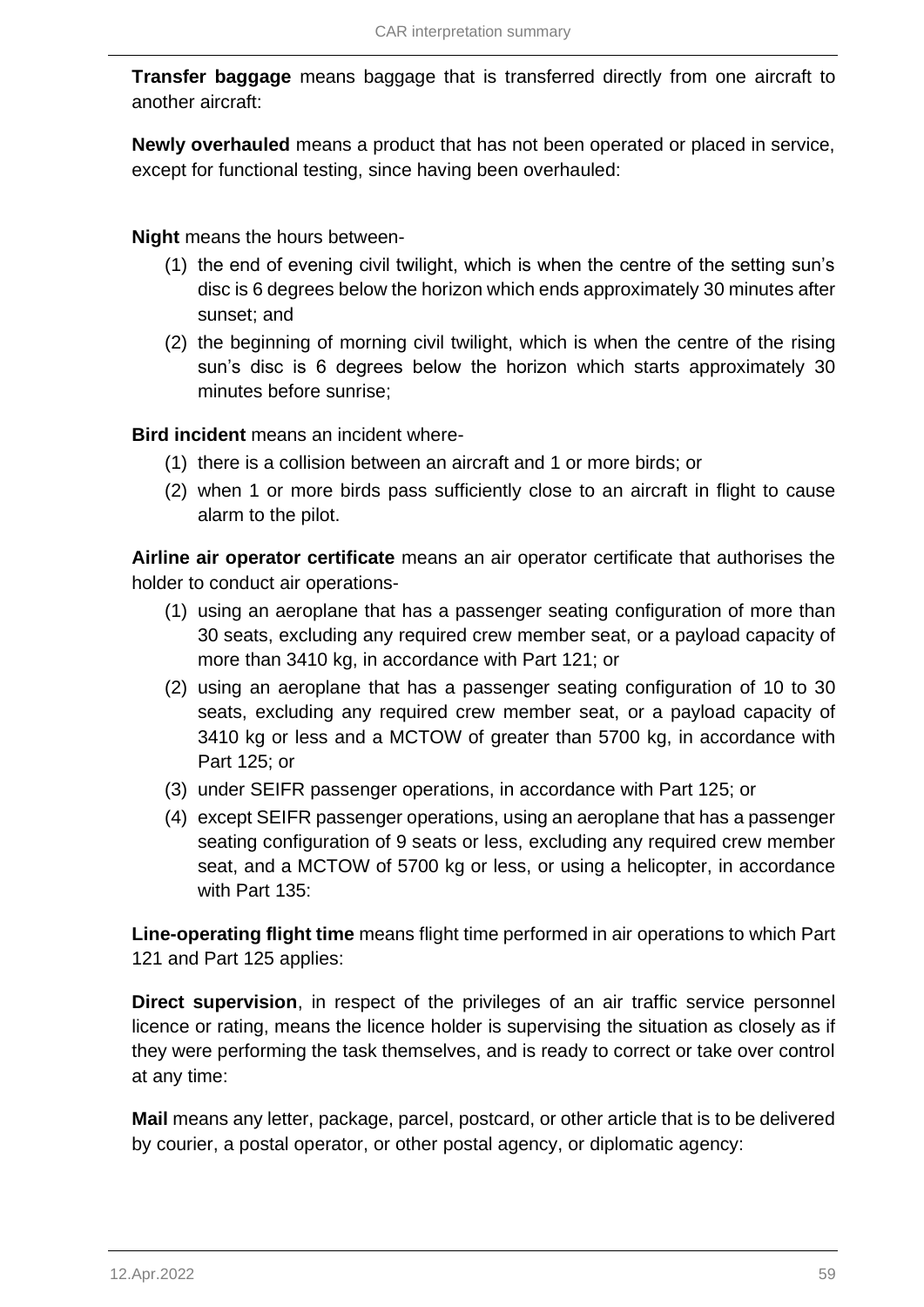**Transfer baggage** means baggage that is transferred directly from one aircraft to another aircraft:

**Newly overhauled** means a product that has not been operated or placed in service, except for functional testing, since having been overhauled:

**Night** means the hours between-

(1) the end of evening civil twilight, which is when the centre of the setting sun's disc is 6 degrees below the horizon which ends approximately 30 minutes after sunset; and

(2) the beginning of morning civil twilight, which is when the centre of the rising sun's disc is 6 degrees below the horizon which starts approximately 30 minutes before sunrise;

**Bird incident** means an incident where-

(1) there is a collision between an aircraft and 1 or more birds; or

(2) when 1 or more birds pass sufficiently close to an aircraft in flight to cause alarm to the pilot.

**Airline air operator certificate** means an air operator certificate that authorises the holder to conduct air operations-

(1) using an aeroplane that has a passenger seating configuration of more than 30 seats, excluding any required crew member seat, or a payload capacity of more than 3410 kg, in accordance with Part 121; or

(2) using an aeroplane that has a passenger seating configuration of 10 to 30 seats, excluding any required crew member seat, or a payload capacity of 3410 kg or less and a MCTOW of greater than 5700 kg, in accordance with Part 125; or

(3) under SEIFR passenger operations, in accordance with Part 125; or

(4) except SEIFR passenger operations, using an aeroplane that has a passenger seating configuration of 9 seats or less, excluding any required crew member seat, and a MCTOW of 5700 kg or less, or using a helicopter, in accordance with Part 135:

**Line-operating flight time** means flight time performed in air operations to which Part 121 and Part 125 applies:

**Direct supervision**, in respect of the privileges of an air traffic service personnel licence or rating, means the licence holder is supervising the situation as closely as if they were performing the task themselves, and is ready to correct or take over control at any time:

**Mail** means any letter, package, parcel, postcard, or other article that is to be delivered by courier, a postal operator, or other postal agency, or diplomatic agency: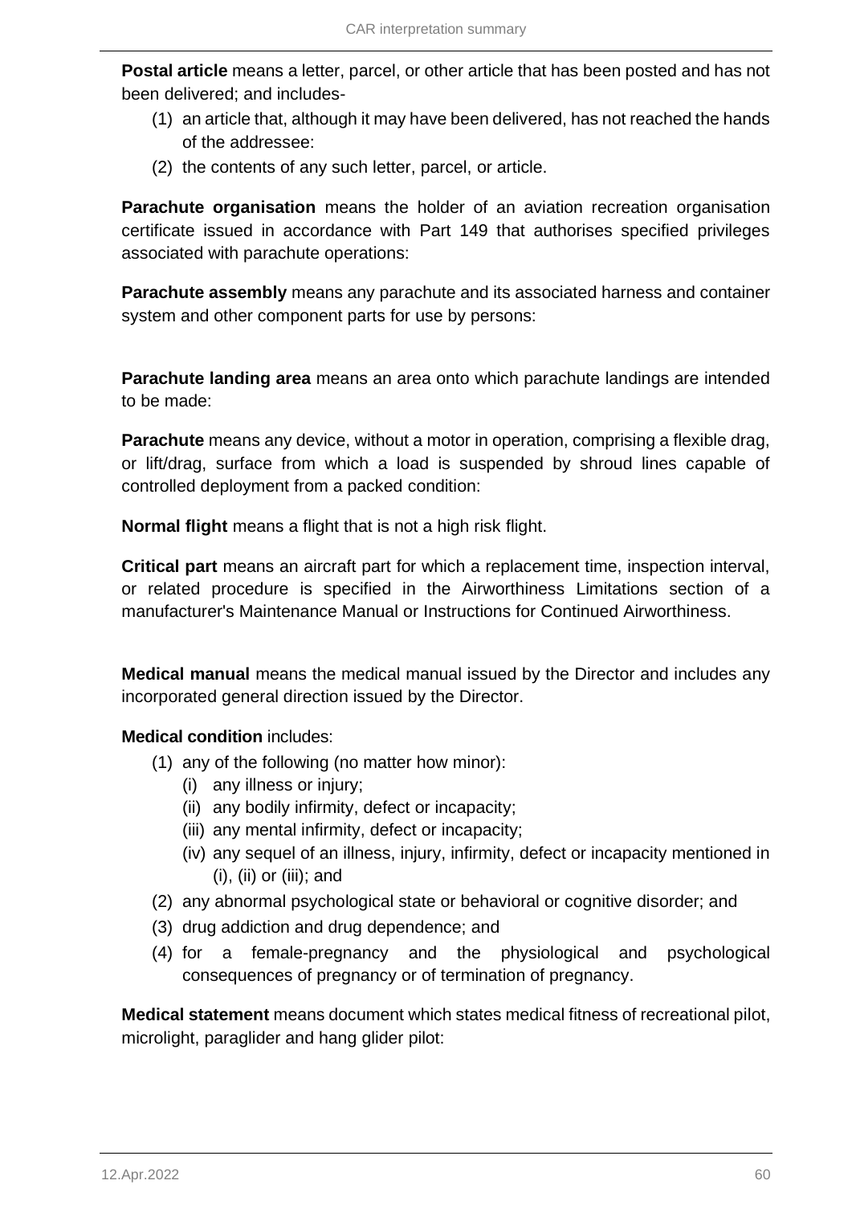**Postal article** means a letter, parcel, or other article that has been posted and has not been delivered; and includes-

(1) an article that, although it may have been delivered, has not reached the hands of the addressee:

(2) the contents of any such letter, parcel, or article.

**Parachute organisation** means the holder of an aviation recreation organisation certificate issued in accordance with Part 149 that authorises specified privileges associated with parachute operations:

**Parachute assembly** means any parachute and its associated harness and container system and other component parts for use by persons:

**Parachute landing area** means an area onto which parachute landings are intended to be made:

**Parachute** means any device, without a motor in operation, comprising a flexible drag, or lift/drag, surface from which a load is suspended by shroud lines capable of controlled deployment from a packed condition:

**Normal flight** means a flight that is not a high risk flight.

**Critical part** means an aircraft part for which a replacement time, inspection interval, or related procedure is specified in the Airworthiness Limitations section of a manufacturer's Maintenance Manual or Instructions for Continued Airworthiness.

**Medical manual** means the medical manual issued by the Director and includes any incorporated general direction issued by the Director.

**Medical condition** includes:

(1) any of the following (no matter how minor):
   - (i) any illness or injury;
   - (ii) any bodily infirmity, defect or incapacity;
   - (iii) any mental infirmity, defect or incapacity;
   - (iv) any sequel of an illness, injury, infirmity, defect or incapacity mentioned in (i), (ii) or (iii); and

(2) any abnormal psychological state or behavioral or cognitive disorder; and

(3) drug addiction and drug dependence; and

(4) for a female-pregnancy and the physiological and psychological consequences of pregnancy or of termination of pregnancy.

**Medical statement** means document which states medical fitness of recreational pilot, microlight, paraglider and hang glider pilot: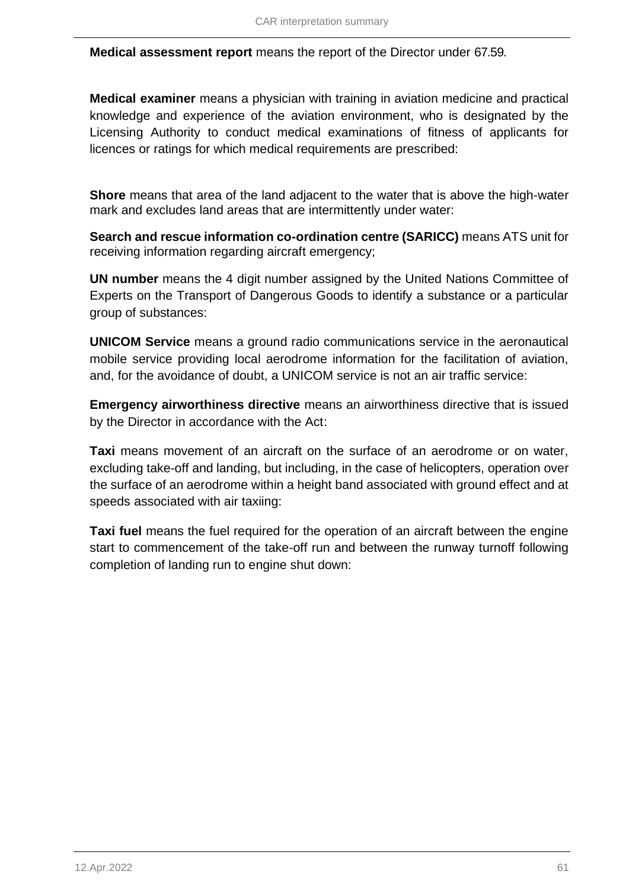**Medical assessment report** means the report of the Director under 67.59.

**Medical examiner** means a physician with training in aviation medicine and practical knowledge and experience of the aviation environment, who is designated by the Licensing Authority to conduct medical examinations of fitness of applicants for licences or ratings for which medical requirements are prescribed:

**Shore** means that area of the land adjacent to the water that is above the high-water mark and excludes land areas that are intermittently under water:

**Search and rescue information co-ordination centre (SARICC)** means ATS unit for receiving information regarding aircraft emergency;

**UN number** means the 4 digit number assigned by the United Nations Committee of Experts on the Transport of Dangerous Goods to identify a substance or a particular group of substances:

**UNICOM Service** means a ground radio communications service in the aeronautical mobile service providing local aerodrome information for the facilitation of aviation, and, for the avoidance of doubt, a UNICOM service is not an air traffic service:

**Emergency airworthiness directive** means an airworthiness directive that is issued by the Director in accordance with the Act:

**Taxi** means movement of an aircraft on the surface of an aerodrome or on water, excluding take-off and landing, but including, in the case of helicopters, operation over the surface of an aerodrome within a height band associated with ground effect and at speeds associated with air taxiing:

**Taxi fuel** means the fuel required for the operation of an aircraft between the engine start to commencement of the take-off run and between the runway turnoff following completion of landing run to engine shut down: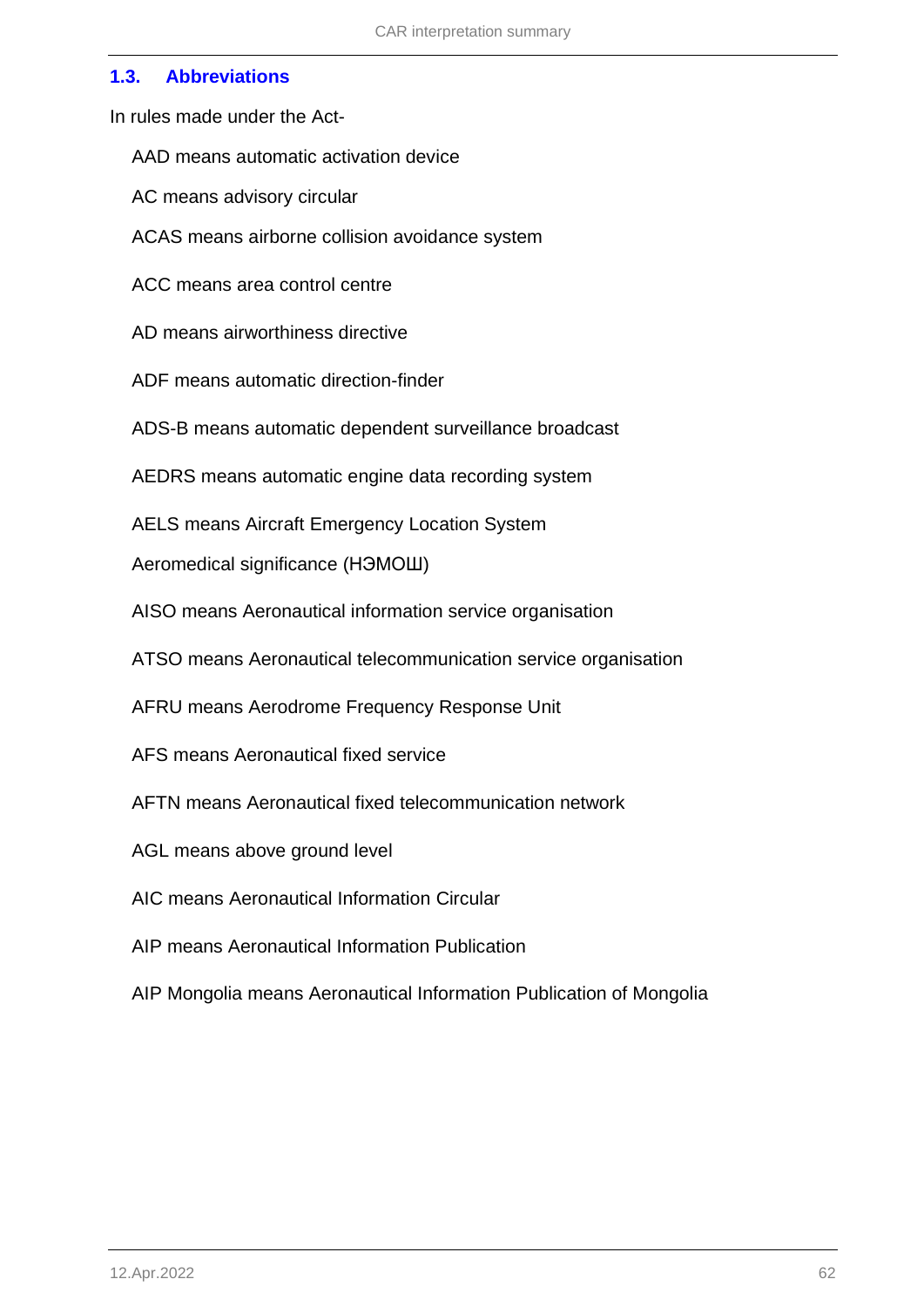### 1.3. Abbreviations

In rules made under the Act-

AAD means automatic activation device

AC means advisory circular

ACAS means airborne collision avoidance system

ACC means area control centre

AD means airworthiness directive

ADF means automatic direction-finder

ADS-B means automatic dependent surveillance broadcast

AEDRS means automatic engine data recording system

AELS means Aircraft Emergency Location System

Aeromedical significance (НЭМОШ)

AISO means Aeronautical information service organisation

ATSO means Aeronautical telecommunication service organisation

AFRU means Aerodrome Frequency Response Unit

AFS means Aeronautical fixed service

AFTN means Aeronautical fixed telecommunication network

AGL means above ground level

AIC means Aeronautical Information Circular

AIP means Aeronautical Information Publication

AIP Mongolia means Aeronautical Information Publication of Mongolia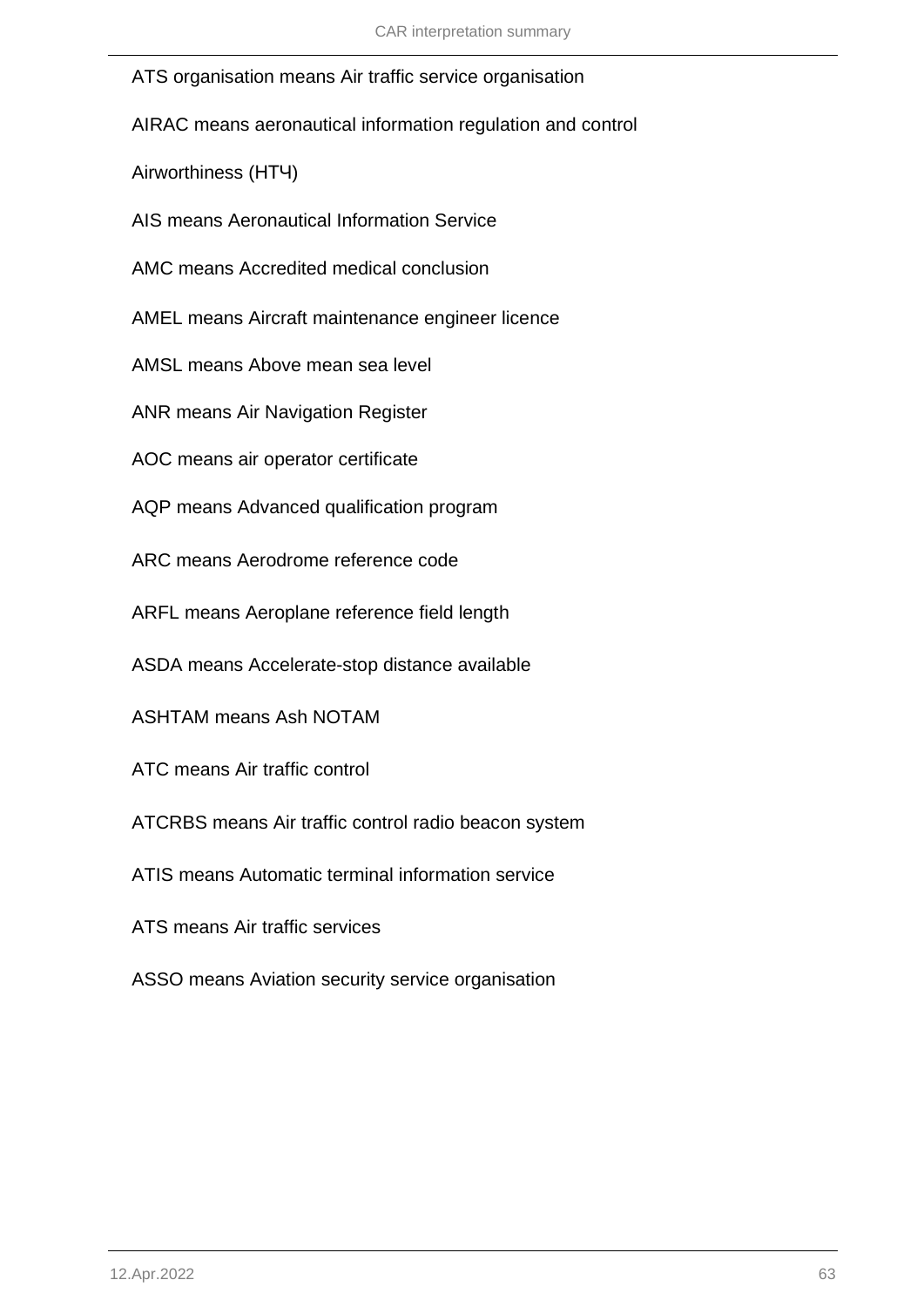ATS organisation means Air traffic service organisation

AIRAC means aeronautical information regulation and control

Airworthiness (НТЧ)

AIS means Aeronautical Information Service

AMC means Accredited medical conclusion

AMEL means Aircraft maintenance engineer licence

AMSL means Above mean sea level

ANR means Air Navigation Register

AOC means air operator certificate

AQP means Advanced qualification program

ARC means Aerodrome reference code

ARFL means Aeroplane reference field length

ASDA means Accelerate-stop distance available

ASHTAM means Ash NOTAM

ATC means Air traffic control

ATCRBS means Air traffic control radio beacon system

ATIS means Automatic terminal information service

ATS means Air traffic services

ASSO means Aviation security service organisation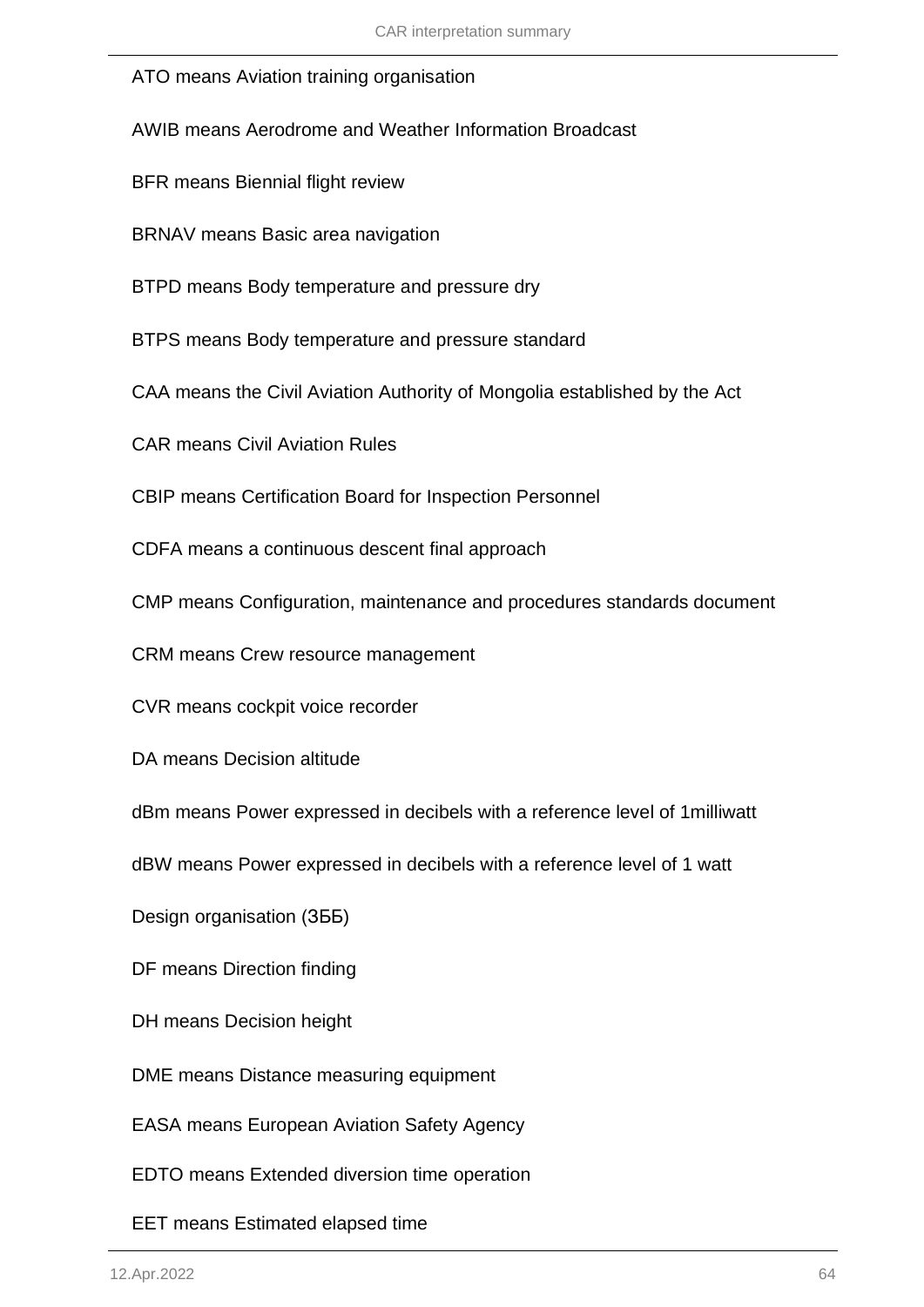ATO means Aviation training organisation

AWIB means Aerodrome and Weather Information Broadcast

BFR means Biennial flight review

BRNAV means Basic area navigation

BTPD means Body temperature and pressure dry

BTPS means Body temperature and pressure standard

CAA means the Civil Aviation Authority of Mongolia established by the Act

CAR means Civil Aviation Rules

CBIP means Certification Board for Inspection Personnel

CDFA means a continuous descent final approach

CMP means Configuration, maintenance and procedures standards document

CRM means Crew resource management

CVR means cockpit voice recorder

DA means Decision altitude

dBm means Power expressed in decibels with a reference level of 1milliwatt

dBW means Power expressed in decibels with a reference level of 1 watt

Design organisation (ЗББ)

DF means Direction finding

DH means Decision height

DME means Distance measuring equipment

EASA means European Aviation Safety Agency

EDTO means Extended diversion time operation

EET means Estimated elapsed time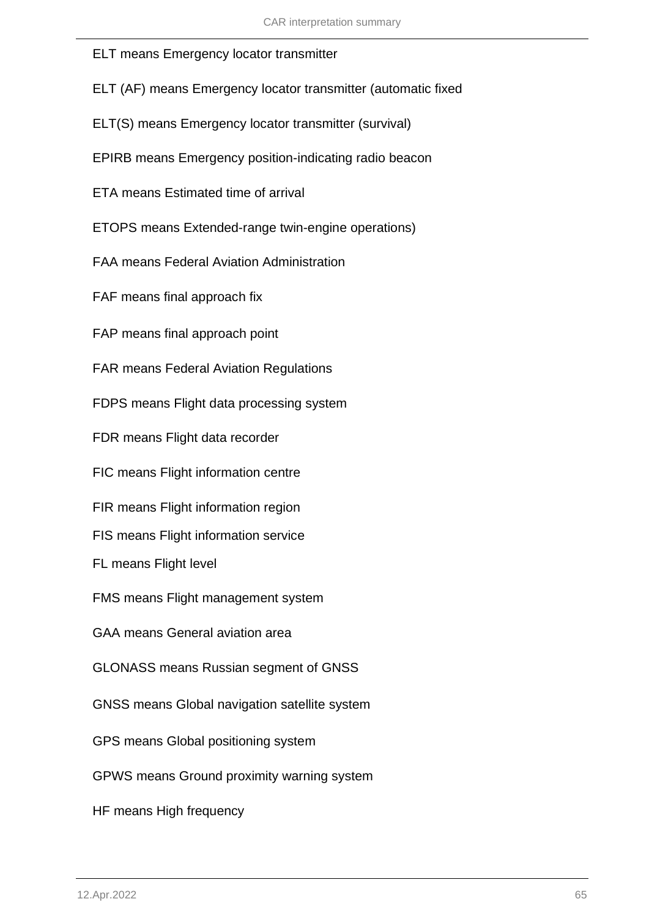ELT means Emergency locator transmitter

ELT (AF) means Emergency locator transmitter (automatic fixed

ELT(S) means Emergency locator transmitter (survival)

EPIRB means Emergency position-indicating radio beacon

ETA means Estimated time of arrival

ETOPS means Extended-range twin-engine operations)

FAA means Federal Aviation Administration

FAF means final approach fix

FAP means final approach point

FAR means Federal Aviation Regulations

FDPS means Flight data processing system

FDR means Flight data recorder

FIC means Flight information centre

FIR means Flight information region

FIS means Flight information service

FL means Flight level

FMS means Flight management system

GAA means General aviation area

GLONASS means Russian segment of GNSS

GNSS means Global navigation satellite system

GPS means Global positioning system

GPWS means Ground proximity warning system

HF means High frequency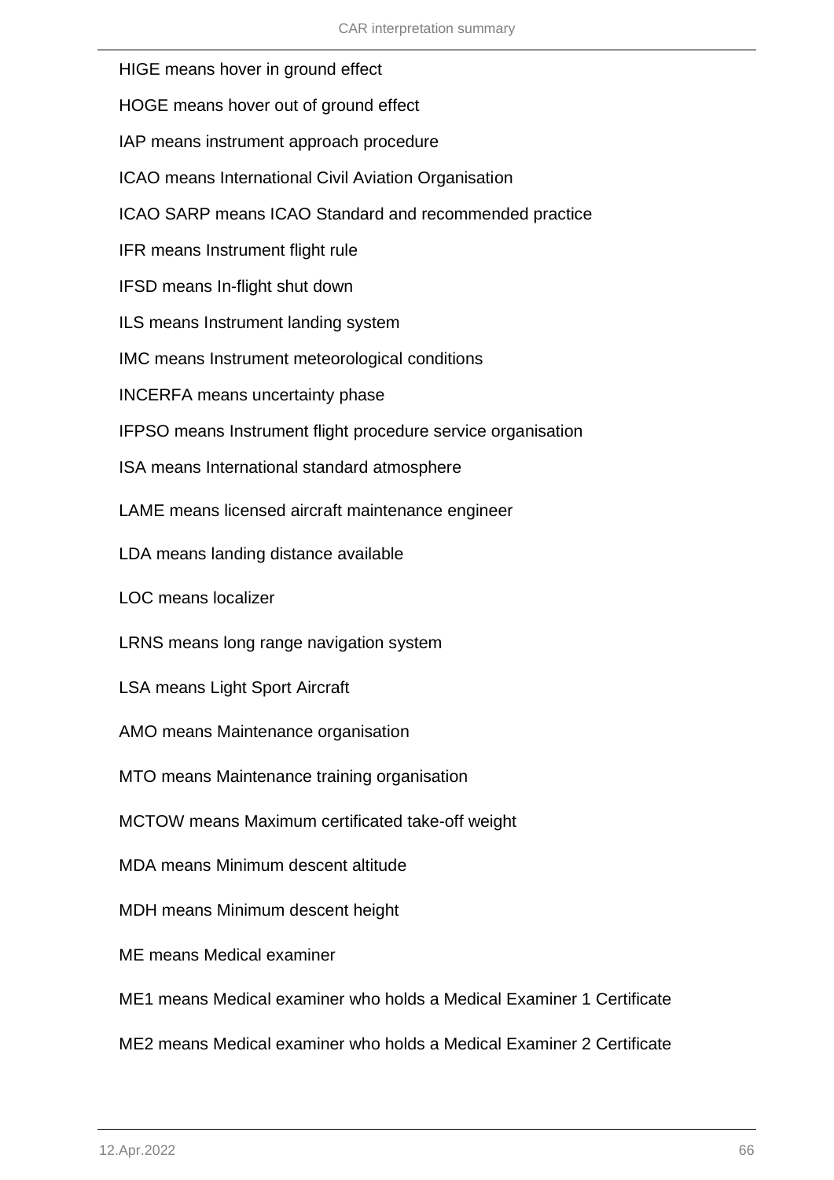HIGE means hover in ground effect

HOGE means hover out of ground effect

IAP means instrument approach procedure

ICAO means International Civil Aviation Organisation

ICAO SARP means ICAO Standard and recommended practice

IFR means Instrument flight rule

IFSD means In-flight shut down

ILS means Instrument landing system

IMC means Instrument meteorological conditions

INCERFA means uncertainty phase

IFPSO means Instrument flight procedure service organisation

ISA means International standard atmosphere

LAME means licensed aircraft maintenance engineer

LDA means landing distance available

LOC means localizer

LRNS means long range navigation system

LSA means Light Sport Aircraft

AMO means Maintenance organisation

MTO means Maintenance training organisation

MCTOW means Maximum certificated take-off weight

MDA means Minimum descent altitude

MDH means Minimum descent height

ME means Medical examiner

ME1 means Medical examiner who holds a Medical Examiner 1 Certificate

ME2 means Medical examiner who holds a Medical Examiner 2 Certificate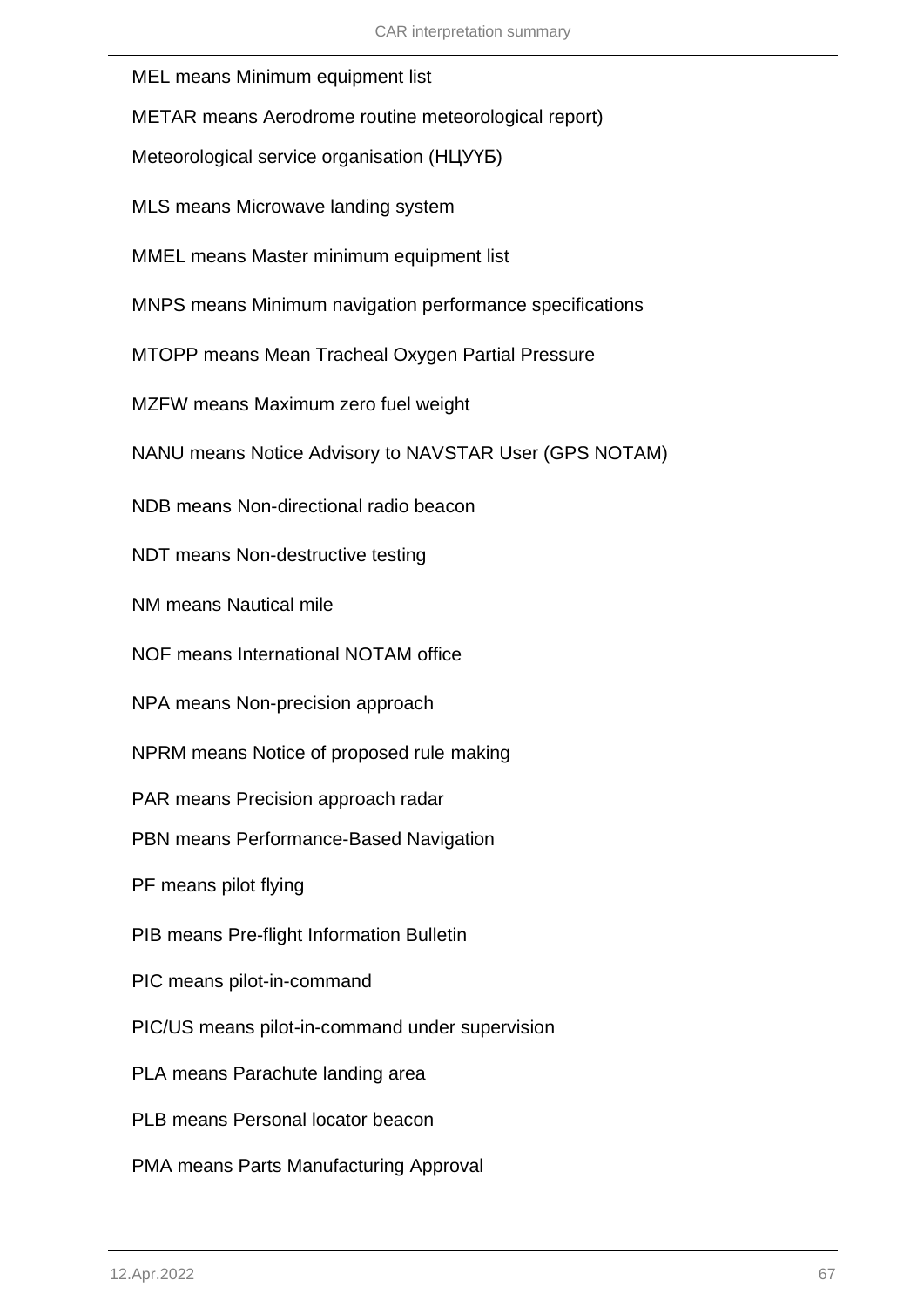MEL means Minimum equipment list

METAR means Aerodrome routine meteorological report)

Meteorological service organisation (НЦУУБ)

MLS means Microwave landing system

MMEL means Master minimum equipment list

MNPS means Minimum navigation performance specifications

MTOPP means Mean Tracheal Oxygen Partial Pressure

MZFW means Maximum zero fuel weight

NANU means Notice Advisory to NAVSTAR User (GPS NOTAM)

NDB means Non-directional radio beacon

NDT means Non-destructive testing

NM means Nautical mile

NOF means International NOTAM office

NPA means Non-precision approach

NPRM means Notice of proposed rule making

PAR means Precision approach radar

PBN means Performance-Based Navigation

PF means pilot flying

PIB means Pre-flight Information Bulletin

PIC means pilot-in-command

PIC/US means pilot-in-command under supervision

PLA means Parachute landing area

PLB means Personal locator beacon

PMA means Parts Manufacturing Approval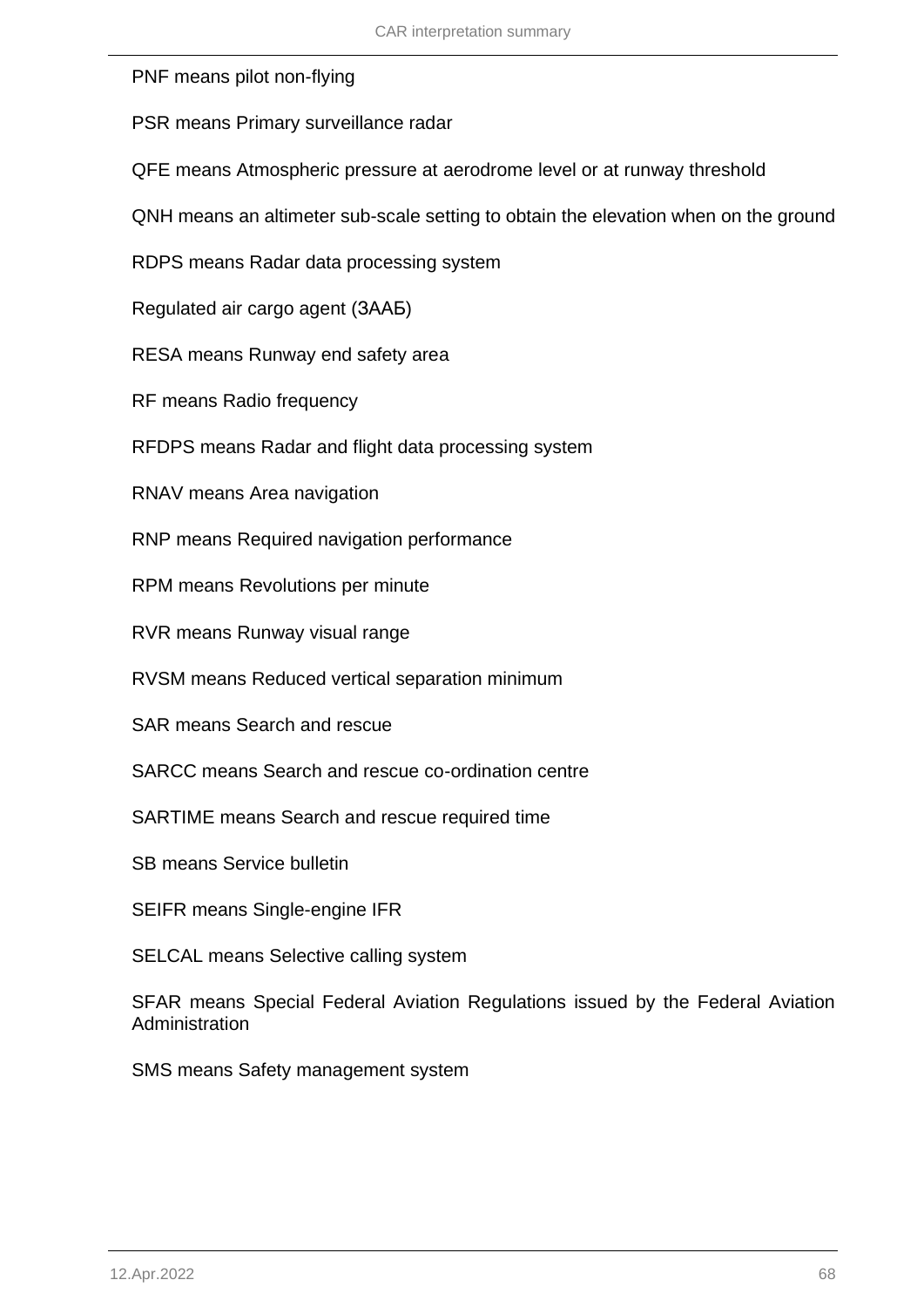PNF means pilot non-flying

PSR means Primary surveillance radar

QFE means Atmospheric pressure at aerodrome level or at runway threshold

QNH means an altimeter sub-scale setting to obtain the elevation when on the ground

RDPS means Radar data processing system

Regulated air cargo agent (ЗААБ)

RESA means Runway end safety area

RF means Radio frequency

RFDPS means Radar and flight data processing system

RNAV means Area navigation

RNP means Required navigation performance

RPM means Revolutions per minute

RVR means Runway visual range

RVSM means Reduced vertical separation minimum

SAR means Search and rescue

SARCC means Search and rescue co-ordination centre

SARTIME means Search and rescue required time

SB means Service bulletin

SEIFR means Single-engine IFR

SELCAL means Selective calling system

SFAR means Special Federal Aviation Regulations issued by the Federal Aviation Administration

SMS means Safety management system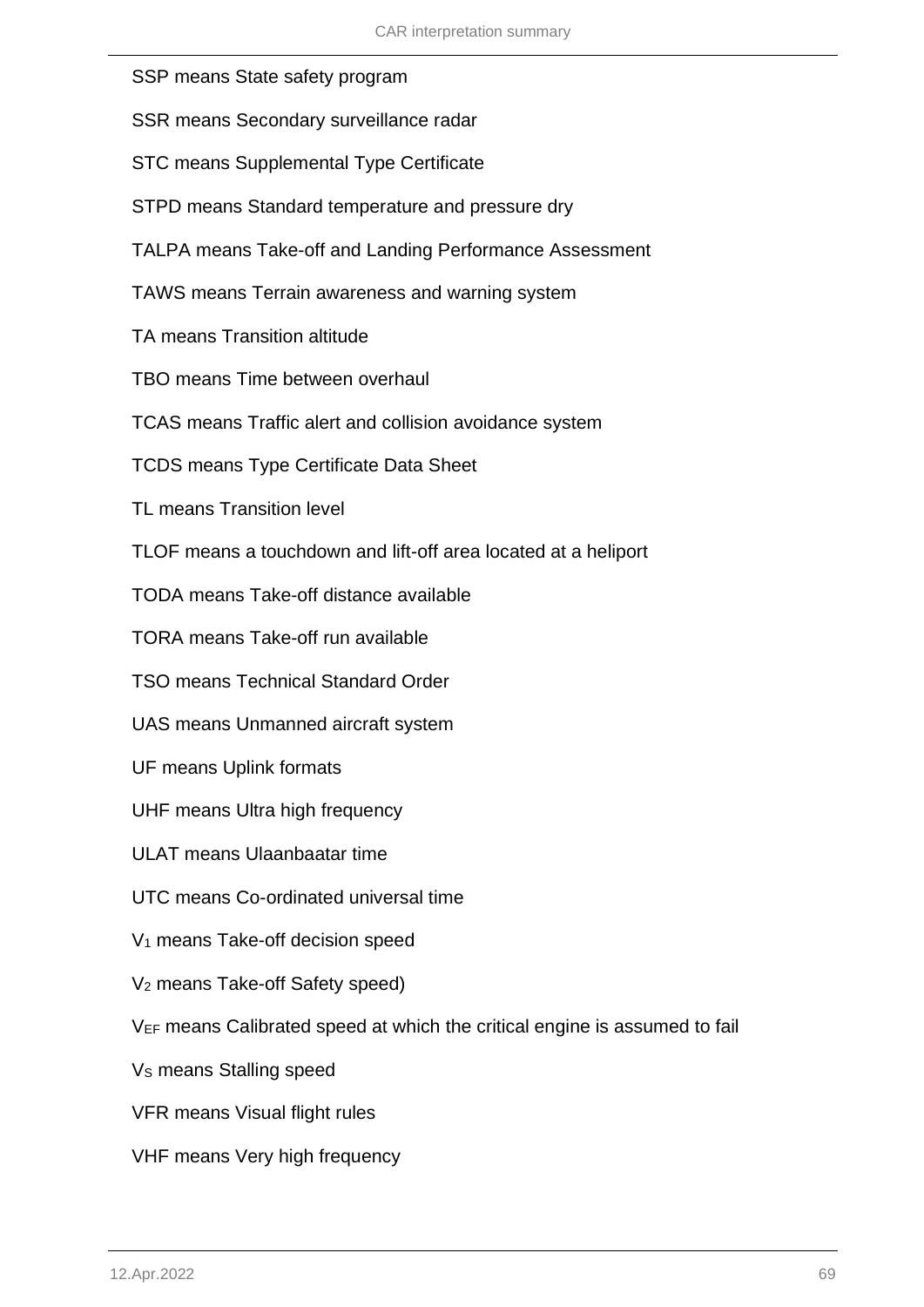SSP means State safety program

SSR means Secondary surveillance radar

STC means Supplemental Type Certificate

STPD means Standard temperature and pressure dry

TALPA means Take-off and Landing Performance Assessment

TAWS means Terrain awareness and warning system

TA means Transition altitude

TBO means Time between overhaul

TCAS means Traffic alert and collision avoidance system

TCDS means Type Certificate Data Sheet

TL means Transition level

TLOF means a touchdown and lift-off area located at a heliport

TODA means Take-off distance available

TORA means Take-off run available

TSO means Technical Standard Order

UAS means Unmanned aircraft system

UF means Uplink formats

UHF means Ultra high frequency

ULAT means Ulaanbaatar time

UTC means Co-ordinated universal time

$V_1$ means Take-off decision speed

$V_2$ means Take-off Safety speed)

$V_{EF}$ means Calibrated speed at which the critical engine is assumed to fail

$V_S$ means Stalling speed

VFR means Visual flight rules

VHF means Very high frequency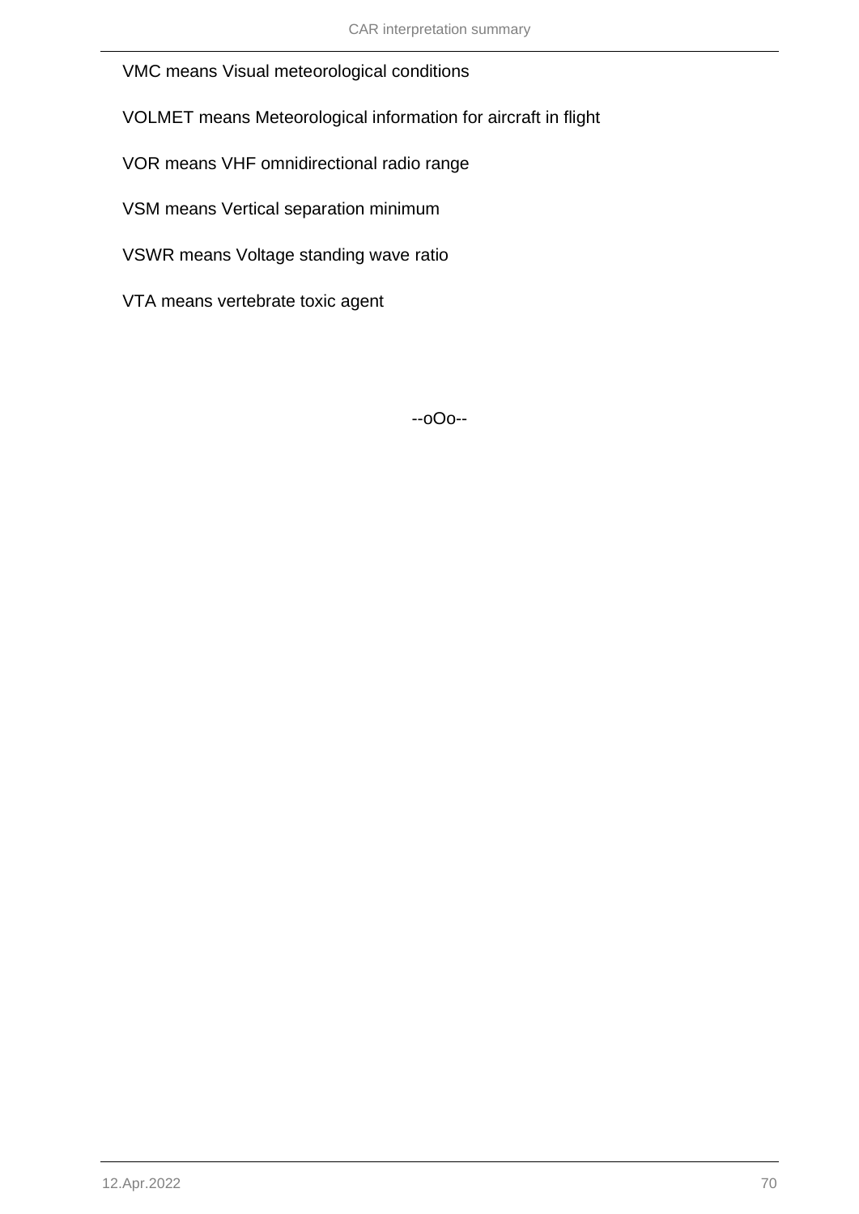VMC means Visual meteorological conditions

VOLMET means Meteorological information for aircraft in flight

VOR means VHF omnidirectional radio range

VSM means Vertical separation minimum

VSWR means Voltage standing wave ratio

VTA means vertebrate toxic agent

--oOo--